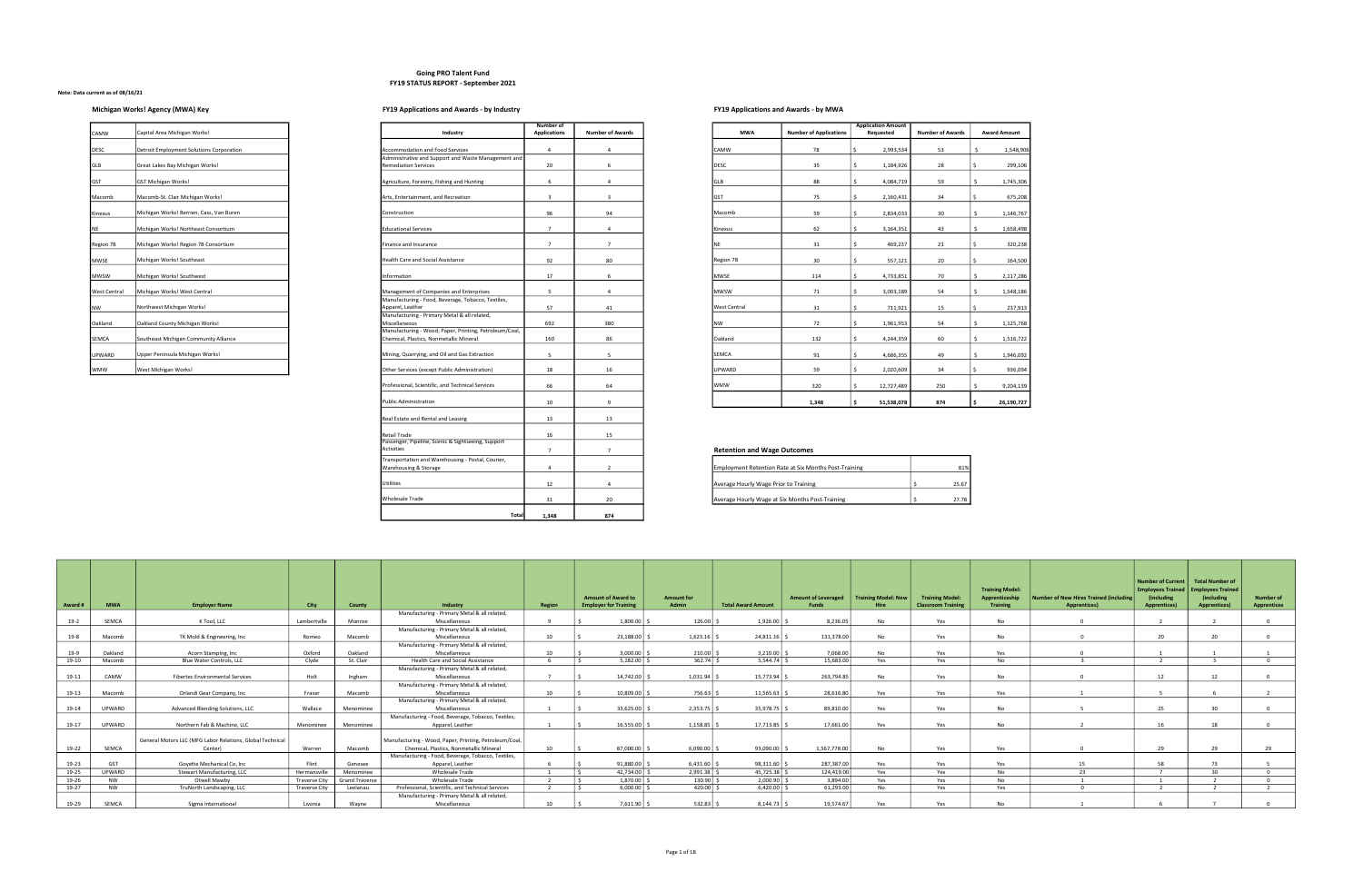# Going PRO Talent Fund
## FY19 STATUS REPORT - September 2021

**Note: Data current as of 08/16/21**

### Michigan Works! Agency (MWA) Key

| | |
|---|---|
| CAMW | Capital Area Michigan Works! |
| DESC | Detroit Employment Solutions Corporation |
| GLB | Great Lakes Bay Michigan Works! |
| GST | GST Michigan Works! |
| Macomb | Macomb-St. Clair Michigan Works! |
| Kinexus | Michigan Works! Berrien, Cass, Van Buren |
| NE | Michigan Works! Northeast Consortium |
| Region 7B | Michigan Works! Region 7B Consortium |
| MWSE | Michigan Works! Southeast |
| MWSW | Michigan Works! Southwest |
| West Central | Michigan Works! West Central |
| NW | Northwest Michigan Works! |
| Oakland | Oakland County Michigan Works! |
| SEMCA | Southeast Michigan Community Alliance |
| UPWARD | Upper Peninsula Michigan Works! |
| WMW | West Michigan Works! |

### FY19 Applications and Awards - by Industry

| Industry | Number of Applications | Number of Awards |
|---|---|---|
| Accommodation and Food Services | 4 | 4 |
| Administrative and Support and Waste Management and Remediation Services | 20 | 6 |
| Agriculture, Forestry, Fishing and Hunting | 6 | 4 |
| Arts, Entertainment, and Recreation | 3 | 3 |
| Construction | 96 | 94 |
| Educational Services | 7 | 4 |
| Finance and Insurance | 7 | 7 |
| Health Care and Social Assistance | 92 | 80 |
| Information | 17 | 6 |
| Management of Companies and Enterprises | 5 | 4 |
| Manufacturing - Food, Beverage, Tobacco, Textiles, Apparel, Leather | 57 | 41 |
| Manufacturing - Primary Metal & all related, Miscellaneous | 692 | 380 |
| Manufacturing - Wood, Paper, Printing, Petroleum/Coal, Chemical, Plastics, Nonmetallic Mineral | 160 | 86 |
| Mining, Quarrying, and Oil and Gas Extraction | 5 | 5 |
| Other Services (except Public Administration) | 18 | 16 |
| Professional, Scientific, and Technical Services | 66 | 64 |
| Public Administration | 10 | 9 |
| Real Estate and Rental and Leasing | 13 | 13 |
| Retail Trade | 16 | 15 |
| Passenger, Pipeline, Scenic & Sightseeing, Support Activities | 7 | 7 |
| Transportation and Warehousing - Postal, Courier, Warehousing & Storage | 4 | 2 |
| Utilities | 12 | 4 |
| Wholesale Trade | 31 | 20 |
| **Total** | **1,348** | **874** |

### FY19 Applications and Awards - by MWA

| MWA | Number of Applications | Application Amount Requested | Number of Awards | Award Amount |
|---|---|---|---|---|
| CAMW | 78 | $ 2,993,534 | 53 | $ 1,548,906 |
| DESC | 35 | $ 1,184,926 | 28 | $ 299,106 |
| GLB | 88 | $ 4,084,719 | 59 | $ 1,745,306 |
| GST | 75 | $ 2,160,431 | 34 | $ 675,208 |
| Macomb | 59 | $ 2,834,033 | 30 | $ 1,146,767 |
| Kinexus | 62 | $ 3,164,351 | 43 | $ 1,658,498 |
| NE | 31 | $ 469,237 | 21 | $ 320,238 |
| Region 7B | 30 | $ 557,121 | 20 | $ 164,500 |
| MWSE | 114 | $ 4,733,851 | 70 | $ 2,117,286 |
| MWSW | 71 | $ 3,003,189 | 54 | $ 1,548,186 |
| West Central | 31 | $ 711,921 | 15 | $ 237,913 |
| NW | 72 | $ 1,961,953 | 54 | $ 1,125,768 |
| Oakland | 132 | $ 4,244,359 | 60 | $ 1,516,722 |
| SEMCA | 91 | $ 4,686,355 | 49 | $ 1,946,092 |
| UPWARD | 59 | $ 2,020,609 | 34 | $ 936,094 |
| WMW | 320 | $ 12,727,489 | 250 | $ 9,204,139 |
| | **1,348** | **$ 51,538,078** | **874** | **$ 26,190,727** |

### Retention and Wage Outcomes

| | |
|---|---|
| Employment Retention Rate at Six Months Post-Training | 81% |
| Average Hourly Wage Prior to Training | $ 25.67 |
| Average Hourly Wage at Six Months Post-Training | $ 27.78 |

| Award # | MWA | Employer Name | City | County | Industry | Region | Amount of Award to Employer for Training | Amount for Admin | Total Award Amount | Amount of Leveraged Funds | Training Model: New Hire | Training Model: Classroom Training | Training Model: Apprenticeship Training | Number of New Hires Trained (including Apprentices) | Number of Current Employees Trained (including Apprentices) | Total Number of Employees Trained (including Apprentices) | Number of Apprentices |
|---|---|---|---|---|---|---|---|---|---|---|---|---|---|---|---|---|---|
| 19-2 | SEMCA | K Tool, LLC | Lambertville | Monroe | Manufacturing - Primary Metal & all related, Miscellaneous | 9 | $ 1,800.00 | $ 126.00 | $ 1,926.00 | $ 8,236.05 | No | Yes | No | 0 | 2 | 2 | 0 |
| 19-8 | Macomb | TK Mold & Engineering, Inc | Romeo | Macomb | Manufacturing - Primary Metal & all related, Miscellaneous | 10 | $ 23,188.00 | $ 1,623.16 | $ 24,811.16 | $ 131,378.00 | No | Yes | No | 0 | 20 | 20 | 0 |
| 19-9 | Oakland | Acorn Stamping, Inc | Oxford | Oakland | Manufacturing - Primary Metal & all related, Miscellaneous | 10 | $ 3,000.00 | $ 210.00 | $ 3,210.00 | $ 7,068.00 | No | Yes | Yes | 0 | 1 | 1 | 1 |
| 19-10 | Macomb | Blue Water Controls, LLC | Clyde | St. Clair | Health Care and Social Assistance | 6 | $ 5,182.00 | $ 362.74 | $ 5,544.74 | $ 15,683.00 | Yes | Yes | No | 3 | 2 | 5 | 0 |
| 19-11 | CAMW | Fibertec Environmental Services | Holt | Ingham | Manufacturing - Primary Metal & all related, Miscellaneous | 7 | $ 14,742.00 | $ 1,031.94 | $ 15,773.94 | $ 263,794.85 | No | Yes | No | 0 | 12 | 12 | 0 |
| 19-13 | Macomb | Orlandi Gear Company, Inc | Fraser | Macomb | Manufacturing - Primary Metal & all related, Miscellaneous | 10 | $ 10,809.00 | $ 756.63 | $ 11,565.63 | $ 28,616.80 | Yes | Yes | Yes | 1 | 5 | 6 | 2 |
| 19-14 | UPWARD | Advanced Blending Solutions, LLC | Wallace | Menominee | Manufacturing - Primary Metal & all related, Miscellaneous | 1 | $ 33,625.00 | $ 2,353.75 | $ 35,978.75 | $ 89,810.00 | Yes | Yes | No | 5 | 25 | 30 | 0 |
| 19-17 | UPWARD | Northern Fab & Machine, LLC | Menominee | Menominee | Manufacturing - Food, Beverage, Tobacco, Textiles, Apparel, Leather | 1 | $ 16,555.00 | $ 1,158.85 | $ 17,713.85 | $ 17,661.00 | Yes | Yes | No | 2 | 16 | 18 | 0 |
| 19-22 | SEMCA | General Motors LLC (MFG Labor Relations, Global Technical Center) | Warren | Macomb | Manufacturing - Wood, Paper, Printing, Petroleum/Coal, Chemical, Plastics, Nonmetallic Mineral | 10 | $ 87,000.00 | $ 6,090.00 | $ 93,090.00 | $ 1,567,778.00 | No | Yes | Yes | 0 | 29 | 29 | 29 |
| 19-23 | GST | Goyette Mechanical Co, Inc | Flint | Genesee | Manufacturing - Food, Beverage, Tobacco, Textiles, Apparel, Leather | 6 | $ 91,880.00 | $ 6,431.60 | $ 98,311.60 | $ 287,387.00 | Yes | Yes | Yes | 15 | 58 | 73 | 5 |
| 19-25 | UPWARD | Stewart Manufacturing, LLC | Hermansville | Menominee | Wholesale Trade | 1 | $ 42,734.00 | $ 2,991.38 | $ 45,725.38 | $ 124,419.00 | Yes | Yes | No | 23 | 7 | 30 | 0 |
| 19-26 | NW | Otwell Mawby | Traverse City | Grand Traverse | Wholesale Trade | 2 | $ 1,870.00 | $ 130.90 | $ 2,000.90 | $ 3,894.00 | Yes | Yes | No | 1 | 1 | 2 | 0 |
| 19-27 | NW | TruNorth Landscaping, LLC | Traverse City | Leelanau | Professional, Scientific, and Technical Services | 2 | $ 6,000.00 | $ 420.00 | $ 6,420.00 | $ 61,293.00 | No | Yes | Yes | 0 | 2 | 2 | 2 |
| 19-29 | SEMCA | Sigma International | Livonia | Wayne | Manufacturing - Primary Metal & all related, Miscellaneous | 10 | $ 7,611.90 | $ 532.83 | $ 8,144.73 | $ 19,574.67 | Yes | Yes | No | 1 | 6 | 7 | 0 |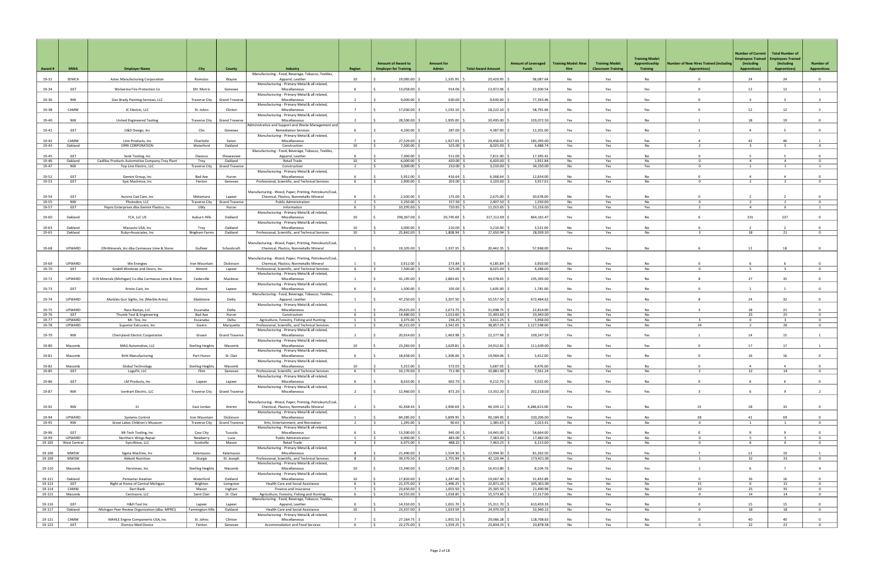| Award # | MWA | Employer Name | City | County | Industry | Region | Amount of Award to Employer for Training | Amount for Admin | Total Award Amount | Amount of Leveraged Funds | Training Model: New Hire | Training Model: Classroom Training | Training Model: Apprenticeship Training | Number of New Hires Trained (including Apprentices) | Number of Current Employees Trained (including Apprentices) | Total Number of Employees Trained (including Apprentices) | Number of Apprentices |
|---|---|---|---|---|---|---|---|---|---|---|---|---|---|---|---|---|---|
| 19-31 | SEMCA | Aztec Manufacturing Corporation | Romulus | Wayne | Manufacturing - Food, Beverage, Tobacco, Textiles, Apparel, Leather | 10 | $ 19,085.00 | $ 1,335.95 | $ 20,420.95 | $ 58,087.64 | No | Yes | No | 0 | 24 | 24 | 0 |
| 19-34 | GST | Wolverine Fire Protection Co | Mt. Morris | Genesee | Manufacturing - Primary Metal & all related, Miscellaneous | 6 | $ 13,058.00 | $ 914.06 | $ 13,972.06 | $ 22,500.54 | No | Yes | Yes | 0 | 12 | 12 | 1 |
| 19-36 | NW | Dan Brady Painting Services, LLC | Traverse City | Grand Traverse | Manufacturing - Primary Metal & all related, Miscellaneous | 2 | $ 9,000.00 | $ 630.00 | $ 9,630.00 | $ 77,393.46 | No | Yes | Yes | 0 | 3 | 3 | 3 |
| 19-38 | CAMW | JC Electric, LLC | St. Johns | Clinton | Manufacturing - Primary Metal & all related, Miscellaneous | 7 | $ 17,030.00 | $ 1,192.10 | $ 18,222.10 | $ 58,791.66 | No | Yes | Yes | 0 | 12 | 12 | 2 |
| 19-40 | NW | United Engineered Tooling | Traverse City | Grand Traverse | Manufacturing - Primary Metal & all related, Miscellaneous | 2 | $ 28,500.00 | $ 1,995.00 | $ 30,495.00 | $ 103,072.50 | Yes | Yes | No | 1 | 18 | 19 | 0 |
| 19-41 | GST | D&D Design, Inc | Clio | Genesee | Administrative and Support and Waste Management and Remediation Services | 6 | $ 4,100.00 | $ 287.00 | $ 4,387.00 | $ 12,201.00 | Yes | Yes | No | 1 | 4 | 5 | 0 |
| 19-42 | CAMW | Linn Products, Inc | Charlotte | Eaton | Manufacturing - Primary Metal & all related, Miscellaneous | 7 | $ 27,529.00 | $ 1,927.03 | $ 29,456.03 | $ 181,395.00 | Yes | Yes | Yes | 4 | 42 | 46 | 1 |
| 19-43 | Oakland | ORRI CORPORATION | Waterford | Oakland | Construction | 10 | $ 7,500.00 | $ 525.00 | $ 8,025.00 | $ 8,488.74 | Yes | Yes | No | 2 | 3 | 5 | 0 |
| 19-45 | GST | Senk Tooling, Inc | Owosso | Shiawassee | Manufacturing - Food, Beverage, Tobacco, Textiles, Apparel, Leather | 6 | $ 7,300.00 | $ 511.00 | $ 7,811.00 | $ 17,395.41 | No | Yes | No | 0 | 5 | 5 | 0 |
| 19-46 | Oakland | Cadillac Products Automotive Company-Troy Plant | Troy | Oakland | Retail Trade | 10 | $ 6,000.00 | $ 420.00 | $ 6,420.00 | $ 1,931.84 | No | Yes | No | 0 | 4 | 4 | 0 |
| 19-47 | NW | Top Line Electric, LLC | Traverse City | Grand Traverse | Construction | 2 | $ 3,000.00 | $ 210.00 | $ 3,210.00 | $ 34,150.00 | No | Yes | Yes | 0 | 1 | 1 | 1 |
| 19-52 | GST | Gemini Group, Inc | Bad Axe | Huron | Manufacturing - Primary Metal & all related, Miscellaneous | 6 | $ 5,952.00 | $ 416.64 | $ 6,368.64 | $ 12,654.00 | No | Yes | No | 0 | 4 | 4 | 0 |
| 19-53 | GST | Epic Machince, Inc | Fenton | Genesee | Professional, Scientific, and Technical Services | 6 | $ 2,900.00 | $ 203.00 | $ 3,103.00 | $ 3,917.01 | No | Yes | No | 0 | 2 | 2 | 0 |
| 19-54 | GST | Aurora Cad Cam, Inc | Metamora | Lapeer | Manufacturing - Wood, Paper, Printing, Petroleum/Coal, Chemical, Plastics, Nonmetallic Mineral | 6 | $ 2,500.00 | $ 175.00 | $ 2,675.00 | $ 30,678.00 | No | Yes | No | 0 | 2 | 2 | 0 |
| 19-55 | NW | Photoden, LLC | Traverse City | Grand Traverse | Public Administration | 2 | $ 2,250.00 | $ 157.50 | $ 2,407.50 | $ 1,550.00 | No | Yes | No | 0 | 2 | 2 | 0 |
| 19-57 | GST | Pepro Enterprises dba Gemini Plastics, Inc | Ubly | Huron | Information | 6 | $ 10,295.00 | $ 720.65 | $ 11,015.65 | $ 51,216.00 | Yes | Yes | Yes | 2 | 4 | 6 | 1 |
| 19-60 | Oakland | FCA, LLC US | Auburn Hills | Oakland | Manufacturing - Primary Metal & all related, Miscellaneous | 10 | $ 296,367.00 | $ 20,745.69 | $ 317,112.69 | $ 664,161.47 | Yes | Yes | No | 6 | 231 | 237 | 0 |
| 19-63 | Oakland | Macauto USA, Inc | Troy | Oakland | Manufacturing - Primary Metal & all related, Miscellaneous | 10 | $ 3,000.00 | $ 210.00 | $ 3,210.00 | $ 3,521.00 | No | Yes | No | 0 | 2 | 2 | 0 |
| 19-65 | Oakland | Ruby+Associates, Inc | Bingham Farms | Oakland | Professional, Scientific, and Technical Services | 10 | $ 25,842.00 | $ 1,808.94 | $ 27,650.94 | $ 28,559.50 | Yes | Yes | No | 3 | 18 | 21 | 0 |
| 19-68 | UPWARD | ON-Minerals, Inc dba Carmeuse Lime & Stone | Gulliver | Schoolcraft | Manufacturing - Wood, Paper, Printing, Petroleum/Coal, Chemical, Plastics, Nonmetallic Mineral | 1 | $ 19,105.00 | $ 1,337.35 | $ 20,442.35 | $ 57,968.00 | Yes | Yes | No | 6 | 12 | 18 | 0 |
| 19-69 | UPWARD | We Energies | Iron Mountain | Dickinson | Manufacturing - Wood, Paper, Printing, Petroleum/Coal, Chemical, Plastics, Nonmetallic Mineral | 1 | $ 3,912.00 | $ 273.84 | $ 4,185.84 | $ 3,950.00 | No | Yes | No | 0 | 6 | 6 | 0 |
| 19-70 | GST | Grabill Windows and Doors, Inc | Almont | Lapeer | Professional, Scientific, and Technical Services | 6 | $ 7,500.00 | $ 525.00 | $ 8,025.00 | $ 4,288.00 | No | Yes | No | 0 | 5 | 5 | 0 |
| 19-72 | UPWARD | O-N Minerals (Michigan) Co dba Carmeuse Lime & Stone | Cedarville | Mackinac | Manufacturing - Primary Metal & all related, Miscellaneous | 1 | $ 41,195.00 | $ 2,883.65 | $ 44,078.65 | $ 235,395.00 | Yes | Yes | No | 8 | 27 | 35 | 0 |
| 19-73 | GST | Aristo-Cast, Inc | Almont | Lapeer | Manufacturing - Primary Metal & all related, Miscellaneous | 6 | $ 1,500.00 | $ 105.00 | $ 1,605.00 | $ 1,781.00 | No | Yes | No | 0 | 1 | 1 | 0 |
| 19-74 | UPWARD | Marbles Gun Sights, Inc (Marble Arms) | Gladstone | Delta | Manufacturing - Food, Beverage, Tobacco, Textiles, Apparel, Leather | 1 | $ 47,250.00 | $ 3,307.50 | $ 50,557.50 | $ 672,484.62 | Yes | Yes | No | 8 | 24 | 32 | 0 |
| 19-75 | UPWARD | Race Ramps, LLC | Escanaba | Delta | Manufacturing - Primary Metal & all related, Miscellaneous | 1 | $ 29,625.00 | $ 2,073.75 | $ 31,698.75 | $ 22,814.00 | Yes | Yes | No | 3 | 18 | 21 | 0 |
| 19-76 | GST | Thumb Tool & Engineering | Bad Axe | Huron | Construction | 6 | $ 14,480.00 | $ 1,013.60 | $ 15,493.60 | $ 33,943.00 | No | Yes | No | | 25 | 25 | 0 |
| 19-77 | UPWARD | Mr. Tire, Inc | Escanaba | Delta | Agriculture, Forestry, Fishing and Hunting | 1 | $ 3,375.00 | $ 236.25 | $ 3,611.25 | $ 5,958.00 | Yes | No | No | 3 | 0 | 3 | 0 |
| 19-78 | UPWARD | Superior Extrusion, Inc | Gwinn | Marquette | Professional, Scientific, and Technical Services | 1 | $ 36,315.00 | $ 2,542.05 | $ 38,857.05 | $ 2,127,598.00 | Yes | Yes | No | 24 | 2 | 26 | 0 |
| 19-79 | NW | Cherryland Electric Cooperative | Grawn | Grand Traverse | Manufacturing - Primary Metal & all related, Miscellaneous | 2 | $ 20,914.00 | $ 1,463.98 | $ 22,377.98 | $ 109,247.59 | Yes | Yes | Yes | 1 | 14 | 15 | 1 |
| 19-80 | Macomb | MAG Automotive, LLC | Sterling Heights | Macomb | Manufacturing - Primary Metal & all related, Miscellaneous | 10 | $ 23,283.00 | $ 1,629.81 | $ 24,912.81 | $ 111,639.00 | No | Yes | Yes | 0 | 17 | 17 | 1 |
| 19-81 | Macomb | Britt Manufacturing | Port Huron | St. Clair | Manufacturing - Primary Metal & all related, Miscellaneous | 6 | $ 18,658.00 | $ 1,306.06 | $ 19,964.06 | $ 3,412.00 | No | Yes | No | 0 | 16 | 16 | 0 |
| 19-82 | Macomb | Global Technology | Sterling Heights | Macomb | Manufacturing - Primary Metal & all related, Miscellaneous | 10 | $ 5,315.00 | $ 372.05 | $ 5,687.05 | $ 9,476.00 | No | Yes | No | 0 | 4 | 4 | 0 |
| 19-85 | GST | LogoFit, LLC | Flint | Genesee | Professional, Scientific, and Technical Services | 6 | $ 10,170.00 | $ 711.90 | $ 10,881.90 | $ 7,561.24 | Yes | Yes | No | 2 | 12 | 14 | 0 |
| 19-86 | GST | LM Products, Inc | Lapeer | Lapeer | Manufacturing - Primary Metal & all related, Miscellaneous | 6 | $ 8,610.00 | $ 602.70 | $ 9,212.70 | $ 9,022.00 | No | Yes | No | 0 | 6 | 6 | 0 |
| 19-87 | NW | Isenhart Electric, LLC | Traverse City | Grand Traverse | Manufacturing - Primary Metal & all related, Miscellaneous | 2 | $ 12,460.00 | $ 872.20 | $ 13,332.20 | $ 202,218.00 | Yes | Yes | Yes | 3 | 6 | 9 | 2 |
| 19-92 | NW | EJ | East Jordan | Antrim | Manufacturing - Wood, Paper, Printing, Petroleum/Coal, Chemical, Plastics, Nonmetallic Mineral | 2 | $ 41,438.43 | $ 2,900.69 | $ 44,339.12 | $ 4,286,613.00 | Yes | Yes | No | 15 | 18 | 33 | 0 |
| 19-94 | UPWARD | Systems Control | Iron Mountain | Dickinson | Manufacturing - Primary Metal & all related, Miscellaneous | 1 | $ 84,285.00 | $ 5,899.95 | $ 90,184.95 | $ 320,206.00 | Yes | Yes | No | 28 | 41 | 69 | 0 |
| 19-95 | NW | Great Lakes Children's Museum | Traverse City | Grand Traverse | Arts, Entertainment, and Recreation | 2 | $ 1,295.00 | $ 90.65 | $ 1,385.65 | $ 2,023.41 | No | Yes | No | 0 | 1 | 1 | 0 |
| 19-96 | GST | MI-Tech Tooling, Inc | Cass City | Tuscola | Manufacturing - Primary Metal & all related, Miscellaneous | 6 | $ 13,500.00 | $ 945.00 | $ 14,445.00 | $ 54,664.00 | No | Yes | No | 0 | 9 | 9 | 0 |
| 19-99 | UPWARD | Northern Wings Repair | Newberry | Luce | Public Administration | 1 | $ 6,900.00 | $ 483.00 | $ 7,383.00 | $ 17,482.00 | No | Yes | No | 0 | 5 | 5 | 0 |
| 19-105 | West Central | SyncWave, LLC | Scottville | Mason | Retail Trade | 4 | $ 6,975.00 | $ 488.25 | $ 7,463.25 | $ 6,213.00 | No | Yes | No | 0 | 6 | 6 | 0 |
| 19-106 | MWSW | Sigma Machine, Inc | Kalamazoo | Kalamazoo | Manufacturing - Primary Metal & all related, Miscellaneous | 8 | $ 21,490.00 | $ 1,504.30 | $ 22,994.30 | $ 81,262.50 | Yes | Yes | Yes | 7 | 12 | 19 | 1 |
| 19-109 | MWSW | Abbott Nutrition | Sturgis | St. Joseph | Professional, Scientific, and Technical Services | 8 | $ 39,370.50 | $ 2,755.94 | $ 42,126.44 | $ 173,421.00 | Yes | Yes | No | 1 | 32 | 33 | 0 |
| 19-110 | Macomb | Horstman, Inc | Sterling Heights | Macomb | Manufacturing - Primary Metal & all related, Miscellaneous | 10 | $ 15,340.00 | $ 1,073.80 | $ 16,413.80 | $ 8,104.76 | Yes | Yes | Yes | 1 | 6 | 7 | 4 |
| 19-111 | Oakland | Pentastar Aviation | Waterford | Oakland | Manufacturing - Primary Metal & all related, Miscellaneous | 10 | $ 17,820.00 | $ 1,247.40 | $ 19,067.40 | $ 31,432.89 | No | Yes | No | 0 | 16 | 16 | 0 |
| 19-113 | GST | Right at Home of Central Michigan | Brighton | Livingston | Health Care and Social Assistance | 6 | $ 21,375.00 | $ 1,496.25 | $ 22,871.25 | $ 105,301.00 | Yes | No | No | 15 | 0 | 15 | 0 |
| 19-114 | CAMW | Dart Bank | Mason | Ingham | Finance and Insurance | 7 | $ 23,650.00 | $ 1,655.50 | $ 25,305.50 | $ 21,490.96 | Yes | Yes | No | 10 | 25 | 35 | 0 |
| 19-115 | Macomb | Centrowre, LLC | Saint Clair | St. Clair | Agriculture, Forestry, Fishing and Hunting | 6 | $ 14,555.00 | $ 1,018.85 | $ 15,573.85 | $ 17,117.00 | No | Yes | No | 0 | 14 | 14 | 0 |
| 19-116 | GST | H&H Tool Inc | Lapeer | Lapeer | Manufacturing - Food, Beverage, Tobacco, Textiles, Apparel, Leather | 6 | $ 14,310.00 | $ 1,001.70 | $ 15,311.70 | $ 613,459.33 | No | Yes | No | 0 | 15 | 15 | 0 |
| 19-117 | Oakland | Michigan Peer Review Organization (dba: MPRO) | Farmington Hills | Oakland | Health Care and Social Assistance | 10 | $ 23,337.00 | $ 1,633.59 | $ 24,970.59 | $ 32,940.12 | No | Yes | No | 0 | 18 | 18 | 0 |
| 19-121 | CAMW | MAHLE Engine Components USA, Inc | St. Johns | Clinton | Manufacturing - Primary Metal & all related, Miscellaneous | 7 | $ 27,164.75 | $ 1,901.53 | $ 29,066.28 | $ 118,708.63 | No | Yes | No | 0 | 40 | 40 | 0 |
| 19-122 | GST | Domico Med-Device | Fenton | Genesee | Accommodation and Food Services | 6 | $ 22,275.00 | $ 1,559.25 | $ 23,834.25 | $ 20,878.58 | No | Yes | No | 0 | 22 | 22 | 0 |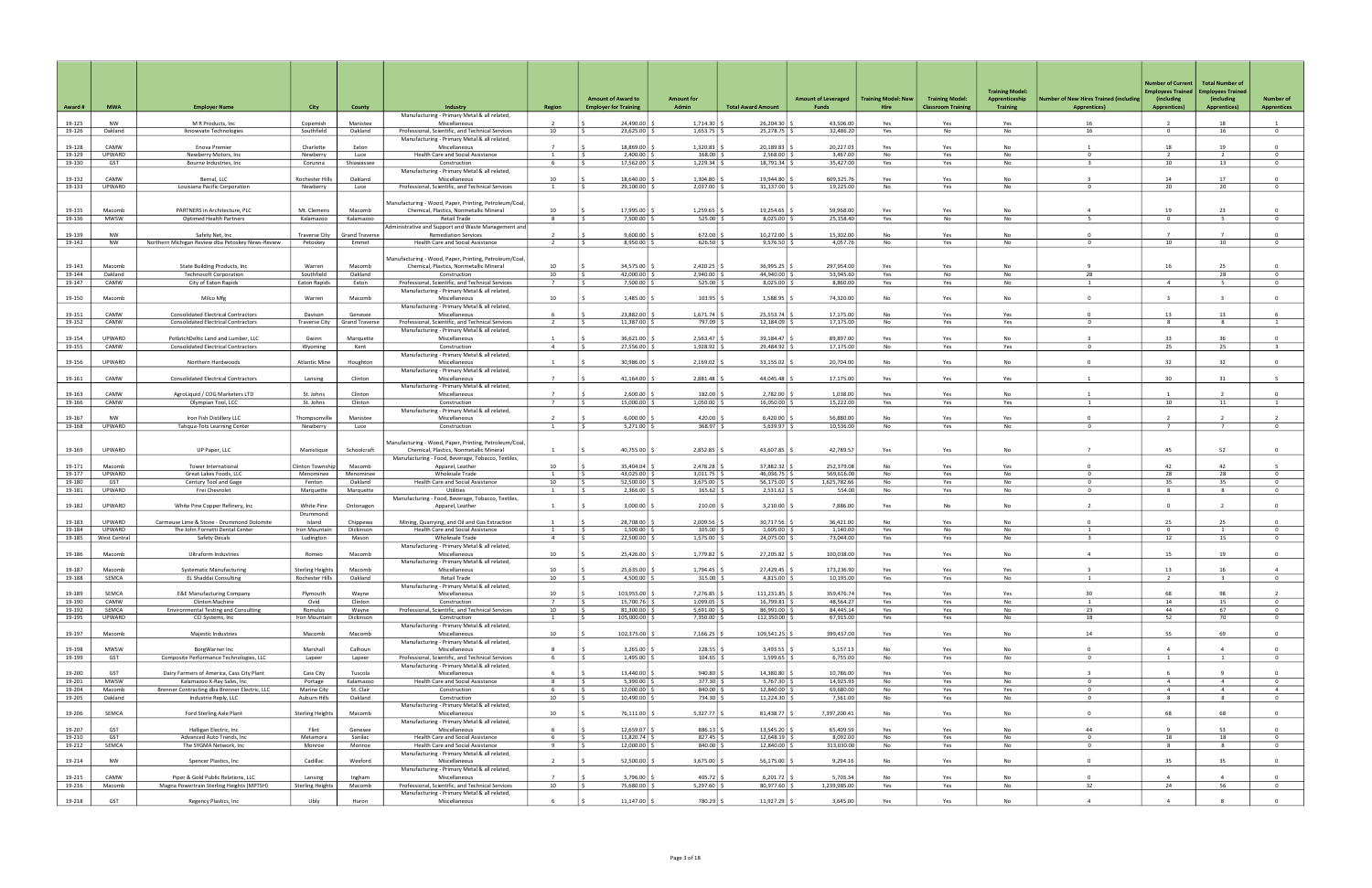| Award # | MWA | Employer Name | City | County | Industry | Region | Amount of Award to Employer for Training | Amount for Admin | Total Award Amount | Amount of Leveraged Funds | Training Model: New Hire | Training Model: Classroom Training | Training Model: Apprenticeship Training | Number of New Hires Trained (including Apprentices) | Number of Current Employees Trained (including Apprentices) | Total Number of Employees Trained (including Apprentices) | Number of Apprentices |
|---|---|---|---|---|---|---|---|---|---|---|---|---|---|---|---|---|---|
| 19-125 | NW | M R Products, Inc | Copemish | Manistee | Manufacturing - Primary Metal & all related, Miscellaneous | 2 | $ 24,490.00 | $ 1,714.30 | $ 26,204.30 | $ 43,506.00 | Yes | Yes | Yes | 16 | 2 | 18 | 1 |
| 19-126 | Oakland | Iknowvate Technologies | Southfield | Oakland | Professional, Scientific, and Technical Services | 10 | $ 23,625.00 | $ 1,653.75 | $ 25,278.75 | $ 32,486.20 | Yes | No | No | 16 | 0 | 16 | 0 |
| 19-128 | CAMW | Enova Premier | Charlotte | Eaton | Manufacturing - Primary Metal & all related, Miscellaneous | 7 | $ 18,869.00 | $ 1,320.83 | $ 20,189.83 | $ 20,227.03 | Yes | Yes | No | 1 | 18 | 19 | 0 |
| 19-129 | UPWARD | Newberry Motors, Inc | Newberry | Luce | Health Care and Social Assistance | 1 | $ 2,400.00 | $ 168.00 | $ 2,568.00 | $ 3,467.00 | No | Yes | No | 0 | 2 | 2 | 0 |
| 19-130 | GST | Bourne Industries, Inc | Corunna | Shiawassee | Construction | 6 | $ 17,562.00 | $ 1,229.34 | $ 18,791.34 | $ 35,427.00 | Yes | Yes | No | 3 | 10 | 13 | 0 |
| 19-132 | CAMW | Bernal, LLC | Rochester Hills | Oakland | Manufacturing - Primary Metal & all related, Miscellaneous | 10 | $ 18,640.00 | $ 1,304.80 | $ 19,944.80 | $ 609,325.76 | Yes | Yes | No | 3 | 14 | 17 | 0 |
| 19-133 | UPWARD | Louisiana Pacific Corporation | Newberry | Luce | Professional, Scientific, and Technical Services | 1 | $ 29,100.00 | $ 2,037.00 | $ 31,137.00 | $ 19,225.00 | No | Yes | No | 0 | 20 | 20 | 0 |
| 19-135 | Macomb | PARTNERS in Architecture, PLC | Mt. Clemens | Macomb | Manufacturing - Wood, Paper, Printing, Petroleum/Coal, Chemical, Plastics, Nonmetallic Mineral | 10 | $ 17,995.00 | $ 1,259.65 | $ 19,254.65 | $ 59,968.00 | Yes | Yes | No | 4 | 19 | 23 | 0 |
| 19-136 | MWSW | Optimed Health Partners | Kalamazoo | Kalamazoo | Retail Trade | 8 | $ 7,500.00 | $ 525.00 | $ 8,025.00 | $ 25,158.40 | Yes | No | No | 5 | 0 | 5 | 0 |
| 19-139 | NW | Safety Net, Inc | Traverse City | Grand Traverse | Administrative and Support and Waste Management and Remediation Services | 2 | $ 9,600.00 | $ 672.00 | $ 10,272.00 | $ 15,302.00 | No | Yes | No | 0 | 7 | 7 | 0 |
| 19-142 | NW | Northern Michigan Review dba Petoskey News-Review | Petoskey | Emmet | Health Care and Social Assistance | 2 | $ 8,950.00 | $ 626.50 | $ 9,576.50 | $ 4,057.76 | No | Yes | No | 0 | 10 | 10 | 0 |
| 19-143 | Macomb | State Building Products, Inc | Warren | Macomb | Manufacturing - Wood, Paper, Printing, Petroleum/Coal, Chemical, Plastics, Nonmetallic Mineral | 10 | $ 34,575.00 | $ 2,420.25 | $ 36,995.25 | $ 297,954.00 | Yes | Yes | No | 9 | 16 | 25 | 0 |
| 19-144 | Oakland | Technosoft Corporation | Southfield | Oakland | Construction | 10 | $ 42,000.00 | $ 2,940.00 | $ 44,940.00 | $ 53,945.60 | Yes | No | No | 28 | | 28 | 0 |
| 19-147 | CAMW | City of Eaton Rapids | Eaton Rapids | Eaton | Professional, Scientific, and Technical Services | 7 | $ 7,500.00 | $ 525.00 | $ 8,025.00 | $ 8,860.00 | Yes | Yes | No | 1 | 4 | 5 | 0 |
| 19-150 | Macomb | Milco Mfg | Warren | Macomb | Manufacturing - Primary Metal & all related, Miscellaneous | 10 | $ 1,485.00 | $ 103.95 | $ 1,588.95 | $ 74,320.00 | No | Yes | No | 0 | 3 | 3 | 0 |
| 19-151 | CAMW | Consolidated Electrical Contractors | Davison | Genesee | Manufacturing - Primary Metal & all related, Miscellaneous | 6 | $ 23,882.00 | $ 1,671.74 | $ 25,553.74 | $ 17,175.00 | No | Yes | Yes | 0 | 13 | 13 | 6 |
| 19-152 | CAMW | Consolidated Electrical Contractors | Traverse City | Grand Traverse | Professional, Scientific, and Technical Services | 2 | $ 11,387.00 | $ 797.09 | $ 12,184.09 | $ 17,175.00 | No | Yes | Yes | 0 | 8 | 8 | 1 |
| 19-154 | UPWARD | PotlatchDeltic Land and Lumber, LLC | Gwinn | Marquette | Manufacturing - Primary Metal & all related, Miscellaneous | 1 | $ 36,621.00 | $ 2,563.47 | $ 39,184.47 | $ 89,897.00 | Yes | Yes | No | 3 | 33 | 36 | 0 |
| 19-155 | CAMW | Consolidated Electrical Contractors | Wyoming | Kent | Construction | 4 | $ 27,556.00 | $ 1,928.92 | $ 29,484.92 | $ 17,175.00 | No | Yes | Yes | 0 | 25 | 25 | 3 |
| 19-156 | UPWARD | Northern Hardwoods | Atlantic Mine | Houghton | Manufacturing - Primary Metal & all related, Miscellaneous | 1 | $ 30,986.00 | $ 2,169.02 | $ 33,155.02 | $ 20,704.00 | No | Yes | No | 0 | 32 | 32 | 0 |
| 19-161 | CAMW | Consolidated Electrical Contractors | Lansing | Clinton | Manufacturing - Primary Metal & all related, Miscellaneous | 7 | $ 41,164.00 | $ 2,881.48 | $ 44,045.48 | $ 17,175.00 | Yes | Yes | Yes | 1 | 30 | 31 | 5 |
| 19-163 | CAMW | AgroLiquid / COG Marketers LTD | St. Johns | Clinton | Manufacturing - Primary Metal & all related, Miscellaneous | 7 | $ 2,600.00 | $ 182.00 | $ 2,782.00 | $ 1,038.00 | Yes | Yes | No | 1 | 1 | 2 | 0 |
| 19-166 | CAMW | Olympian Tool, LCC | St. Johns | Clinton | Construction | 7 | $ 15,000.00 | $ 1,050.00 | $ 16,050.00 | $ 15,222.00 | Yes | Yes | Yes | 1 | 10 | 11 | 1 |
| 19-167 | NW | Iron Fish Distillery LLC | Thompsonville | Manistee | Manufacturing - Primary Metal & all related, Miscellaneous | 2 | $ 6,000.00 | $ 420.00 | $ 6,420.00 | $ 56,880.00 | No | Yes | Yes | 0 | 2 | 2 | 2 |
| 19-168 | UPWARD | Tahqua-Tots Learning Center | Newberry | Luce | Construction | 1 | $ 5,271.00 | $ 368.97 | $ 5,639.97 | $ 10,536.00 | No | Yes | No | 0 | 7 | 7 | 0 |
| 19-169 | UPWARD | UP Paper, LLC | Manistique | Schoolcraft | Manufacturing - Wood, Paper, Printing, Petroleum/Coal, Chemical, Plastics, Nonmetallic Mineral | 1 | $ 40,755.00 | $ 2,852.85 | $ 43,607.85 | $ 42,789.57 | Yes | Yes | No | 7 | 45 | 52 | 0 |
| 19-171 | Macomb | Tower International | Clinton Township | Macomb | Manufacturing - Food, Beverage, Tobacco, Textiles, Apparel, Leather | 10 | $ 35,404.04 | $ 2,478.28 | $ 37,882.32 | $ 252,379.08 | No | Yes | Yes | 0 | 42 | 42 | 5 |
| 19-177 | UPWARD | Great Lakes Foods, LLC | Menominee | Menominee | Wholesale Trade | 1 | $ 43,025.00 | $ 3,011.75 | $ 46,036.75 | $ 569,616.00 | No | Yes | No | 0 | 28 | 28 | 0 |
| 19-180 | GST | Century Tool and Gage | Fenton | Oakland | Health Care and Social Assistance | 10 | $ 52,500.00 | $ 3,675.00 | $ 56,175.00 | $ 1,625,782.66 | No | Yes | No | 0 | 35 | 35 | 0 |
| 19-181 | UPWARD | Frei Chevrolet | Marquette | Marquette | Utilities | 1 | $ 2,366.00 | $ 165.62 | $ 2,531.62 | $ 554.00 | No | Yes | No | 0 | 8 | 8 | 0 |
| 19-182 | UPWARD | White Pine Copper Refinery, Inc | White Pine | Ontonagon | Manufacturing - Food, Beverage, Tobacco, Textiles, Apparel, Leather | 1 | $ 3,000.00 | $ 210.00 | $ 3,210.00 | $ 7,886.00 | Yes | No | No | 2 | 0 | 2 | 0 |
| 19-183 | UPWARD | Carmeuse Lime & Stone - Drummond Dolomite | Drummond Island | Chippewa | Mining, Quarrying, and Oil and Gas Extraction | 1 | $ 28,708.00 | $ 2,009.56 | $ 30,717.56 | $ 36,421.00 | No | Yes | No | 0 | 25 | 25 | 0 |
| 19-184 | UPWARD | The John Fornetti Dental Center | Iron Mountain | Dickinson | Health Care and Social Assistance | 1 | $ 1,500.00 | $ 105.00 | $ 1,605.00 | $ 1,140.00 | Yes | No | No | 1 | 0 | 1 | 0 |
| 19-185 | West Central | Safety Decals | Ludington | Mason | Wholesale Trade | 4 | $ 22,500.00 | $ 1,575.00 | $ 24,075.00 | $ 73,044.00 | Yes | Yes | No | 3 | 12 | 15 | 0 |
| 19-186 | Macomb | Ultraform Industries | Romeo | Macomb | Manufacturing - Primary Metal & all related, Miscellaneous | 10 | $ 25,426.00 | $ 1,779.82 | $ 27,205.82 | $ 100,038.00 | Yes | Yes | No | 4 | 15 | 19 | 0 |
| 19-187 | Macomb | Systematic Manufacturing | Sterling Heights | Macomb | Manufacturing - Primary Metal & all related, Miscellaneous | 10 | $ 25,635.00 | $ 1,794.45 | $ 27,429.45 | $ 173,236.90 | Yes | Yes | Yes | 3 | 13 | 16 | 4 |
| 19-188 | SEMCA | EL Shaddai Consulting | Rochester Hills | Oakland | Retail Trade | 10 | $ 4,500.00 | $ 315.00 | $ 4,815.00 | $ 10,195.00 | Yes | Yes | No | 1 | 2 | 3 | 0 |
| 19-189 | SEMCA | E&E Manufacturing Company | Plymouth | Wayne | Manufacturing - Primary Metal & all related, Miscellaneous | 10 | $ 103,955.00 | $ 7,276.85 | $ 111,231.85 | $ 359,476.74 | Yes | Yes | Yes | 30 | 68 | 98 | 2 |
| 19-190 | CAMW | Clinton Machine | Ovid | Clinton | Construction | 7 | $ 15,700.76 | $ 1,099.05 | $ 16,799.81 | $ 48,564.27 | Yes | Yes | No | 1 | 14 | 15 | 0 |
| 19-192 | SEMCA | Environmental Testing and Consulting | Romulus | Wayne | Professional, Scientific, and Technical Services | 10 | $ 81,300.00 | $ 5,691.00 | $ 86,991.00 | $ 84,445.14 | Yes | Yes | No | 23 | 44 | 67 | 0 |
| 19-195 | UPWARD | CCI Systems, Inc | Iron Mountain | Dickinson | Construction | 1 | $ 105,000.00 | $ 7,350.00 | $ 112,350.00 | $ 67,915.00 | Yes | Yes | No | 18 | 52 | 70 | 0 |
| 19-197 | Macomb | Majestic Industries | Macomb | Macomb | Manufacturing - Primary Metal & all related, Miscellaneous | 10 | $ 102,375.00 | $ 7,166.25 | $ 109,541.25 | $ 399,437.00 | Yes | Yes | No | 14 | 55 | 69 | 0 |
| 19-198 | MWSW | BorgWarner Inc | Marshall | Calhoun | Manufacturing - Primary Metal & all related, Miscellaneous | 8 | $ 3,265.00 | $ 228.55 | $ 3,493.55 | $ 5,157.13 | No | Yes | No | 0 | 4 | 4 | 0 |
| 19-199 | GST | Composite Performance Technologies, LLC | Lapeer | Lapeer | Professional, Scientific, and Technical Services | 6 | $ 1,495.00 | $ 104.65 | $ 1,599.65 | $ 6,755.00 | No | Yes | No | 0 | 1 | 1 | 0 |
| 19-200 | GST | Dairy Farmers of America, Cass City Plant | Cass City | Tuscola | Manufacturing - Primary Metal & all related, Miscellaneous | 6 | $ 13,440.00 | $ 940.80 | $ 14,380.80 | $ 10,786.00 | Yes | Yes | No | 3 | 6 | 9 | 0 |
| 19-201 | MWSW | Kalamazoo X-Ray Sales, Inc | Portage | Kalamazoo | Health Care and Social Assistance | 8 | $ 5,390.00 | $ 377.30 | $ 5,767.30 | $ 14,925.93 | No | Yes | No | 0 | 4 | 4 | 0 |
| 19-204 | Macomb | Brenner Contracting dba Brenner Electric, LLC | Marine City | St. Clair | Construction | 6 | $ 12,000.00 | $ 840.00 | $ 12,840.00 | $ 69,680.00 | No | Yes | Yes | 0 | 4 | 4 | 4 |
| 19-205 | Oakland | Industrie Reply, LLC | Auburn Hills | Oakland | Construction | 10 | $ 10,490.00 | $ 734.30 | $ 11,224.30 | $ 7,561.00 | No | Yes | No | 0 | 8 | 8 | 0 |
| 19-206 | SEMCA | Ford Sterling Axle Plant | Sterling Heights | Macomb | Manufacturing - Primary Metal & all related, Miscellaneous | 10 | $ 76,111.00 | $ 5,327.77 | $ 81,438.77 | $ 7,397,200.41 | No | Yes | No | 0 | 68 | 68 | 0 |
| 19-207 | GST | Halligan Electric, Inc | Flint | Genesee | Manufacturing - Primary Metal & all related, Miscellaneous | 6 | $ 12,659.07 | $ 886.13 | $ 13,545.20 | $ 65,409.59 | Yes | Yes | No | 44 | 9 | 53 | 0 |
| 19-210 | GST | Advanced Auto Trends, Inc | Metamora | Sanilac | Health Care and Social Assistance | 6 | $ 11,820.74 | $ 827.45 | $ 12,648.19 | $ 8,092.00 | No | Yes | No | 0 | 18 | 18 | 0 |
| 19-212 | SEMCA | The SYGMA Network, Inc | Monroe | Monroe | Health Care and Social Assistance | 9 | $ 12,000.00 | $ 840.00 | $ 12,840.00 | $ 313,030.00 | No | Yes | No | 0 | 8 | 8 | 0 |
| 19-214 | NW | Spencer Plastics, Inc | Cadillac | Wexford | Manufacturing - Primary Metal & all related, Miscellaneous | 2 | $ 52,500.00 | $ 3,675.00 | $ 56,175.00 | $ 9,294.16 | No | Yes | No | 0 | 35 | 35 | 0 |
| 19-215 | CAMW | Piper & Gold Public Relations, LLC | Lansing | Ingham | Manufacturing - Primary Metal & all related, Miscellaneous | 7 | $ 5,796.00 | $ 405.72 | $ 6,201.72 | $ 5,703.34 | No | Yes | No | 0 | 4 | 4 | 0 |
| 19-216 | Macomb | Magna Powertrain Sterling Heights (MPTSH) | Sterling Heights | Macomb | Professional, Scientific, and Technical Services | 10 | $ 75,680.00 | $ 5,297.60 | $ 80,977.60 | $ 1,239,985.00 | Yes | Yes | No | 32 | 24 | 56 | 0 |
| 19-218 | GST | Regency Plastics, Inc | Ubly | Huron | Manufacturing - Primary Metal & all related, Miscellaneous | 6 | $ 11,147.00 | $ 780.29 | $ 11,927.29 | $ 3,645.00 | Yes | Yes | No | 4 | 4 | 8 | 0 |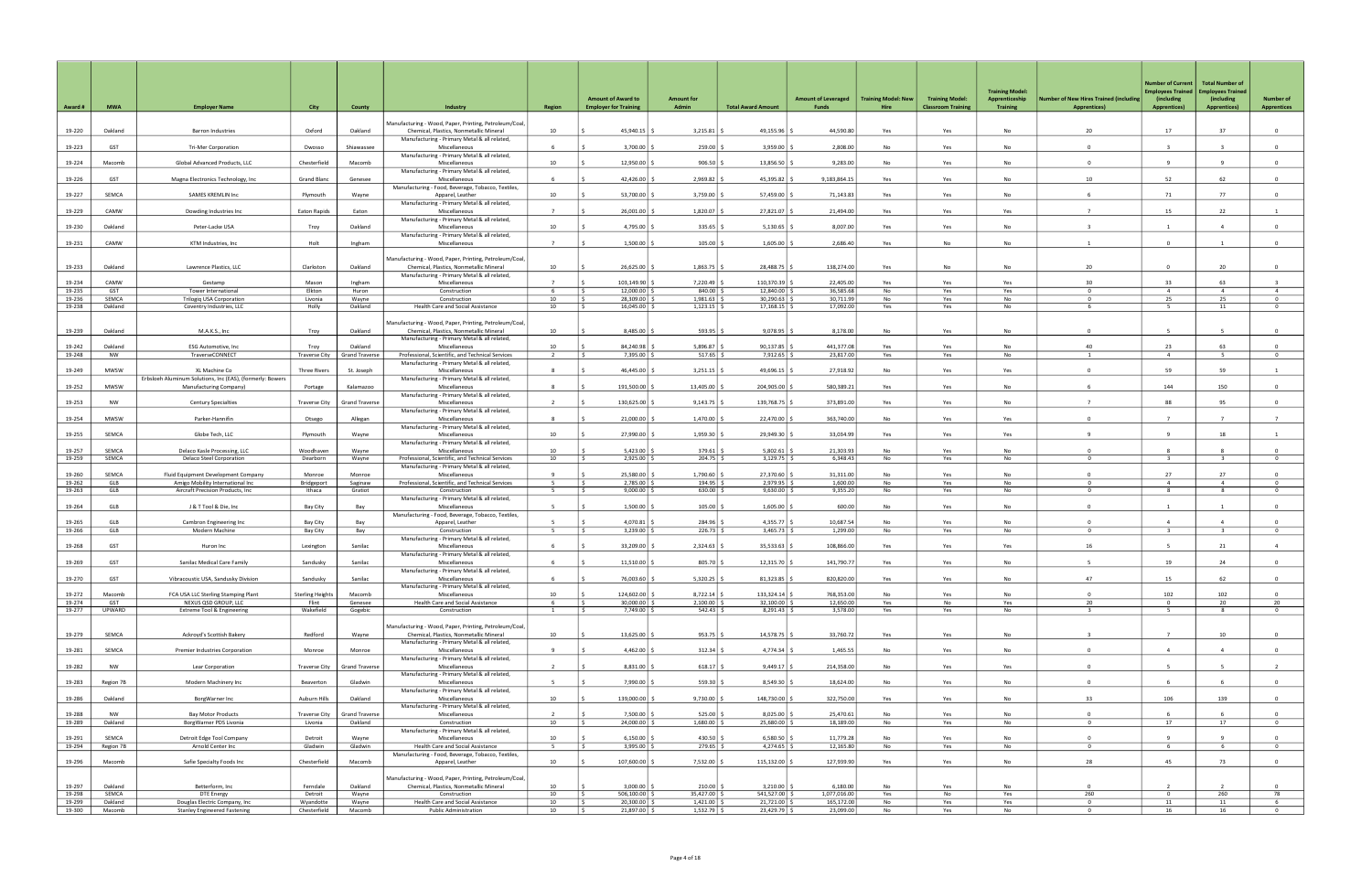| Award # | MWA | Employer Name | City | County | Industry | Region | Amount of Award to Employer for Training | Amount for Admin | Total Award Amount | Amount of Leveraged Funds | Training Model: New Hire | Training Model: Classroom Training | Training Model: Apprenticeship Training | Number of New Hires Trained (including Apprentices) | Number of Current Employees Trained (including Apprentices) | Total Number of Employees Trained (including Apprentices) | Number of Apprentices |
|---|---|---|---|---|---|---|---|---|---|---|---|---|---|---|---|---|---|
| 19-220 | Oakland | Barron Industries | Oxford | Oakland | Manufacturing - Wood, Paper, Printing, Petroleum/Coal, Chemical, Plastics, Nonmetallic Mineral | 10 | $ 45,940.15 | $ 3,215.81 | $ 49,155.96 | $ 44,590.80 | Yes | Yes | No | 20 | 17 | 37 | 0 |
| 19-223 | GST | Tri-Mer Corporation | Owosso | Shiawassee | Manufacturing - Primary Metal & all related, Miscellaneous | 6 | $ 3,700.00 | $ 259.00 | $ 3,959.00 | $ 2,808.00 | No | Yes | No | 0 | 3 | 3 | 0 |
| 19-224 | Macomb | Global Advanced Products, LLC | Chesterfield | Macomb | Manufacturing - Primary Metal & all related, Miscellaneous | 10 | $ 12,950.00 | $ 906.50 | $ 13,856.50 | $ 9,283.00 | No | Yes | No | 0 | 9 | 9 | 0 |
| 19-226 | GST | Magna Electronics Technology, Inc | Grand Blanc | Genesee | Manufacturing - Primary Metal & all related, Miscellaneous | 6 | $ 42,426.00 | $ 2,969.82 | $ 45,395.82 | $ 9,183,864.15 | Yes | Yes | No | 10 | 52 | 62 | 0 |
| 19-227 | SEMCA | SAMES KREMLIN Inc | Plymouth | Wayne | Manufacturing - Food, Beverage, Tobacco, Textiles, Apparel, Leather | 10 | $ 53,700.00 | $ 3,759.00 | $ 57,459.00 | $ 71,143.83 | Yes | Yes | No | 6 | 71 | 77 | 0 |
| 19-229 | CAMW | Dowding Industries Inc | Eaton Rapids | Eaton | Manufacturing - Primary Metal & all related, Miscellaneous | 7 | $ 26,001.00 | $ 1,820.07 | $ 27,821.07 | $ 21,494.00 | Yes | Yes | Yes | 7 | 15 | 22 | 1 |
| 19-230 | Oakland | Peter-Lacke USA | Troy | Oakland | Manufacturing - Primary Metal & all related, Miscellaneous | 10 | $ 4,795.00 | $ 335.65 | $ 5,130.65 | $ 8,007.00 | Yes | Yes | No | 3 | 1 | 4 | 0 |
| 19-231 | CAMW | KTM Industries, Inc | Holt | Ingham | Manufacturing - Primary Metal & all related, Miscellaneous | 7 | $ 1,500.00 | $ 105.00 | $ 1,605.00 | $ 2,686.40 | Yes | No | No | 1 | 0 | 1 | 0 |
| 19-233 | Oakland | Lawrence Plastics, LLC | Clarkston | Oakland | Manufacturing - Wood, Paper, Printing, Petroleum/Coal, Chemical, Plastics, Nonmetallic Mineral | 10 | $ 26,625.00 | $ 1,863.75 | $ 28,488.75 | $ 138,274.00 | Yes | No | No | 20 | 0 | 20 | 0 |
| 19-234 | CAMW | Gestamp | Mason | Ingham | Manufacturing - Primary Metal & all related, Miscellaneous | 7 | $ 103,149.00 | $ 7,220.49 | $ 110,370.39 | $ 22,405.00 | Yes | Yes | Yes | 30 | 33 | 63 | 3 |
| 19-235 | GST | Tower International | Elkton | Huron | Construction | 6 | $ 12,000.00 | $ 840.00 | $ 12,840.00 | $ 36,585.68 | No | Yes | Yes | 0 | 4 | 4 | 4 |
| 19-236 | SEMCA | Trilogiq USA Corporation | Livonia | Wayne | Construction | 10 | $ 28,309.00 | $ 1,981.63 | $ 30,290.63 | $ 30,711.99 | No | Yes | No | 0 | 25 | 25 | 0 |
| 19-238 | Oakland | Coventry Industries, LLC | Holly | Oakland | Health Care and Social Assistance | 10 | $ 16,045.00 | $ 1,123.15 | $ 17,168.15 | $ 17,092.00 | Yes | Yes | No | 6 | 5 | 11 | 0 |
| 19-239 | Oakland | M.A.K.S., Inc | Troy | Oakland | Manufacturing - Wood, Paper, Printing, Petroleum/Coal, Chemical, Plastics, Nonmetallic Mineral | 10 | $ 8,485.00 | $ 593.95 | $ 9,078.95 | $ 8,178.00 | No | Yes | No | 0 | 5 | 5 | 0 |
| 19-242 | Oakland | ESG Automotive, Inc | Troy | Oakland | Manufacturing - Primary Metal & all related, Miscellaneous | 10 | $ 84,240.98 | $ 5,896.87 | $ 90,137.85 | $ 441,377.08 | Yes | Yes | No | 40 | 23 | 63 | 0 |
| 19-248 | NW | TraverseCONNECT | Traverse City | Grand Traverse | Professional, Scientific, and Technical Services | 2 | $ 7,395.00 | $ 517.65 | $ 7,912.65 | $ 23,817.00 | Yes | Yes | No | 1 | 4 | 5 | 0 |
| 19-249 | MWSW | XL Machine Co | Three Rivers | St. Joseph | Manufacturing - Primary Metal & all related, Miscellaneous | 8 | $ 46,445.00 | $ 3,251.15 | $ 49,696.15 | $ 27,918.92 | No | Yes | Yes | 0 | 59 | 59 | 1 |
| 19-252 | MWSW | Erbsloeh Aluminum Solutions, Inc (EAS), (formerly: Bowers Manufacturing Company) | Portage | Kalamazoo | Manufacturing - Primary Metal & all related, Miscellaneous | 8 | $ 191,500.00 | $ 13,405.00 | $ 204,905.00 | $ 580,389.21 | Yes | Yes | No | 6 | 144 | 150 | 0 |
| 19-253 | NW | Century Specialties | Traverse City | Grand Traverse | Manufacturing - Primary Metal & all related, Miscellaneous | 2 | $ 130,625.00 | $ 9,143.75 | $ 139,768.75 | $ 373,891.00 | Yes | Yes | No | 7 | 88 | 95 | 0 |
| 19-254 | MWSW | Parker-Hannifin | Otsego | Allegan | Manufacturing - Primary Metal & all related, Miscellaneous | 8 | $ 21,000.00 | $ 1,470.00 | $ 22,470.00 | $ 363,740.00 | No | Yes | Yes | 0 | 7 | 7 | 7 |
| 19-255 | SEMCA | Globe Tech, LLC | Plymouth | Wayne | Manufacturing - Primary Metal & all related, Miscellaneous | 10 | $ 27,990.00 | $ 1,959.30 | $ 29,949.30 | $ 33,034.99 | Yes | Yes | Yes | 9 | 9 | 18 | 1 |
| 19-257 | SEMCA | Delaco Kasle Processing, LLC | Woodhaven | Wayne | Manufacturing - Primary Metal & all related, Miscellaneous | 10 | $ 5,423.00 | $ 379.61 | $ 5,802.61 | $ 21,303.93 | No | Yes | No | 0 | 8 | 8 | 0 |
| 19-259 | SEMCA | Delaco Steel Corporation | Dearborn | Wayne | Professional, Scientific, and Technical Services | 10 | $ 2,925.00 | $ 204.75 | $ 3,129.75 | $ 6,348.43 | No | Yes | No | 0 | 3 | 3 | 0 |
| 19-260 | SEMCA | Fluid Equipment Development Company | Monroe | Monroe | Manufacturing - Primary Metal & all related, Miscellaneous | 9 | $ 25,580.00 | $ 1,790.60 | $ 27,370.60 | $ 31,311.00 | No | Yes | No | 0 | 27 | 27 | 0 |
| 19-262 | GLB | Amigo Mobility International Inc | Bridgeport | Saginaw | Professional, Scientific, and Technical Services | 5 | $ 2,785.00 | $ 194.95 | $ 2,979.95 | $ 1,600.00 | No | Yes | No | 0 | 4 | 4 | 0 |
| 19-263 | GLB | Aircraft Precision Products, Inc | Ithaca | Gratiot | Construction | 5 | $ 9,000.00 | $ 630.00 | $ 9,630.00 | $ 9,355.20 | No | Yes | No | 0 | 8 | 8 | 0 |
| 19-264 | GLB | J & T Tool & Die, Inc | Bay City | Bay | Manufacturing - Primary Metal & all related, Miscellaneous | 5 | $ 1,500.00 | $ 105.00 | $ 1,605.00 | $ 600.00 | No | Yes | No | 0 | 1 | 1 | 0 |
| 19-265 | GLB | Cambron Engineering Inc | Bay City | Bay | Manufacturing - Food, Beverage, Tobacco, Textiles, Apparel, Leather | 5 | $ 4,070.81 | $ 284.96 | $ 4,355.77 | $ 10,687.54 | No | Yes | No | 0 | 4 | 4 | 0 |
| 19-266 | GLB | Modern Machine | Bay City | Bay | Construction | 5 | $ 3,239.00 | $ 226.73 | $ 3,465.73 | $ 1,299.00 | No | Yes | No | 0 | 3 | 3 | 0 |
| 19-268 | GST | Huron Inc | Lexington | Sanilac | Manufacturing - Primary Metal & all related, Miscellaneous | 6 | $ 33,209.00 | $ 2,324.63 | $ 35,533.63 | $ 108,866.00 | Yes | Yes | Yes | 16 | 5 | 21 | 4 |
| 19-269 | GST | Sanilac Medical Care Family | Sandusky | Sanilac | Manufacturing - Primary Metal & all related, Miscellaneous | 6 | $ 11,510.00 | $ 805.70 | $ 12,315.70 | $ 141,790.77 | Yes | Yes | No | 5 | 19 | 24 | 0 |
| 19-270 | GST | Vibracoustic USA, Sandusky Division | Sandusky | Sanilac | Manufacturing - Primary Metal & all related, Miscellaneous | 6 | $ 76,003.60 | $ 5,320.25 | $ 81,323.85 | $ 820,820.00 | Yes | Yes | No | 47 | 15 | 62 | 0 |
| 19-272 | Macomb | FCA USA LLC Sterling Stamping Plant | Sterling Heights | Macomb | Manufacturing - Primary Metal & all related, Miscellaneous | 10 | $ 124,602.00 | $ 8,722.14 | $ 133,324.14 | $ 768,353.00 | No | Yes | No | 0 | 102 | 102 | 0 |
| 19-274 | GST | NEXUS QSD GROUP, LLC | Flint | Genesee | Health Care and Social Assistance | 6 | $ 30,000.00 | $ 2,100.00 | $ 32,100.00 | $ 12,650.00 | Yes | No | Yes | 20 | 0 | 20 | 20 |
| 19-277 | UPWARD | Extreme Tool & Engineering | Wakefield | Gogebic | Construction | 1 | $ 7,749.00 | $ 542.43 | $ 8,291.43 | $ 3,578.00 | Yes | Yes | No | 3 | 5 | 8 | 0 |
| 19-279 | SEMCA | Ackroyd's Scottish Bakery | Redford | Wayne | Manufacturing - Wood, Paper, Printing, Petroleum/Coal, Chemical, Plastics, Nonmetallic Mineral | 10 | $ 13,625.00 | $ 953.75 | $ 14,578.75 | $ 33,760.72 | Yes | Yes | No | 3 | 7 | 10 | 0 |
| 19-281 | SEMCA | Premier Industries Corporation | Monroe | Monroe | Manufacturing - Primary Metal & all related, Miscellaneous | 9 | $ 4,462.00 | $ 312.34 | $ 4,774.34 | $ 1,465.55 | No | Yes | No | 0 | 4 | 4 | 0 |
| 19-282 | NW | Lear Corporation | Traverse City | Grand Traverse | Manufacturing - Primary Metal & all related, Miscellaneous | 2 | $ 8,831.00 | $ 618.17 | $ 9,449.17 | $ 214,358.00 | No | Yes | Yes | 0 | 5 | 5 | 2 |
| 19-283 | Region 7B | Modern Machinery Inc | Beaverton | Gladwin | Manufacturing - Primary Metal & all related, Miscellaneous | 5 | $ 7,990.00 | $ 559.30 | $ 8,549.30 | $ 18,624.00 | No | Yes | No | 0 | 6 | 6 | 0 |
| 19-286 | Oakland | BorgWarner Inc | Auburn Hills | Oakland | Manufacturing - Primary Metal & all related, Miscellaneous | 10 | $ 139,000.00 | $ 9,730.00 | $ 148,730.00 | $ 322,750.00 | Yes | Yes | No | 33 | 106 | 139 | 0 |
| 19-288 | NW | Bay Motor Products | Traverse City | Grand Traverse | Manufacturing - Primary Metal & all related, Miscellaneous | 2 | $ 7,500.00 | $ 525.00 | $ 8,025.00 | $ 25,470.61 | No | Yes | No | 0 | 6 | 6 | 0 |
| 19-289 | Oakland | BorgWarner PDS Livonia | Livonia | Oakland | Construction | 10 | $ 24,000.00 | $ 1,680.00 | $ 25,680.00 | $ 18,189.00 | No | Yes | No | 0 | 17 | 17 | 0 |
| 19-291 | SEMCA | Detroit Edge Tool Company | Detroit | Wayne | Manufacturing - Primary Metal & all related, Miscellaneous | 10 | $ 6,150.00 | $ 430.50 | $ 6,580.50 | $ 11,779.28 | No | Yes | No | 0 | 9 | 9 | 0 |
| 19-294 | Region 7B | Arnold Center Inc | Gladwin | Gladwin | Health Care and Social Assistance | 5 | $ 3,995.00 | $ 279.65 | $ 4,274.65 | $ 12,165.80 | No | Yes | No | 0 | 6 | 6 | 0 |
| 19-296 | Macomb | Safie Specialty Foods Inc | Chesterfield | Macomb | Manufacturing - Food, Beverage, Tobacco, Textiles, Apparel, Leather | 10 | $ 107,600.00 | $ 7,532.00 | $ 115,132.00 | $ 127,939.90 | Yes | Yes | No | 28 | 45 | 73 | 0 |
| 19-297 | Oakland | Betterform, Inc | Ferndale | Oakland | Manufacturing - Wood, Paper, Printing, Petroleum/Coal, Chemical, Plastics, Nonmetallic Mineral | 10 | $ 3,000.00 | $ 210.00 | $ 3,210.00 | $ 6,180.00 | No | Yes | No | 0 | 2 | 2 | 0 |
| 19-298 | SEMCA | DTE Energy | Detroit | Wayne | Construction | 10 | $ 506,100.00 | $ 35,427.00 | $ 541,527.00 | $ 1,077,016.00 | Yes | No | Yes | 260 | 0 | 260 | 78 |
| 19-299 | Oakland | Douglas Electric Company, Inc | Wyandotte | Wayne | Health Care and Social Assistance | 10 | $ 20,300.00 | $ 1,421.00 | $ 21,721.00 | $ 165,172.00 | No | Yes | Yes | 0 | 11 | 11 | 6 |
| 19-300 | Macomb | Stanley Engineered Fastening | Chesterfield | Macomb | Public Administration | 10 | $ 21,897.00 | $ 1,532.79 | $ 23,429.79 | $ 23,099.00 | No | Yes | No | 0 | 16 | 16 | 0 |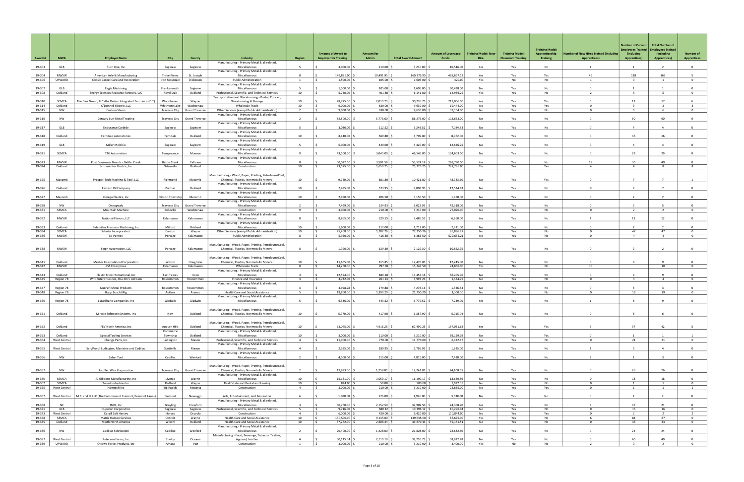| Award # | MWA | Employer Name | City | County | Industry | Region | Amount of Award to Employer for Training | Amount for Admin | Total Award Amount | Amount of Leveraged Funds | Training Model: New Hire | Training Model: Classroom Training | Training Model: Apprenticeship Training | Number of New Hires Trained (including Apprentices) | Number of Current Employees Trained (including Apprentices) | Total Number of Employees Trained (including Apprentices) | Number of Apprentices |
|---|---|---|---|---|---|---|---|---|---|---|---|---|---|---|---|---|---|
| 19-303 | GLB | Turn One, Inc | Saginaw | Saginaw | Manufacturing - Primary Metal & all related, Miscellaneous | 5 | $ 3,000.00 | $ 210.00 | $ 3,210.00 | $ 10,546.00 | Yes | Yes | No | 1 | 1 | 2 | 0 |
| 19-304 | MWSW | American Axle & Manufacturing | Three Rivers | St. Joseph | Manufacturing - Primary Metal & all related, Miscellaneous | 8 | $ 149,885.00 | $ 10,491.95 | $ 160,376.95 | $ 488,667.12 | Yes | Yes | Yes | 45 | 118 | 163 | 5 |
| 19-306 | UPWARD | Classic Carpet Care and Restoration | Iron Mountain | Dickinson | Public Administration | 1 | $ 1,500.00 | $ 105.00 | $ 1,605.00 | $ 420.00 | Yes | No | No | 1 | 0 | 1 | 0 |
| 19-307 | GLB | Eagle Machining | Frankenmuth | Saginaw | Manufacturing - Primary Metal & all related, Miscellaneous | 5 | $ 1,500.00 | $ 105.00 | $ 1,605.00 | $ 30,498.00 | No | Yes | No | 0 | 1 | 1 | 0 |
| 19-308 | Oakland | Energy Sciences Resource Partners, LLC | Royal Oak | Oakland | Professional, Scientific, and Technical Services | 10 | $ 5,740.00 | $ 401.80 | $ 6,141.80 | $ 14,956.29 | Yes | Yes | No | 2 | 3 | 5 | 0 |
| 19-310 | SEMCA | The Diez Group, LLC dba Delaco Integrated Terminals (DIT) | Woodhaven | Wayne | Transportation and Warehousing - Postal, Courier, Warehousing & Storage | 10 | $ 28,725.00 | $ 2,010.75 | $ 30,735.75 | $ 219,056.00 | Yes | Yes | Yes | 6 | 11 | 17 | 6 |
| 19-314 | Oakland | O'Donnell Electric, LLC | Whitmore Lake | Washtenaw | Wholesale Trade | 10 | $ 9,000.00 | $ 630.00 | $ 9,630.00 | $ 19,444.00 | No | Yes | Yes | 0 | 3 | 3 | 3 |
| 19-315 | NW | Custom Stems | Traverse City | Grand Traverse | Other Services (except Public Administration) | 2 | $ 9,000.00 | $ 630.00 | $ 9,630.00 | $ 39,154.00 | No | Yes | No | 0 | 6 | 6 | 0 |
| 19-316 | NW | Century Sun Metal Treating | Traverse City | Grand Traverse | Manufacturing - Primary Metal & all related, Miscellaneous | 2 | $ 82,500.00 | $ 5,775.00 | $ 88,275.00 | $ 113,663.00 | No | Yes | No | 0 | 60 | 60 | 0 |
| 19-317 | GLB | Endurance Carbide | Saginaw | Saginaw | Manufacturing - Primary Metal & all related, Miscellaneous | 5 | $ 3,036.00 | $ 212.52 | $ 3,248.52 | $ 7,084.73 | No | Yes | No | 0 | 4 | 4 | 0 |
| 19-318 | Oakland | Ferndale Laboratories | Ferndale | Oakland | Manufacturing - Primary Metal & all related, Miscellaneous | 10 | $ 8,140.00 | $ 569.80 | $ 8,709.80 | $ 8,962.00 | No | Yes | No | 0 | 16 | 16 | 0 |
| 19-319 | GLB | Miller Mold Co | Saginaw | Saginaw | Manufacturing - Primary Metal & all related, Miscellaneous | 5 | $ 6,000.00 | $ 420.00 | $ 6,420.00 | $ 12,826.25 | No | Yes | No | 0 | 4 | 4 | 0 |
| 19-321 | SEMCA | TTG Automation | Temperance | Monroe | Manufacturing - Primary Metal & all related, Miscellaneous | 9 | $ 43,500.00 | $ 3,045.00 | $ 46,545.00 | $ 124,603.00 | No | Yes | No | 0 | 29 | 29 | 0 |
| 19-323 | MWSW | Post Consumer Brands - Battle Creek | Battle Creek | Calhoun | Manufacturing - Primary Metal & all related, Miscellaneous | 8 | $ 50,022.60 | $ 3,501.58 | $ 53,524.18 | $ 298,790.00 | Yes | Yes | No | 19 | 30 | 49 | 0 |
| 19-324 | Oakland | Schumacher Electric, Inc | Ortonville | Oakland | Construction | 10 | $ 23,575.00 | $ 1,650.25 | $ 25,225.25 | $ 222,285.00 | Yes | Yes | Yes | 4 | 4 | 8 | 8 |
| 19-325 | Macomb | Prosper-Tech Machine & Tool, LLC | Richmond | Macomb | Manufacturing - Wood, Paper, Printing, Petroleum/Coal, Chemical, Plastics, Nonmetallic Mineral | 10 | $ 9,740.00 | $ 681.80 | $ 10,421.80 | $ 48,983.60 | No | Yes | Yes | 0 | 7 | 7 | 1 |
| 19-326 | Oakland | Eastern Oil Company | Pontiac | Oakland | Manufacturing - Primary Metal & all related, Miscellaneous | 10 | $ 7,485.00 | $ 523.95 | $ 8,008.95 | $ 12,534.43 | No | Yes | No | 0 | 7 | 7 | 0 |
| 19-327 | Macomb | Omega Plastics, Inc | Clinton Township | Macomb | Manufacturing - Primary Metal & all related, Miscellaneous | 10 | $ 2,950.00 | $ 206.50 | $ 3,156.50 | $ 1,450.00 | No | Yes | No | 0 | 2 | 2 | 0 |
| 19-328 | NW | Oneupweb | Traverse City | Grand Traverse | Manufacturing - Primary Metal & all related, Miscellaneous | 2 | $ 7,499.00 | $ 524.93 | $ 8,023.93 | $ 42,318.00 | No | Yes | No | 0 | 5 | 5 | 0 |
| 19-331 | SEMCA | Mountain Machine | Belleville | Washtenaw | Construction | 9 | $ 3,000.00 | $ 210.00 | $ 3,210.00 | $ 26,020.00 | No | Yes | No | 0 | 2 | 2 | 0 |
| 19-332 | MWSW | National Flavors, LLC | Kalamazoo | Kalamazoo | Manufacturing - Primary Metal & all related, Miscellaneous | 8 | $ 8,865.00 | $ 620.55 | $ 9,485.55 | $ 6,260.00 | Yes | Yes | No | 1 | 11 | 12 | 0 |
| 19-333 | Oakland | Eidemiller Precision Machining, Inc | Milford | Oakland | Manufacturing - Primary Metal & all related, Miscellaneous | 10 | $ 1,600.00 | $ 112.00 | $ 1,712.00 | $ 2,811.00 | No | Yes | No | 0 | 2 | 2 | 0 |
| 19-334 | SEMCA | Schuler Incorporated. | Canton | Wayne | Other Services (except Public Administration) | 10 | $ 25,468.00 | $ 1,782.76 | $ 27,250.76 | $ 95,886.27 | No | Yes | No | 0 | 47 | 47 | 0 |
| 19-336 | MWSW | Le Vannes | Portage | Kalamazoo | Public Administration | 8 | $ 5,950.00 | $ 416.50 | $ 6,366.50 | $ 529,635.21 | No | Yes | No | 0 | 4 | 4 | 0 |
| 19-338 | MWSW | Singh Automation, LLC | Portage | Kalamazoo | Manufacturing - Wood, Paper, Printing, Petroleum/Coal, Chemical, Plastics, Nonmetallic Mineral | 8 | $ 1,990.00 | $ 139.30 | $ 2,129.30 | $ 10,822.25 | No | Yes | No | 0 | 2 | 2 | 0 |
| 19-341 | Oakland | Mektec International Corporation | Wixom | Houghton | Manufacturing - Wood, Paper, Printing, Petroleum/Coal, Chemical, Plastics, Nonmetallic Mineral | 10 | $ 11,655.00 | $ 815.85 | $ 12,470.85 | $ 12,245.00 | No | Yes | No | 0 | 9 | 9 | 0 |
| 19-342 | MWSW | KSS Enterprises | Kalamazoo | Kalamazoo | Wholesale Trade | 8 | $ 14,250.00 | $ 997.50 | $ 15,247.50 | $ 74,856.00 | Yes | No | No | 10 | | 10 | 0 |
| 19-343 | Oakland | Plastic Trim International, Inc | East Tawas | Iosco | Manufacturing - Primary Metal & all related, Miscellaneous | 3 | $ 12,574.00 | $ 880.18 | $ 13,454.18 | $ 36,205.96 | No | Yes | No | 0 | 9 | 9 | 0 |
| 19-345 | Region 7B | Witt Enterprises Inc, dba Jim's Collision | Roscommon | Roscommon | Finance and Insurance | 3 | $ 3,732.00 | $ 261.24 | $ 3,993.24 | $ 1,454.79 | No | Yes | No | 0 | 4 | 4 | 0 |
| 19-347 | Region 7B | NuCraft Metal Products | Roscommon | Roscommon | Manufacturing - Primary Metal & all related, Miscellaneous | 3 | $ 3,998.28 | $ 279.88 | $ 4,278.16 | $ 1,326.54 | No | Yes | No | 0 | 3 | 3 | 0 |
| 19-348 | Region 7B | Bopp Busch Mfg | AuGres | Arenac | Health Care and Social Assistance | 5 | $ 19,860.00 | $ 1,390.20 | $ 21,250.20 | $ 3,300.00 | No | Yes | No | 0 | 19 | 19 | 0 |
| 19-350 | Region 7B | 11DeShano Companies, Inc | Gladwin | Gladwin | Manufacturing - Primary Metal & all related, Miscellaneous | 5 | $ 6,336.00 | $ 443.52 | $ 6,779.52 | $ 7,239.00 | Yes | Yes | No | 1 | 8 | 9 | 0 |
| 19-351 | Oakland | Miracle Software Systems, Inc | Novi | Oakland | Manufacturing - Wood, Paper, Printing, Petroleum/Coal, Chemical, Plastics, Nonmetallic Mineral | 10 | $ 5,970.00 | $ 417.90 | $ 6,387.90 | $ 5,015.04 | No | Yes | No | 0 | 6 | 6 | 0 |
| 19-352 | Oakland | FEV North America, Inc | Auburn Hills | Oakland | Manufacturing - Wood, Paper, Printing, Petroleum/Coal, Chemical, Plastics, Nonmetallic Mineral | 10 | $ 63,075.00 | $ 4,415.25 | $ 67,490.25 | $ 157,031.63 | Yes | Yes | Yes | 5 | 37 | 42 | 5 |
| 19-353 | Oakland | Special Tooling Services | Commerce Township | Oakland | Manufacturing - Primary Metal & all related, Miscellaneous | 10 | $ 3,000.00 | $ 210.00 | $ 3,210.00 | $ 39,159.29 | No | Yes | Yes | 0 | 1 | 1 | 1 |
| 19-354 | West Central | Change Parts, Inc | Ludington | Mason | Professional, Scientific, and Technical Services | 4 | $ 11,000.00 | $ 770.00 | $ 11,770.00 | $ 6,422.87 | No | Yes | No | 0 | 21 | 21 | 0 |
| 19-355 | West Central | ServPro of Ludington, Manistee and Cadillac | Scottville | Mason | Manufacturing - Primary Metal & all related, Miscellaneous | 4 | $ 2,585.00 | $ 180.95 | $ 2,765.95 | $ 1,835.00 | Yes | Yes | No | 1 | 3 | 4 | 0 |
| 19-356 | NW | Saber Tool | Cadillac | Wexford | Manufacturing - Primary Metal & all related, Miscellaneous | 2 | $ 4,500.00 | $ 315.00 | $ 4,815.00 | $ 7,430.00 | Yes | Yes | No | 2 | 1 | 3 | 0 |
| 19-357 | NW | AlcoTec Wire Corporation | Traverse City | Grand Traverse | Manufacturing - Wood, Paper, Printing, Petroleum/Coal, Chemical, Plastics, Nonmetallic Mineral | 2 | $ 17,983.00 | $ 1,258.81 | $ 19,241.81 | $ 24,108.65 | No | Yes | No | 0 | 26 | 26 | 0 |
| 19-360 | SEMCA | JC Gibbons Manufacturing, Inc | Livonia | Wayne | Manufacturing - Primary Metal & all related, Miscellaneous | 10 | $ 15,131.00 | $ 1,059.17 | $ 16,190.17 | $ 18,640.59 | No | Yes | No | 0 | 18 | 18 | 0 |
| 19-362 | SEMCA | Talent industries Inc | Redford | Wayne | Real Estate and Rental and Leasing | 10 | $ 844.00 | $ 59.08 | $ 903.08 | $ 1,697.05 | No | Yes | No | 0 | 1 | 1 | 0 |
| 19-365 | West Central | Hamtech Inc | Big Rapids | Mecosta | Construction | 4 | $ 3,000.00 | $ 210.00 | $ 3,210.00 | $ 25,635.00 | No | Yes | Yes | 0 | 1 | 1 | 1 |
| 19-367 | West Central | M.B. and D. LLC (The Commons of Fremont/Fremont Lanes) | Fremont | Newaygo | Arts, Entertainment, and Recreation | 4 | $ 1,800.00 | $ 126.00 | $ 1,926.00 | $ 3,638.00 | No | Yes | No | 0 | 2 | 2 | 0 |
| 19-368 | NE | IMM, Inc | Grayling | Crawford | Manufacturing - Primary Metal & all related, Miscellaneous | 3 | $ 30,750.00 | $ 2,152.50 | $ 32,902.50 | $ 24,308.70 | Yes | Yes | No | 4 | 17 | 21 | 0 |
| 19-371 | GLB | Duperon Corporation | Saginaw | Saginaw | Professional, Scientific, and Technical Services | 5 | $ 9,716.00 | $ 680.12 | $ 10,396.12 | $ 10,296.94 | No | Yes | No | 0 | 16 | 16 | 0 |
| 19-373 | West Central | Cargill Salt Hersey | Hersey | Osceola | Construction | 4 | $ 6,000.00 | $ 420.00 | $ 6,420.00 | $ 110,844.00 | No | Yes | Yes | 0 | 2 | 2 | 2 |
| 19-378 | SEMCA | Matrix Human Services | Detroit | Wayne | Health Care and Social Assistance | 10 | $ 130,500.00 | $ 9,135.00 | $ 139,635.00 | $ 86,675.00 | Yes | Yes | No | 6 | 81 | 87 | 0 |
| 19-385 | Oakland | Minth North America | Wixom | Oakland | Health Care and Social Assistance | 10 | $ 37,262.00 | $ 2,608.34 | $ 39,870.34 | $ 59,161.51 | No | Yes | No | 0 | 33 | 33 | 0 |
| 19-386 | NW | Cadillac Fabrication | Cadillac | Wexford | Manufacturing - Primary Metal & all related, Miscellaneous | 2 | $ 20,400.00 | $ 1,428.00 | $ 21,828.00 | $ 22,682.60 | No | Yes | No | 0 | 24 | 24 | 0 |
| 19-387 | West Central | Peterson Farms, Inc | Shelby | Oceana | Manufacturing - Food, Beverage, Tobacco, Textiles, Apparel, Leather | 4 | $ 30,145.54 | $ 2,110.19 | $ 32,255.73 | $ 68,822.28 | No | Yes | No | 0 | 40 | 40 | 0 |
| 19-389 | UPWARD | Ottawa Forest Products, Inc | Amasa | Iron | Construction | 1 | $ 3,000.00 | $ 210.00 | $ 3,210.00 | $ 3,400.00 | Yes | No | No | 2 | 0 | 2 | 0 |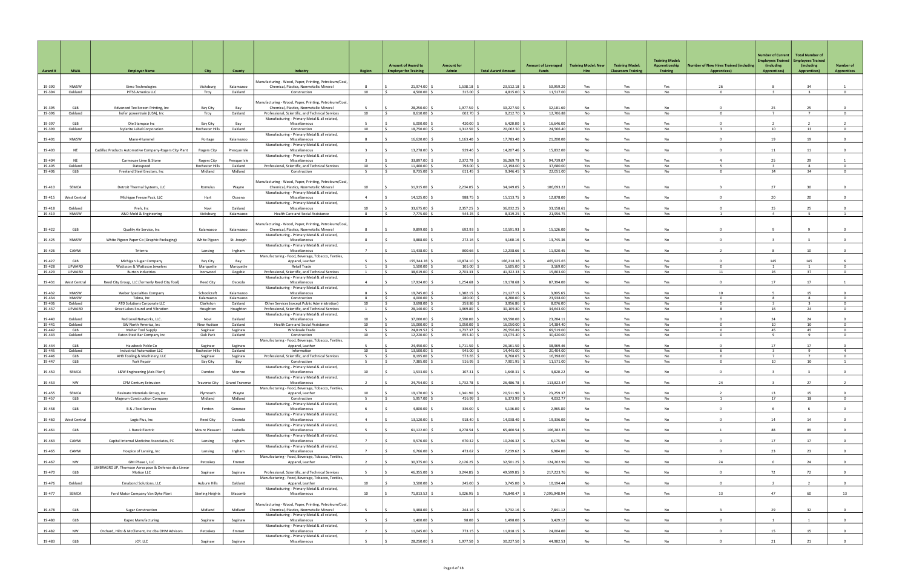| Award # | MWA | Employer Name | City | County | Industry | Region | Amount of Award to Employer for Training | Amount for Admin | Total Award Amount | Amount of Leveraged Funds | Training Model: New Hire | Training Model: Classroom Training | Training Model: Apprenticeship Training | Number of New Hires Trained (including Apprentices) | Number of Current Employees Trained (including Apprentices) | Total Number of Employees Trained (including Apprentices) | Number of Apprentices |
|---|---|---|---|---|---|---|---|---|---|---|---|---|---|---|---|---|---|
| 19-390 | MWSW | Eimo Technologies | Vicksburg | Kalamazoo | Manufacturing - Wood, Paper, Printing, Petroleum/Coal, Chemical, Plastics, Nonmetallic Mineral | 8 | $ 21,974.00 | $ 1,538.18 | $ 23,512.18 | $ 50,959.20 | Yes | Yes | Yes | 26 | 8 | 34 | 1 |
| 19-394 | Oakland | PITSS America LLC | Troy | Oakland | Construction | 10 | $ 4,500.00 | $ 315.00 | $ 4,815.00 | $ 11,517.00 | No | Yes | No | 0 | 3 | 3 | 0 |
| 19-395 | GLB | Advanced Tex Screen Printing, Inc | Bay City | Bay | Manufacturing - Wood, Paper, Printing, Petroleum/Coal, Chemical, Plastics, Nonmetallic Mineral | 5 | $ 28,250.00 | $ 1,977.50 | $ 30,227.50 | $ 32,181.60 | No | Yes | No | 0 | 25 | 25 | 0 |
| 19-396 | Oakland | hofer powertrain (USA), Inc | Troy | Oakland | Professional, Scientific, and Technical Services | 10 | $ 8,610.00 | $ 602.70 | $ 9,212.70 | $ 12,706.88 | No | Yes | No | 0 | 7 | 7 | 0 |
| 19-397 | GLB | Die Stampco Inc | Bay City | Bay | Manufacturing - Primary Metal & all related, Miscellaneous | 5 | $ 6,000.00 | $ 420.00 | $ 6,420.00 | $ 16,646.00 | No | Yes | Yes | 0 | 2 | 2 | 2 |
| 19-399 | Oakland | Stylerite Label Corporation | Rochester Hills | Oakland | Construction | 10 | $ 18,750.00 | $ 1,312.50 | $ 20,062.50 | $ 24,566.40 | Yes | Yes | No | 3 | 10 | 13 | 0 |
| 19-401 | MWSW | Mann+Hummel | Portage | Kalamazoo | Manufacturing - Primary Metal & all related, Miscellaneous | 8 | $ 16,620.00 | $ 1,163.40 | $ 17,783.40 | $ 21,200.00 | No | Yes | No | 0 | 19 | 19 | 0 |
| 19-403 | NE | Cadillac Products Automotive Company-Rogers City Plant | Rogers City | Presque Isle | Manufacturing - Primary Metal & all related, Miscellaneous | 3 | $ 13,278.00 | $ 929.46 | $ 14,207.46 | $ 15,832.00 | No | Yes | No | 0 | 11 | 11 | 0 |
| 19-404 | NE | Carmeuse Lime & Stone | Rogers City | Presque Isle | Manufacturing - Primary Metal & all related, Miscellaneous | 3 | $ 33,897.00 | $ 2,372.79 | $ 36,269.79 | $ 94,739.07 | Yes | Yes | Yes | 4 | 25 | 29 | 1 |
| 19-405 | Oakland | Dataspeed | Rochester Hills | Oakland | Professional, Scientific, and Technical Services | 10 | $ 11,400.00 | $ 798.00 | $ 12,198.00 | $ 37,680.00 | Yes | Yes | No | 5 | 3 | 8 | 0 |
| 19-406 | GLB | Freeland Steel Erectors, Inc | Midland | Midland | Construction | 5 | $ 8,735.00 | $ 611.45 | $ 9,346.45 | $ 22,051.00 | No | Yes | No | 0 | 34 | 34 | 0 |
| 19-410 | SEMCA | Detroit Thermal Systems, LLC | Romulus | Wayne | Manufacturing - Wood, Paper, Printing, Petroleum/Coal, Chemical, Plastics, Nonmetallic Mineral | 10 | $ 31,915.00 | $ 2,234.05 | $ 34,149.05 | $ 106,693.22 | Yes | Yes | No | 3 | 27 | 30 | 0 |
| 19-415 | West Central | Michigan Freeze Pack, LLC | Hart | Oceana | Manufacturing - Primary Metal & all related, Miscellaneous | 4 | $ 14,125.00 | $ 988.75 | $ 15,113.75 | $ 12,878.00 | No | Yes | No | 0 | 20 | 20 | 0 |
| 19-418 | Oakland | Preh, Inc | Novi | Oakland | Manufacturing - Primary Metal & all related, Miscellaneous | 10 | $ 33,675.00 | $ 2,357.25 | $ 36,032.25 | $ 33,158.61 | No | Yes | No | 0 | 25 | 25 | 0 |
| 19-419 | MWSW | A&O Mold & Engineering | Vicksburg | Kalamazoo | Health Care and Social Assistance | 8 | $ 7,775.00 | $ 544.25 | $ 8,319.25 | $ 21,956.75 | Yes | Yes | Yes | 1 | 4 | 5 | 1 |
| 19-422 | GLB | Quality Air Service, Inc | Kalamazoo | Kalamazoo | Manufacturing - Wood, Paper, Printing, Petroleum/Coal, Chemical, Plastics, Nonmetallic Mineral | 8 | $ 9,899.00 | $ 692.93 | $ 10,591.93 | $ 15,126.00 | No | Yes | No | 0 | 9 | 9 | 0 |
| 19-425 | MWSW | White Pigeon Paper Co (Graphic Packaging) | White Pigeon | St. Joseph | Manufacturing - Primary Metal & all related, Miscellaneous | 8 | $ 3,888.00 | $ 272.16 | $ 4,160.16 | $ 13,745.36 | No | Yes | No | 0 | 3 | 3 | 0 |
| 19-426 | CAMW | Triterra | Lansing | Ingham | Manufacturing - Primary Metal & all related, Miscellaneous | 7 | $ 11,438.00 | $ 800.66 | $ 12,238.66 | $ 11,920.45 | Yes | Yes | No | 2 | 8 | 10 | 0 |
| 19-427 | GLB | Michigan Sugar Company | Bay City | Bay | Manufacturing - Food, Beverage, Tobacco, Textiles, Apparel, Leather | 5 | $ 155,344.28 | $ 10,874.10 | $ 166,218.38 | $ 465,925.65 | No | Yes | Yes | 0 | 145 | 145 | 6 |
| 19-428 | UPWARD | Wattsson & Wattsson Jewelers | Marquette | Marquette | Retail Trade | 1 | $ 1,500.00 | $ 105.00 | $ 1,605.00 | $ 3,169.00 | No | Yes | No | 0 | 1 | 1 | 0 |
| 19-429 | UPWARD | Burton Industries | Ironwood | Gogebic | Professional, Scientific, and Technical Services | 1 | $ 38,619.00 | $ 2,703.33 | $ 41,322.33 | $ 15,803.00 | Yes | Yes | No | 11 | 26 | 37 | 0 |
| 19-431 | West Central | Reed City Group, LLC (formerly Reed City Tool) | Reed City | Osceola | Manufacturing - Primary Metal & all related, Miscellaneous | 4 | $ 17,924.00 | $ 1,254.68 | $ 19,178.68 | $ 87,394.00 | No | Yes | Yes | 0 | 17 | 17 | 1 |
| 19-432 | MWSW | Weber Specialties Company | Schoolcraft | Kalamazoo | Manufacturing - Primary Metal & all related, Miscellaneous | 8 | $ 19,745.00 | $ 1,382.15 | $ 21,127.15 | $ 3,995.65 | Yes | Yes | No | 10 | 5 | 15 | 0 |
| 19-434 | MWSW | Tekna, Inc | Kalamazoo | Kalamazoo | Construction | 8 | $ 4,000.00 | $ 280.00 | $ 4,280.00 | $ 23,938.00 | No | Yes | No | 0 | 8 | 8 | 0 |
| 19-436 | Oakland | ATD Solutions Corporate LLC | Clarkston | Oakland | Other Services (except Public Administration) | 10 | $ 3,698.00 | $ 258.86 | $ 3,956.86 | $ 8,076.00 | No | Yes | No | 0 | 3 | 3 | 0 |
| 19-437 | UPWARD | Great Lakes Sound and Vibration | Houghton | Houghton | Professional, Scientific, and Technical Services | 1 | $ 28,140.00 | $ 1,969.80 | $ 30,109.80 | $ 34,643.00 | Yes | Yes | No | 8 | 16 | 24 | 0 |
| 19-440 | Oakland | Red Level Networks, LLC. | Novi | Oakland | Manufacturing - Primary Metal & all related, Miscellaneous | 10 | $ 37,000.00 | $ 2,590.00 | $ 39,590.00 | $ 23,284.11 | No | Yes | No | 0 | 24 | 24 | 0 |
| 19-441 | Oakland | SW North America, Inc | New Hudson | Oakland | Health Care and Social Assistance | 10 | $ 15,000.00 | $ 1,050.00 | $ 16,050.00 | $ 14,384.40 | No | Yes | No | 0 | 10 | 10 | 0 |
| 19-442 | GLB | Mahar Tool Supply | Saginaw | Saginaw | Wholesale Trade | 5 | $ 24,819.52 | $ 1,737.37 | $ 26,556.89 | $ 69,519.00 | No | Yes | No | 0 | 45 | 45 | 0 |
| 19-443 | Oakland | Eaton Steel Bar Company Inc | Oak Park | Oakland | Construction | 10 | $ 12,220.00 | $ 855.40 | $ 13,075.40 | $ 30,420.00 | No | Yes | No | 0 | 9 | 9 | 0 |
| 19-444 | GLB | Hausbeck Pickle Co | Saginaw | Saginaw | Manufacturing - Food, Beverage, Tobacco, Textiles, Apparel, Leather | 5 | $ 24,450.00 | $ 1,711.50 | $ 26,161.50 | $ 38,969.46 | No | Yes | No | 0 | 17 | 17 | 0 |
| 19-445 | Oakland | Industrial Automation LLC | Rochester Hills | Oakland | Information | 10 | $ 13,500.00 | $ 945.00 | $ 14,445.00 | $ 20,404.00 | Yes | Yes | Yes | 6 | 3 | 9 | 4 |
| 19-446 | GLB | AHB Tooling & Machinery, LLC | Saginaw | Saginaw | Professional, Scientific, and Technical Services | 5 | $ 8,195.00 | $ 573.65 | $ 8,768.65 | $ 16,398.00 | No | Yes | No | 0 | 7 | 7 | 0 |
| 19-447 | GLB | York Repair | Bay City | Bay | Construction | 5 | $ 7,385.00 | $ 516.95 | $ 7,901.95 | $ 11,571.00 | No | Yes | Yes | 0 | 10 | 10 | 1 |
| 19-450 | SEMCA | L&W Engineering (Axis Plant) | Dundee | Monroe | Manufacturing - Primary Metal & all related, Miscellaneous | 10 | $ 1,533.00 | $ 107.31 | $ 1,640.31 | $ 4,820.22 | No | Yes | No | 0 | 3 | 3 | 0 |
| 19-453 | NW | CPM Century Extrusion | Traverse City | Grand Traverse | Manufacturing - Primary Metal & all related, Miscellaneous | 2 | $ 24,754.00 | $ 1,732.78 | $ 26,486.78 | $ 113,822.47 | Yes | Yes | Yes | 24 | 3 | 27 | 2 |
| 19-455 | SEMCA | Resinate Materials Group, Inc | Plymouth | Wayne | Manufacturing - Food, Beverage, Tobacco, Textiles, Apparel, Leather | 10 | $ 19,170.00 | $ 1,341.90 | $ 20,511.90 | $ 23,259.37 | Yes | Yes | No | 2 | 13 | 15 | 0 |
| 19-457 | GLB | Magnum Construction Company | Midland | Midland | Construction | 5 | $ 5,957.00 | $ 416.99 | $ 6,373.99 | $ 4,032.77 | Yes | Yes | No | 1 | 17 | 18 | 0 |
| 19-458 | GLB | B & J Tool Services | Fenton | Genesee | Manufacturing - Primary Metal & all related, Miscellaneous | 6 | $ 4,800.00 | $ 336.00 | $ 5,136.00 | $ 2,965.80 | No | Yes | No | 0 | 6 | 6 | 0 |
| 19-460 | West Central | Logic Plus, Inc | Reed City | Osceola | Manufacturing - Primary Metal & all related, Miscellaneous | 4 | $ 13,120.00 | $ 918.40 | $ 14,038.40 | $ 19,336.00 | No | Yes | No | 0 | 14 | 14 | 0 |
| 19-461 | GLB | J. Ranck Electric | Mount Pleasant | Isabella | Manufacturing - Primary Metal & all related, Miscellaneous | 5 | $ 61,122.00 | $ 4,278.54 | $ 65,400.54 | $ 106,282.35 | Yes | Yes | No | 1 | 88 | 89 | 0 |
| 19-463 | CAMW | Capital Internal Medicine Associates, PC | Lansing | Ingham | Manufacturing - Primary Metal & all related, Miscellaneous | 7 | $ 9,576.00 | $ 670.32 | $ 10,246.32 | $ 6,175.96 | No | Yes | No | 0 | 17 | 17 | 0 |
| 19-465 | CAMW | Hospice of Lansing, Inc | Lansing | Ingham | Manufacturing - Primary Metal & all related, Miscellaneous | 7 | $ 6,766.00 | $ 473.62 | $ 7,239.62 | $ 6,984.00 | No | Yes | No | 0 | 23 | 23 | 0 |
| 19-467 | NW | GNI Phase I, LLC | Petoskey | Emmet | Manufacturing - Food, Beverage, Tobacco, Textiles, Apparel, Leather | 2 | $ 30,375.00 | $ 2,126.25 | $ 32,501.25 | $ 124,202.99 | Yes | No | No | 24 | 0 | 24 | 0 |
| 19-470 | GLB | UMBRAGROUP, Thomson Aerospace & Defense dba Linear Motion LLC | Saginaw | Saginaw | Professional, Scientific, and Technical Services | 5 | $ 46,355.00 | $ 3,244.85 | $ 49,599.85 | $ 217,223.76 | No | Yes | No | 0 | 72 | 72 | 0 |
| 19-476 | Oakland | Emabond Solutions, LLC | Auburn Hills | Oakland | Manufacturing - Food, Beverage, Tobacco, Textiles, Apparel, Leather | 10 | $ 3,500.00 | $ 245.00 | $ 3,745.00 | $ 10,194.44 | No | Yes | No | 0 | 2 | 2 | 0 |
| 19-477 | SEMCA | Ford Motor Company Van Dyke Plant | Sterling Heights | Macomb | Manufacturing - Primary Metal & all related, Miscellaneous | 10 | $ 71,813.52 | $ 5,026.95 | $ 76,840.47 | $ 7,095,948.94 | Yes | Yes | Yes | 13 | 47 | 60 | 13 |
| 19-478 | GLB | Sugar Construction | Midland | Midland | Manufacturing - Wood, Paper, Printing, Petroleum/Coal, Chemical, Plastics, Nonmetallic Mineral | 5 | $ 3,488.00 | $ 244.16 | $ 3,732.16 | $ 7,841.12 | Yes | Yes | No | 3 | 29 | 32 | 0 |
| 19-480 | GLB | Kapex Manufacturing | Saginaw | Saginaw | Manufacturing - Primary Metal & all related, Miscellaneous | 5 | $ 1,400.00 | $ 98.00 | $ 1,498.00 | $ 3,429.12 | No | Yes | No | 0 | 1 | 1 | 0 |
| 19-482 | NW | Orchard, Hiltz & McCliment, Inc dba OHM Advisors | Petoskey | Emmet | Manufacturing - Primary Metal & all related, Miscellaneous | 2 | $ 11,045.00 | $ 773.15 | $ 11,818.15 | $ 24,004.00 | No | Yes | No | 0 | 15 | 15 | 0 |
| 19-483 | GLB | JCP, LLC | Saginaw | Saginaw | Manufacturing - Primary Metal & all related, Miscellaneous | 5 | $ 28,250.00 | $ 1,977.50 | $ 30,227.50 | $ 44,982.53 | No | Yes | No | 0 | 21 | 21 | 0 |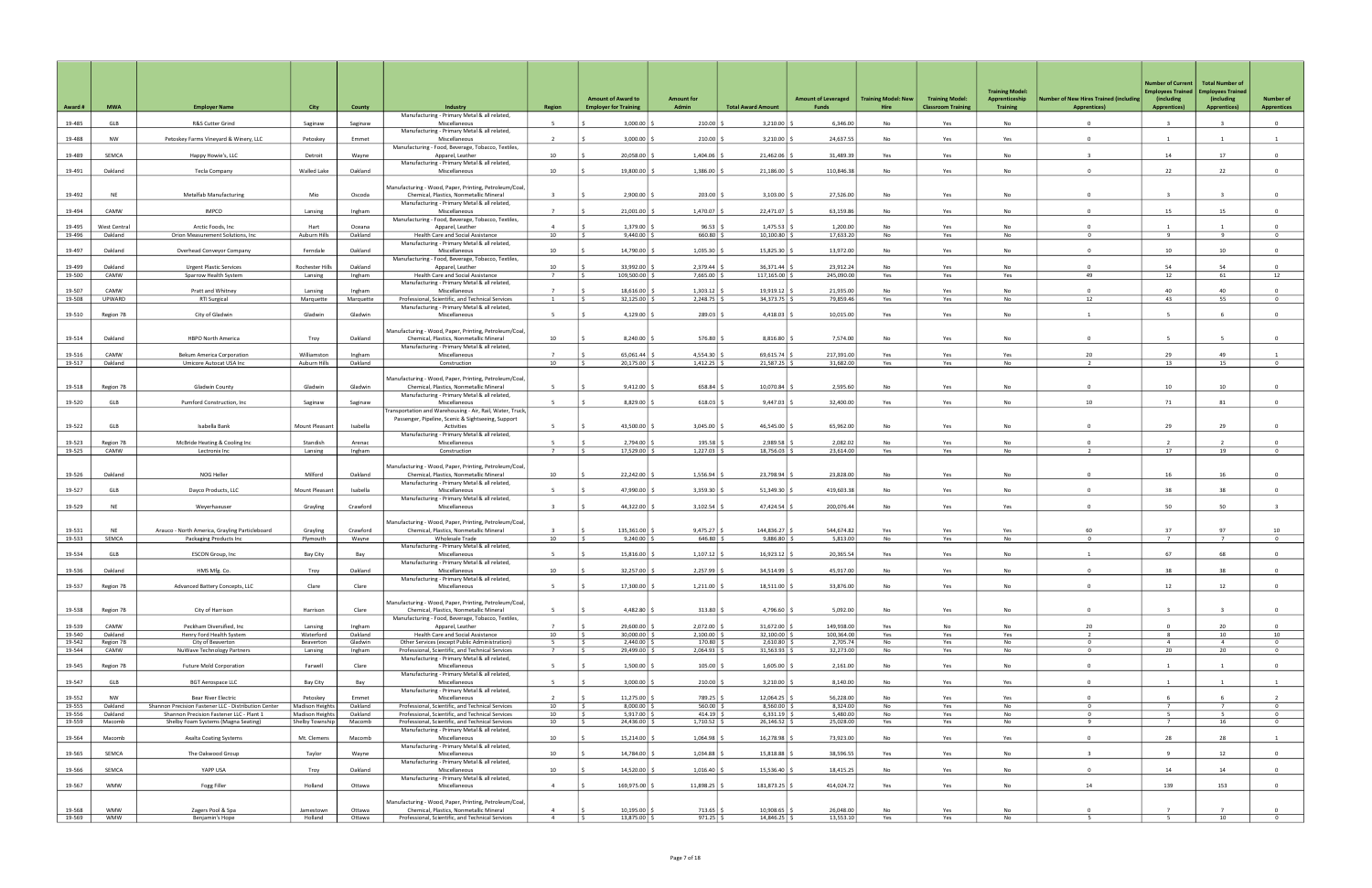| Award # | MWA | Employer Name | City | County | Industry | Region | Amount of Award to Employer for Training | Amount for Admin | Total Award Amount | Amount of Leveraged Funds | Training Model: New Hire | Training Model: Classroom Training | Training Model: Apprenticeship Training | Number of New Hires Trained (including Apprentices) | Number of Current Employees Trained (including Apprentices) | Total Number of Employees Trained (including Apprentices) | Number of Apprentices |
|---|---|---|---|---|---|---|---|---|---|---|---|---|---|---|---|---|---|
| 19-485 | GLB | R&S Cutter Grind | Saginaw | Saginaw | Manufacturing - Primary Metal & all related, Miscellaneous | 5 | $ 3,000.00 | $ 210.00 | $ 3,210.00 | $ 6,346.00 | No | Yes | No | 0 | 3 | 3 | 0 |
| 19-488 | NW | Petoskey Farms Vineyard & Winery, LLC | Petoskey | Emmet | Manufacturing - Primary Metal & all related, Miscellaneous | 2 | $ 3,000.00 | $ 210.00 | $ 3,210.00 | $ 24,637.55 | No | Yes | Yes | 0 | 1 | 1 | 1 |
| 19-489 | SEMCA | Happy Howie's, LLC | Detroit | Wayne | Manufacturing - Food, Beverage, Tobacco, Textiles, Apparel, Leather | 10 | $ 20,058.00 | $ 1,404.06 | $ 21,462.06 | $ 31,489.39 | Yes | Yes | No | 3 | 14 | 17 | 0 |
| 19-491 | Oakland | Tecla Company | Walled Lake | Oakland | Manufacturing - Primary Metal & all related, Miscellaneous | 10 | $ 19,800.00 | $ 1,386.00 | $ 21,186.00 | $ 110,846.38 | No | Yes | No | 0 | 22 | 22 | 0 |
| 19-492 | NE | Metalfab Manufacturing | Mio | Oscoda | Manufacturing - Wood, Paper, Printing, Petroleum/Coal, Chemical, Plastics, Nonmetallic Mineral | 3 | $ 2,900.00 | $ 203.00 | $ 3,103.00 | $ 27,526.00 | No | Yes | No | 0 | 3 | 3 | 0 |
| 19-494 | CAMW | IMPCO | Lansing | Ingham | Manufacturing - Primary Metal & all related, Miscellaneous | 7 | $ 21,001.00 | $ 1,470.07 | $ 22,471.07 | $ 63,159.86 | No | Yes | No | 0 | 15 | 15 | 0 |
| 19-495 | West Central | Arctic Foods, Inc | Hart | Oceana | Manufacturing - Food, Beverage, Tobacco, Textiles, Apparel, Leather | 4 | $ 1,379.00 | $ 96.53 | $ 1,475.53 | $ 1,200.00 | No | Yes | No | 0 | 1 | 1 | 0 |
| 19-496 | Oakland | Orion Measurement Solutions, Inc | Auburn Hills | Oakland | Health Care and Social Assistance | 10 | $ 9,440.00 | $ 660.80 | $ 10,100.80 | $ 17,633.20 | No | Yes | No | 0 | 9 | 9 | 0 |
| 19-497 | Oakland | Overhead Conveyor Company | Ferndale | Oakland | Manufacturing - Primary Metal & all related, Miscellaneous | 10 | $ 14,790.00 | $ 1,035.30 | $ 15,825.30 | $ 13,972.00 | No | Yes | No | 0 | 10 | 10 | 0 |
| 19-499 | Oakland | Urgent Plastic Services | Rochester Hills | Oakland | Manufacturing - Food, Beverage, Tobacco, Textiles, Apparel, Leather | 10 | $ 33,992.00 | $ 2,379.44 | $ 36,371.44 | $ 23,912.24 | No | Yes | No | 0 | 54 | 54 | 0 |
| 19-500 | CAMW | Sparrow Health System | Lansing | Ingham | Health Care and Social Assistance | 7 | $ 109,500.00 | $ 7,665.00 | $ 117,165.00 | $ 245,090.00 | Yes | Yes | Yes | 49 | 12 | 61 | 12 |
| 19-507 | CAMW | Pratt and Whitney | Lansing | Ingham | Manufacturing - Primary Metal & all related, Miscellaneous | 7 | $ 18,616.00 | $ 1,303.12 | $ 19,919.12 | $ 21,935.00 | No | Yes | No | 0 | 40 | 40 | 0 |
| 19-508 | UPWARD | RTI Surgical | Marquette | Marquette | Professional, Scientific, and Technical Services | 1 | $ 32,125.00 | $ 2,248.75 | $ 34,373.75 | $ 79,859.46 | Yes | Yes | No | 12 | 43 | 55 | 0 |
| 19-510 | Region 7B | City of Gladwin | Gladwin | Gladwin | Manufacturing - Primary Metal & all related, Miscellaneous | 5 | $ 4,129.00 | $ 289.03 | $ 4,418.03 | $ 10,015.00 | Yes | Yes | No | 1 | 5 | 6 | 0 |
| 19-514 | Oakland | HBPO North America | Troy | Oakland | Manufacturing - Wood, Paper, Printing, Petroleum/Coal, Chemical, Plastics, Nonmetallic Mineral | 10 | $ 8,240.00 | $ 576.80 | $ 8,816.80 | $ 7,574.00 | No | Yes | No | 0 | 5 | 5 | 0 |
| 19-516 | CAMW | Bekum America Corporation | Williamston | Ingham | Manufacturing - Primary Metal & all related, Miscellaneous | 7 | $ 65,061.44 | $ 4,554.30 | $ 69,615.74 | $ 217,391.00 | Yes | Yes | Yes | 20 | 29 | 49 | 1 |
| 19-517 | Oakland | Umicore Autocat USA Inc | Auburn Hills | Oakland | Construction | 10 | $ 20,175.00 | $ 1,412.25 | $ 21,587.25 | $ 31,682.00 | Yes | Yes | No | 2 | 13 | 15 | 0 |
| 19-518 | Region 7B | Gladwin County | Gladwin | Gladwin | Manufacturing - Wood, Paper, Printing, Petroleum/Coal, Chemical, Plastics, Nonmetallic Mineral | 5 | $ 9,412.00 | $ 658.84 | $ 10,070.84 | $ 2,595.60 | No | Yes | No | 0 | 10 | 10 | 0 |
| 19-520 | GLB | Pumford Construction, Inc | Saginaw | Saginaw | Manufacturing - Primary Metal & all related, Miscellaneous | 5 | $ 8,829.00 | $ 618.03 | $ 9,447.03 | $ 32,400.00 | Yes | Yes | No | 10 | 71 | 81 | 0 |
| 19-522 | GLB | Isabella Bank | Mount Pleasant | Isabella | Transportation and Warehousing - Air, Rail, Water, Truck, Passenger, Pipeline, Scenic & Sightseeing, Support Activities | 5 | $ 43,500.00 | $ 3,045.00 | $ 46,545.00 | $ 65,962.00 | No | Yes | No | 0 | 29 | 29 | 0 |
| 19-523 | Region 7B | McBride Heating & Cooling Inc | Standish | Arenac | Manufacturing - Primary Metal & all related, Miscellaneous | 5 | $ 2,794.00 | $ 195.58 | $ 2,989.58 | $ 2,082.02 | No | Yes | No | 0 | 2 | 2 | 0 |
| 19-525 | CAMW | Lectronix Inc | Lansing | Ingham | Construction | 7 | $ 17,529.00 | $ 1,227.03 | $ 18,756.03 | $ 23,614.00 | Yes | Yes | No | 2 | 17 | 19 | 0 |
| 19-526 | Oakland | NOG Heller | Milford | Oakland | Manufacturing - Wood, Paper, Printing, Petroleum/Coal, Chemical, Plastics, Nonmetallic Mineral | 10 | $ 22,242.00 | $ 1,556.94 | $ 23,798.94 | $ 23,828.00 | No | Yes | No | 0 | 16 | 16 | 0 |
| 19-527 | GLB | Dayco Products, LLC | Mount Pleasant | Isabella | Manufacturing - Primary Metal & all related, Miscellaneous | 5 | $ 47,990.00 | $ 3,359.30 | $ 51,349.30 | $ 419,603.38 | No | Yes | No | 0 | 38 | 38 | 0 |
| 19-529 | NE | Weyerhaeuser | Grayling | Crawford | Manufacturing - Primary Metal & all related, Miscellaneous | 3 | $ 44,322.00 | $ 3,102.54 | $ 47,424.54 | $ 200,076.44 | No | Yes | Yes | 0 | 50 | 50 | 3 |
| 19-531 | NE | Arauco - North America, Grayling Particleboard | Grayling | Crawford | Manufacturing - Wood, Paper, Printing, Petroleum/Coal, Chemical, Plastics, Nonmetallic Mineral | 3 | $ 135,361.00 | $ 9,475.27 | $ 144,836.27 | $ 544,674.82 | Yes | Yes | Yes | 60 | 37 | 97 | 10 |
| 19-533 | SEMCA | Packaging Products Inc | Plymouth | Wayne | Wholesale Trade | 10 | $ 9,240.00 | $ 646.80 | $ 9,886.80 | $ 5,813.00 | No | Yes | No | 0 | 7 | 7 | 0 |
| 19-534 | GLB | ESCON Group, Inc | Bay City | Bay | Manufacturing - Primary Metal & all related, Miscellaneous | 5 | $ 15,816.00 | $ 1,107.12 | $ 16,923.12 | $ 20,365.54 | Yes | Yes | No | 1 | 67 | 68 | 0 |
| 19-536 | Oakland | HMS Mfg. Co. | Troy | Oakland | Manufacturing - Primary Metal & all related, Miscellaneous | 10 | $ 32,257.00 | $ 2,257.99 | $ 34,514.99 | $ 45,917.00 | No | Yes | No | 0 | 38 | 38 | 0 |
| 19-537 | Region 7B | Advanced Battery Concepts, LLC | Clare | Clare | Manufacturing - Primary Metal & all related, Miscellaneous | 5 | $ 17,300.00 | $ 1,211.00 | $ 18,511.00 | $ 33,876.00 | No | Yes | No | 0 | 12 | 12 | 0 |
| 19-538 | Region 7B | City of Harrison | Harrison | Clare | Manufacturing - Wood, Paper, Printing, Petroleum/Coal, Chemical, Plastics, Nonmetallic Mineral | 5 | $ 4,482.80 | $ 313.80 | $ 4,796.60 | $ 5,092.00 | No | Yes | No | 0 | 3 | 3 | 0 |
| 19-539 | CAMW | Peckham Diversified, Inc | Lansing | Ingham | Manufacturing - Food, Beverage, Tobacco, Textiles, Apparel, Leather | 7 | $ 29,600.00 | $ 2,072.00 | $ 31,672.00 | $ 149,938.00 | Yes | No | No | 20 | 0 | 20 | 0 |
| 19-540 | Oakland | Henry Ford Health System | Waterford | Oakland | Health Care and Social Assistance | 10 | $ 30,000.00 | $ 2,100.00 | $ 32,100.00 | $ 100,364.00 | Yes | Yes | Yes | 2 | 8 | 10 | 10 |
| 19-542 | Region 7B | City of Beaverton | Beaverton | Gladwin | Other Services (except Public Administration) | 5 | $ 2,440.00 | $ 170.80 | $ 2,610.80 | $ 2,705.74 | No | Yes | No | 0 | 4 | 4 | 0 |
| 19-544 | CAMW | NuWave Technology Partners | Lansing | Ingham | Professional, Scientific, and Technical Services | 7 | $ 29,499.00 | $ 2,064.93 | $ 31,563.93 | $ 32,273.00 | No | Yes | No | 0 | 20 | 20 | 0 |
| 19-545 | Region 7B | Future Mold Corporation | Farwell | Clare | Manufacturing - Primary Metal & all related, Miscellaneous | 5 | $ 1,500.00 | $ 105.00 | $ 1,605.00 | $ 2,161.00 | No | Yes | No | 0 | 1 | 1 | 0 |
| 19-547 | GLB | BGT Aerospace LLC | Bay City | Bay | Manufacturing - Primary Metal & all related, Miscellaneous | 5 | $ 3,000.00 | $ 210.00 | $ 3,210.00 | $ 8,140.00 | No | Yes | Yes | 0 | 1 | 1 | 1 |
| 19-552 | NW | Bear River Electric | Petoskey | Emmet | Manufacturing - Primary Metal & all related, Miscellaneous | 2 | $ 11,275.00 | $ 789.25 | $ 12,064.25 | $ 56,228.00 | No | Yes | Yes | 0 | 6 | 6 | 2 |
| 19-555 | Oakland | Shannon Precision Fastener LLC - Distribution Center | Madison Heights | Oakland | Professional, Scientific, and Technical Services | 10 | $ 8,000.00 | $ 560.00 | $ 8,560.00 | $ 8,324.00 | No | Yes | No | 0 | 7 | 7 | 0 |
| 19-556 | Oakland | Shannon Precision Fastener LLC - Plant 1 | Madison Heights | Oakland | Professional, Scientific, and Technical Services | 10 | $ 5,917.00 | $ 414.19 | $ 6,331.19 | $ 5,480.00 | No | Yes | No | 0 | 5 | 5 | 0 |
| 19-559 | Macomb | Shelby Foam Systems (Magna Seating) | Shelby Township | Macomb | Professional, Scientific, and Technical Services | 10 | $ 24,436.00 | $ 1,710.52 | $ 26,146.52 | $ 25,028.00 | Yes | Yes | No | 9 | 7 | 16 | 0 |
| 19-564 | Macomb | Axalta Coating Systems | Mt. Clemens | Macomb | Manufacturing - Primary Metal & all related, Miscellaneous | 10 | $ 15,214.00 | $ 1,064.98 | $ 16,278.98 | $ 73,923.00 | No | Yes | Yes | 0 | 28 | 28 | 1 |
| 19-565 | SEMCA | The Oakwood Group | Taylor | Wayne | Manufacturing - Primary Metal & all related, Miscellaneous | 10 | $ 14,784.00 | $ 1,034.88 | $ 15,818.88 | $ 38,596.55 | Yes | Yes | No | 3 | 9 | 12 | 0 |
| 19-566 | SEMCA | YAPP USA | Troy | Oakland | Manufacturing - Primary Metal & all related, Miscellaneous | 10 | $ 14,520.00 | $ 1,016.40 | $ 15,536.40 | $ 18,415.25 | No | Yes | No | 0 | 14 | 14 | 0 |
| 19-567 | WMW | Fogg Filler | Holland | Ottawa | Manufacturing - Primary Metal & all related, Miscellaneous | 4 | $ 169,975.00 | $ 11,898.25 | $ 181,873.25 | $ 414,024.72 | Yes | Yes | No | 14 | 139 | 153 | 0 |
| 19-568 | WMW | Zagers Pool & Spa | Jamestown | Ottawa | Manufacturing - Wood, Paper, Printing, Petroleum/Coal, Chemical, Plastics, Nonmetallic Mineral | 4 | $ 10,195.00 | $ 713.65 | $ 10,908.65 | $ 26,048.00 | No | Yes | No | 0 | 7 | 7 | 0 |
| 19-569 | WMW | Benjamin's Hope | Holland | Ottawa | Professional, Scientific, and Technical Services | 4 | $ 13,875.00 | $ 971.25 | $ 14,846.25 | $ 13,553.10 | Yes | Yes | No | 5 | 5 | 10 | 0 |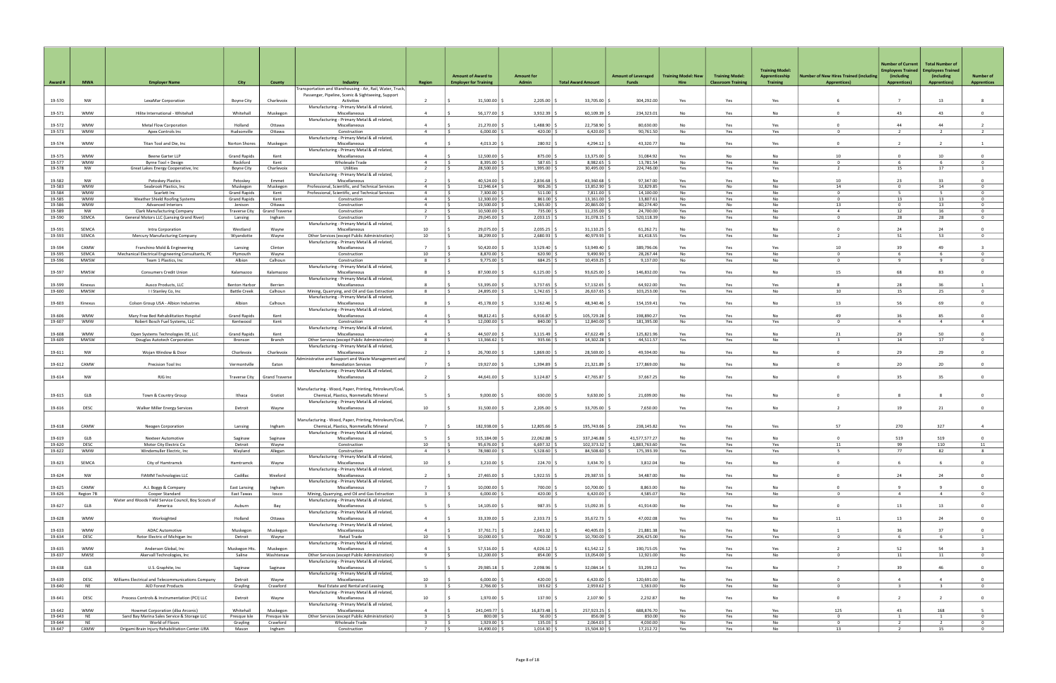| Award # | MWA | Employer Name | City | County | Industry | Region | Amount of Award to Employer for Training | Amount for Admin | Total Award Amount | Amount of Leveraged Funds | Training Model: New Hire | Training Model: Classroom Training | Training Model: Apprenticeship Training | Number of New Hires Trained (including Apprentices) | Number of Current Employees Trained (including Apprentices) | Total Number of Employees Trained (including Apprentices) | Number of Apprentices |
|---|---|---|---|---|---|---|---|---|---|---|---|---|---|---|---|---|---|
| 19-570 | NW | LexaMar Corporation | Boyne City | Charlevoix | Transportation and Warehousing - Air, Rail, Water, Truck, Passenger, Pipeline, Scenic & Sightseeing, Support Activities | 2 | $ 31,500.00 | $ 2,205.00 | $ 33,705.00 | $ 304,292.00 | Yes | Yes | Yes | 6 | 7 | 13 | 8 |
| 19-571 | WMW | Hilite International - Whitehall | Whitehall | Muskegon | Manufacturing - Primary Metal & all related, Miscellaneous | 4 | $ 56,177.00 | $ 3,932.39 | $ 60,109.39 | $ 234,323.01 | No | Yes | No | 0 | 43 | 43 | 0 |
| 19-572 | WMW | Metal Flow Corporation | Holland | Ottawa | Manufacturing - Primary Metal & all related, Miscellaneous | 4 | $ 21,270.00 | $ 1,488.90 | $ 22,758.90 | $ 80,630.00 | No | Yes | Yes | 0 | 44 | 44 | 2 |
| 19-573 | WMW | Apex Controls Inc | Hudsonville | Ottawa | Construction | 4 | $ 6,000.00 | $ 420.00 | $ 6,420.00 | $ 90,761.50 | No | Yes | Yes | 0 | 2 | 2 | 2 |
| 19-574 | WMW | Titan Tool and Die, Inc | Norton Shores | Muskegon | Manufacturing - Primary Metal & all related, Miscellaneous | 4 | $ 4,013.20 | $ 280.92 | $ 4,294.12 | $ 43,320.77 | No | Yes | Yes | 0 | 2 | 2 | 1 |
| 19-575 | WMW | Beene Garter LLP | Grand Rapids | Kent | Manufacturing - Primary Metal & all related, Miscellaneous | 4 | $ 12,500.00 | $ 875.00 | $ 13,375.00 | $ 31,084.92 | Yes | No | No | 10 | 0 | 10 | 0 |
| 19-577 | WMW | Byrne Tool + Design | Rockford | Kent | Wholesale Trade | 4 | $ 8,395.00 | $ 587.65 | $ 8,982.65 | $ 13,781.54 | No | Yes | No | 0 | 6 | 6 | 0 |
| 19-578 | NW | Great Lakes Energy Cooperative, Inc | Boyne City | Charlevoix | Utilities | 2 | $ 28,500.00 | $ 1,995.00 | $ 30,495.00 | $ 224,746.00 | Yes | Yes | Yes | 2 | 15 | 17 | 1 |
| 19-582 | NW | Petoskey Plastics | Petoskey | Emmet | Manufacturing - Primary Metal & all related, Miscellaneous | 2 | $ 40,524.00 | $ 2,836.68 | $ 43,360.68 | $ 97,347.00 | Yes | Yes | No | 10 | 23 | 33 | 0 |
| 19-583 | WMW | Seabrook Plastics, Inc | Muskegon | Muskegon | Professional, Scientific, and Technical Services | 4 | $ 12,946.64 | $ 906.26 | $ 13,852.90 | $ 32,829.85 | Yes | No | No | 14 | 0 | 14 | 0 |
| 19-584 | WMW | Scarlett Inc | Grand Rapids | Kent | Professional, Scientific, and Technical Services | 4 | $ 7,300.00 | $ 511.00 | $ 7,811.00 | $ 14,100.00 | No | Yes | No | 0 | 5 | 5 | 0 |
| 19-585 | WMW | Weather Shield Roofing Systems | Grand Rapids | Kent | Construction | 4 | $ 12,300.00 | $ 861.00 | $ 13,161.00 | $ 13,807.61 | No | Yes | No | 0 | 13 | 13 | 0 |
| 19-586 | WMW | Advanced Interiors | Jenison | Ottawa | Construction | 4 | $ 19,500.00 | $ 1,365.00 | $ 20,865.00 | $ 80,274.40 | Yes | No | No | 13 | 0 | 13 | 0 |
| 19-589 | NW | Clark Manufacturing Company | Traverse City | Grand Traverse | Construction | 2 | $ 10,500.00 | $ 735.00 | $ 11,235.00 | $ 24,700.00 | Yes | Yes | No | 4 | 12 | 16 | 0 |
| 19-590 | SEMCA | General Motors LLC (Lansing Grand River) | Lansing | Ingham | Construction | 7 | $ 29,045.00 | $ 2,033.15 | $ 31,078.15 | $ 520,118.39 | No | Yes | No | 0 | 28 | 28 | 0 |
| 19-591 | SEMCA | Intra Corporation | Westland | Wayne | Manufacturing - Primary Metal & all related, Miscellaneous | 10 | $ 29,075.00 | $ 2,035.25 | $ 31,110.25 | $ 61,262.71 | No | Yes | No | 0 | 24 | 24 | 0 |
| 19-593 | SEMCA | Mercury Manufacturing Company | Wyandotte | Wayne | Other Services (except Public Administration) | 10 | $ 38,299.00 | $ 2,680.93 | $ 40,979.93 | $ 81,418.55 | Yes | Yes | No | 2 | 51 | 53 | 0 |
| 19-594 | CAMW | Franchino Mold & Engineering | Lansing | Clinton | Manufacturing - Primary Metal & all related, Miscellaneous | 7 | $ 50,420.00 | $ 3,529.40 | $ 53,949.40 | $ 389,796.06 | Yes | Yes | Yes | 10 | 39 | 49 | 3 |
| 19-595 | SEMCA | Mechanical Electrical Engineering Consultants, PC | Plymouth | Wayne | Construction | 10 | $ 8,870.00 | $ 620.90 | $ 9,490.90 | $ 28,267.44 | No | Yes | No | 0 | 6 | 6 | 0 |
| 19-596 | MWSW | Team 1 Plastics, Inc | Albion | Calhoun | Construction | 8 | $ 9,775.00 | $ 684.25 | $ 10,459.25 | $ 9,137.00 | No | Yes | No | 0 | 9 | 9 | 0 |
| 19-597 | MWSW | Consumers Credit Union | Kalamazoo | Kalamazoo | Manufacturing - Primary Metal & all related, Miscellaneous | 8 | $ 87,500.00 | $ 6,125.00 | $ 93,625.00 | $ 146,832.00 | Yes | Yes | No | 15 | 68 | 83 | 0 |
| 19-599 | Kinexus | Ausco Products, LLC | Benton Harbor | Berrien | Manufacturing - Primary Metal & all related, Miscellaneous | 8 | $ 53,395.00 | $ 3,737.65 | $ 57,132.65 | $ 64,922.00 | Yes | Yes | Yes | 8 | 28 | 36 | 1 |
| 19-600 | MWSW | I I Stanley Co, Inc | Battle Creek | Calhoun | Mining, Quarrying, and Oil and Gas Extraction | 8 | $ 24,895.00 | $ 1,742.65 | $ 26,637.65 | $ 103,253.00 | Yes | Yes | No | 10 | 15 | 25 | 0 |
| 19-603 | Kinexus | Colson Group USA - Albion Industries | Albion | Calhoun | Manufacturing - Primary Metal & all related, Miscellaneous | 8 | $ 45,178.00 | $ 3,162.46 | $ 48,340.46 | $ 154,159.41 | Yes | Yes | No | 13 | 56 | 69 | 0 |
| 19-606 | WMW | Mary Free Bed Rehabilitation Hospital | Grand Rapids | Kent | Manufacturing - Primary Metal & all related, Miscellaneous | 4 | $ 98,812.41 | $ 6,916.87 | $ 105,729.28 | $ 198,890.27 | Yes | Yes | No | 49 | 36 | 85 | 0 |
| 19-607 | WMW | Robert Bosch Fuel Systems, LLC | Kentwood | Kent | Construction | 4 | $ 12,000.00 | $ 840.00 | $ 12,840.00 | $ 181,395.00 | No | Yes | Yes | 0 | 4 | 4 | 4 |
| 19-608 | WMW | Open Systems Technologies DE, LLC | Grand Rapids | Kent | Manufacturing - Primary Metal & all related, Miscellaneous | 4 | $ 44,507.00 | $ 3,115.49 | $ 47,622.49 | $ 125,821.96 | Yes | Yes | No | 21 | 29 | 50 | 0 |
| 19-609 | MWSW | Douglas Autotech Corporation | Bronson | Branch | Other Services (except Public Administration) | 8 | $ 13,366.62 | $ 935.66 | $ 14,302.28 | $ 44,511.57 | Yes | Yes | No | 3 | 14 | 17 | 0 |
| 19-611 | NW | Wojan Window & Door | Charlevoix | Charlevoix | Manufacturing - Primary Metal & all related, Miscellaneous | 2 | $ 26,700.00 | $ 1,869.00 | $ 28,569.00 | $ 49,594.00 | No | Yes | No | 0 | 29 | 29 | 0 |
| 19-612 | CAMW | Precision Tool Inc | Vermontville | Eaton | Administrative and Support and Waste Management and Remediation Services | 7 | $ 19,927.00 | $ 1,394.89 | $ 21,321.89 | $ 177,869.00 | No | Yes | No | 0 | 20 | 20 | 0 |
| 19-614 | NW | RJG Inc | Traverse City | Grand Traverse | Manufacturing - Primary Metal & all related, Miscellaneous | 2 | $ 44,641.00 | $ 3,124.87 | $ 47,765.87 | $ 37,667.25 | No | Yes | No | 0 | 35 | 35 | 0 |
| 19-615 | GLB | Town & Country Group | Ithaca | Gratiot | Manufacturing - Wood, Paper, Printing, Petroleum/Coal, Chemical, Plastics, Nonmetallic Mineral | 5 | $ 9,000.00 | $ 630.00 | $ 9,630.00 | $ 21,699.00 | No | Yes | No | 0 | 8 | 8 | 0 |
| 19-616 | DESC | Walker Miller Energy Services | Detroit | Wayne | Manufacturing - Primary Metal & all related, Miscellaneous | 10 | $ 31,500.00 | $ 2,205.00 | $ 33,705.00 | $ 7,650.00 | Yes | Yes | No | 2 | 19 | 21 | 0 |
| 19-618 | CAMW | Neogen Corporation | Lansing | Ingham | Manufacturing - Wood, Paper, Printing, Petroleum/Coal, Chemical, Plastics, Nonmetallic Mineral | 7 | $ 182,938.00 | $ 12,805.66 | $ 195,743.66 | $ 238,145.82 | Yes | Yes | Yes | 57 | 270 | 327 | 4 |
| 19-619 | GLB | Nexteer Automotive | Saginaw | Saginaw | Manufacturing - Primary Metal & all related, Miscellaneous | 5 | $ 315,184.00 | $ 22,062.88 | $ 337,246.88 | $ 41,577,577.27 | No | Yes | No | 0 | 519 | 519 | 0 |
| 19-620 | DESC | Motor City Electric Co | Detroit | Wayne | Construction | 10 | $ 95,676.00 | $ 6,697.32 | $ 102,373.32 | $ 1,883,763.60 | Yes | Yes | Yes | 11 | 99 | 110 | 11 |
| 19-622 | WMW | Windemuller Electric, Inc | Wayland | Allegan | Construction | 4 | $ 78,980.00 | $ 5,528.60 | $ 84,508.60 | $ 175,933.39 | Yes | Yes | Yes | 5 | 77 | 82 | 8 |
| 19-623 | SEMCA | City of Hamtramck | Hamtramck | Wayne | Manufacturing - Primary Metal & all related, Miscellaneous | 10 | $ 3,210.00 | $ 224.70 | $ 3,434.70 | $ 3,812.04 | No | Yes | No | 0 | 6 | 6 | 0 |
| 19-624 | NW | FIAMM Technologies LLC | Cadillac | Wexford | Manufacturing - Primary Metal & all related, Miscellaneous | 2 | $ 27,465.00 | $ 1,922.55 | $ 29,387.55 | $ 34,487.00 | No | Yes | No | 0 | 24 | 24 | 0 |
| 19-625 | CAMW | A.J. Boggs & Company | East Lansing | Ingham | Manufacturing - Primary Metal & all related, Miscellaneous | 7 | $ 10,000.00 | $ 700.00 | $ 10,700.00 | $ 8,863.00 | No | Yes | No | 0 | 9 | 9 | 0 |
| 19-626 | Region 7B | Cooper Standard | East Tawas | Iosco | Mining, Quarrying, and Oil and Gas Extraction | 3 | $ 6,000.00 | $ 420.00 | $ 6,420.00 | $ 4,585.07 | No | Yes | No | 0 | 4 | 4 | 0 |
| 19-627 | GLB | Water and Woods Field Service Council, Boy Scouts of America | Auburn | Bay | Manufacturing - Primary Metal & all related, Miscellaneous | 5 | $ 14,105.00 | $ 987.35 | $ 15,092.35 | $ 41,914.00 | No | Yes | No | 0 | 13 | 13 | 0 |
| 19-628 | WMW | Worksighted | Holland | Ottawa | Manufacturing - Primary Metal & all related, Miscellaneous | 4 | $ 33,339.00 | $ 2,333.73 | $ 35,672.73 | $ 47,002.08 | Yes | Yes | No | 11 | 13 | 24 | 0 |
| 19-633 | WMW | ADAC Automotive | Muskegon | Muskegon | Manufacturing - Primary Metal & all related, Miscellaneous | 4 | $ 37,761.71 | $ 2,643.32 | $ 40,405.03 | $ 21,881.38 | Yes | Yes | No | 1 | 36 | 37 | 0 |
| 19-634 | DESC | Rotor Electric of Michigan Inc | Detroit | Wayne | Retail Trade | 10 | $ 10,000.00 | $ 700.00 | $ 10,700.00 | $ 206,425.00 | No | Yes | Yes | 0 | 6 | 6 | 1 |
| 19-635 | WMW | Anderson Global, Inc | Muskegon Hts. | Muskegon | Manufacturing - Primary Metal & all related, Miscellaneous | 4 | $ 57,516.00 | $ 4,026.12 | $ 61,542.12 | $ 190,715.05 | Yes | Yes | Yes | 2 | 52 | 54 | 3 |
| 19-637 | MWSE | Akervall Technologies, Inc | Saline | Washtenaw | Other Services (except Public Administration) | 9 | $ 12,200.00 | $ 854.00 | $ 13,054.00 | $ 12,921.00 | No | Yes | No | 0 | 11 | 11 | 0 |
| 19-638 | GLB | U.S. Graphite, Inc | Saginaw | Saginaw | Manufacturing - Primary Metal & all related, Miscellaneous | 5 | $ 29,985.18 | $ 2,098.96 | $ 32,084.14 | $ 33,299.12 | Yes | Yes | No | 7 | 39 | 46 | 0 |
| 19-639 | DESC | Williams Electrical and Telecommunications Company | Detroit | Wayne | Manufacturing - Primary Metal & all related, Miscellaneous | 10 | $ 6,000.00 | $ 420.00 | $ 6,420.00 | $ 120,691.00 | No | Yes | No | 0 | 4 | 4 | 0 |
| 19-640 | NE | AJD Forest Products | Grayling | Crawford | Real Estate and Rental and Leasing | 3 | $ 2,766.00 | $ 193.62 | $ 2,959.62 | $ 1,563.00 | No | Yes | No | 0 | 3 | 3 | 0 |
| 19-641 | DESC | Process Controls & Instrumentation (PCI) LLC | Detroit | Wayne | Manufacturing - Primary Metal & all related, Miscellaneous | 10 | $ 1,970.00 | $ 137.90 | $ 2,107.90 | $ 2,232.87 | No | Yes | No | 0 | 2 | 2 | 0 |
| 19-642 | WMW | Howmet Corporation (dba Arconic) | Whitehall | Muskegon | Manufacturing - Primary Metal & all related, Miscellaneous | 4 | $ 241,049.77 | $ 16,873.48 | $ 257,923.25 | $ 688,876.70 | Yes | Yes | Yes | 125 | 43 | 168 | 5 |
| 19-643 | NE | Sand Bay Marina Sales Service & Storage LLC | Presque Isle | Presque Isle | Other Services (except Public Administration) | 3 | $ 800.00 | $ 56.00 | $ 856.00 | $ 850.00 | No | Yes | No | 0 | 1 | 1 | 0 |
| 19-644 | NE | World of Floors | Grayling | Crawford | Wholesale Trade | 3 | $ 1,929.00 | $ 135.03 | $ 2,064.03 | $ 4,030.00 | No | Yes | No | 0 | 2 | 2 | 0 |
| 19-647 | CAMW | Origami Brain Injury Rehabilitation Center-URA | Mason | Ingham | Construction | 7 | $ 14,490.00 | $ 1,014.30 | $ 15,504.30 | $ 17,212.72 | Yes | Yes | No | 13 | 2 | 15 | 0 |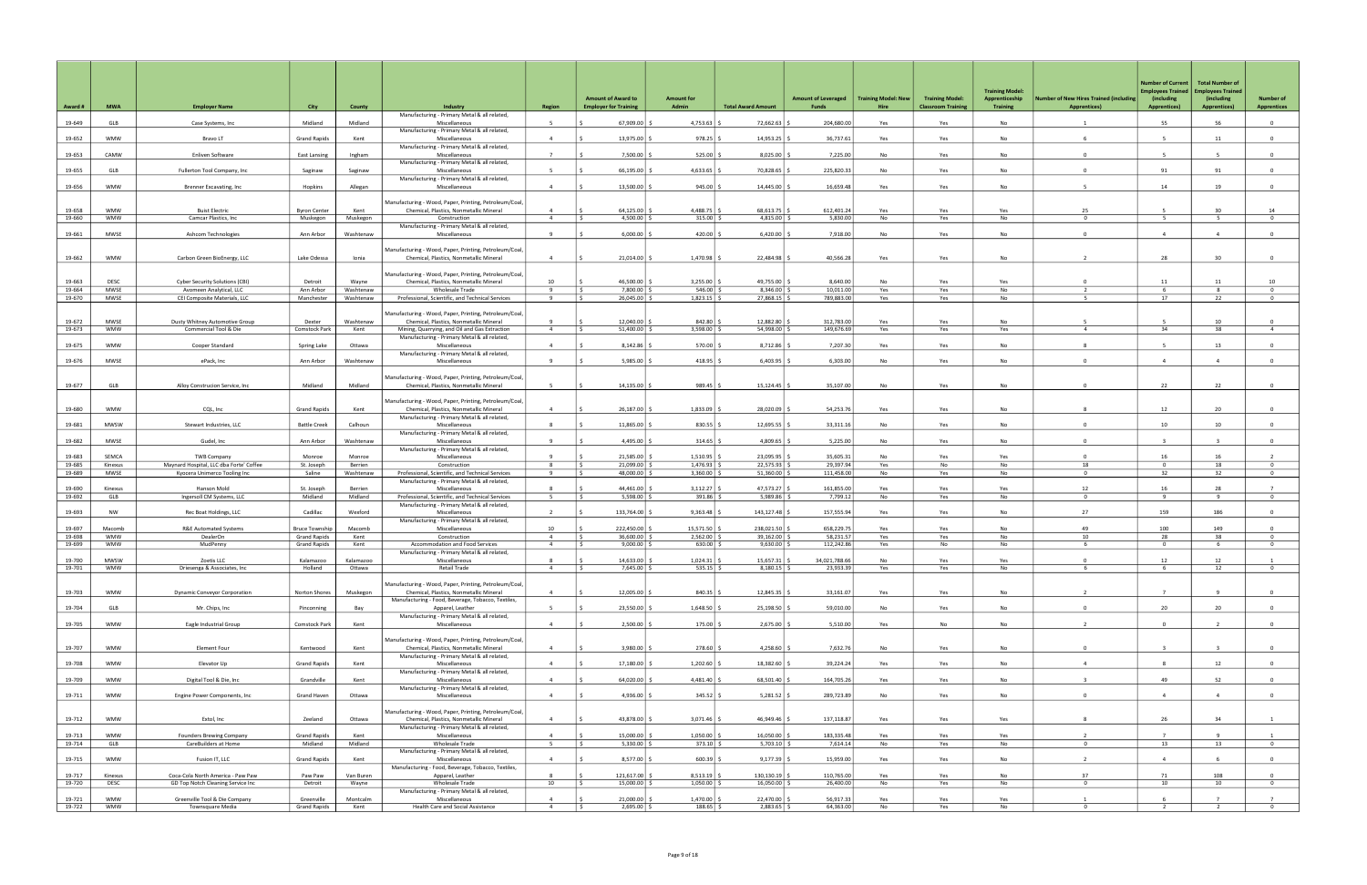| Award # | MWA | Employer Name | City | County | Industry | Region | Amount of Award to Employer for Training | Amount for Admin | Total Award Amount | Amount of Leveraged Funds | Training Model: New Hire | Training Model: Classroom Training | Training Model: Apprenticeship Training | Number of New Hires Trained (including Apprentices) | Number of Current Employees Trained (including Apprentices) | Total Number of Employees Trained (including Apprentices) | Number of Apprentices |
|---|---|---|---|---|---|---|---|---|---|---|---|---|---|---|---|---|---|
| 19-649 | GLB | Case Systems, Inc | Midland | Midland | Manufacturing - Primary Metal & all related, Miscellaneous | 5 | $ 67,909.00 | $ 4,753.63 | $ 72,662.63 | $ 204,680.00 | Yes | Yes | No | 1 | 55 | 56 | 0 |
| 19-652 | WMW | Bravo LT | Grand Rapids | Kent | Manufacturing - Primary Metal & all related, Miscellaneous | 4 | $ 13,975.00 | $ 978.25 | $ 14,953.25 | $ 36,737.61 | Yes | Yes | No | 6 | 5 | 11 | 0 |
| 19-653 | CAMW | Enliven Software | East Lansing | Ingham | Manufacturing - Primary Metal & all related, Miscellaneous | 7 | $ 7,500.00 | $ 525.00 | $ 8,025.00 | $ 7,225.00 | No | Yes | No | 0 | 5 | 5 | 0 |
| 19-655 | GLB | Fullerton Tool Company, Inc | Saginaw | Saginaw | Manufacturing - Primary Metal & all related, Miscellaneous | 5 | $ 66,195.00 | $ 4,633.65 | $ 70,828.65 | $ 225,820.33 | No | Yes | No | 0 | 91 | 91 | 0 |
| 19-656 | WMW | Brenner Excavating, Inc | Hopkins | Allegan | Manufacturing - Primary Metal & all related, Miscellaneous | 4 | $ 13,500.00 | $ 945.00 | $ 14,445.00 | $ 16,659.48 | Yes | Yes | No | 5 | 14 | 19 | 0 |
| 19-658 | WMW | Buist Electric | Byron Center | Kent | Manufacturing - Wood, Paper, Printing, Petroleum/Coal, Chemical, Plastics, Nonmetallic Mineral | 4 | $ 64,125.00 | $ 4,488.75 | $ 68,613.75 | $ 612,401.24 | Yes | Yes | Yes | 25 | 5 | 30 | 14 |
| 19-660 | WMW | Camcar Plastics, Inc | Muskegon | Muskegon | Construction | 4 | $ 4,500.00 | $ 315.00 | $ 4,815.00 | $ 5,830.00 | No | Yes | No | 0 | 5 | 5 | 0 |
| 19-661 | MWSE | Ashcom Technologies | Ann Arbor | Washtenaw | Manufacturing - Primary Metal & all related, Miscellaneous | 9 | $ 6,000.00 | $ 420.00 | $ 6,420.00 | $ 7,918.00 | No | Yes | No | 0 | 4 | 4 | 0 |
| 19-662 | WMW | Carbon Green BioEnergy, LLC | Lake Odessa | Ionia | Manufacturing - Wood, Paper, Printing, Petroleum/Coal, Chemical, Plastics, Nonmetallic Mineral | 4 | $ 21,014.00 | $ 1,470.98 | $ 22,484.98 | $ 40,566.28 | Yes | Yes | No | 2 | 28 | 30 | 0 |
| 19-663 | DESC | Cyber Security Solutions (CBI) | Detroit | Wayne | Manufacturing - Wood, Paper, Printing, Petroleum/Coal, Chemical, Plastics, Nonmetallic Mineral | 10 | $ 46,500.00 | $ 3,255.00 | $ 49,755.00 | $ 8,640.00 | No | Yes | Yes | 0 | 11 | 11 | 10 |
| 19-664 | MWSE | Avomeen Analytical, LLC | Ann Arbor | Washtenaw | Wholesale Trade | 9 | $ 7,800.00 | $ 546.00 | $ 8,346.00 | $ 10,011.00 | Yes | Yes | No | 2 | 6 | 8 | 0 |
| 19-670 | MWSE | CEI Composite Materials, LLC | Manchester | Washtenaw | Professional, Scientific, and Technical Services | 9 | $ 26,045.00 | $ 1,823.15 | $ 27,868.15 | $ 789,883.00 | Yes | Yes | No | 5 | 17 | 22 | 0 |
| 19-672 | MWSE | Dusty Whitney Automotive Group | Dexter | Washtenaw | Manufacturing - Wood, Paper, Printing, Petroleum/Coal, Chemical, Plastics, Nonmetallic Mineral | 9 | $ 12,040.00 | $ 842.80 | $ 12,882.80 | $ 312,783.00 | Yes | Yes | No | 5 | 5 | 10 | 0 |
| 19-673 | WMW | Commercial Tool & Die | Comstock Park | Kent | Mining, Quarrying, and Oil and Gas Extraction | 4 | $ 51,400.00 | $ 3,598.00 | $ 54,998.00 | $ 149,676.69 | Yes | Yes | Yes | 4 | 34 | 38 | 4 |
| 19-675 | WMW | Cooper Standard | Spring Lake | Ottawa | Manufacturing - Primary Metal & all related, Miscellaneous | 4 | $ 8,142.86 | $ 570.00 | $ 8,712.86 | $ 7,207.30 | Yes | Yes | No | 8 | 5 | 13 | 0 |
| 19-676 | MWSE | ePack, Inc | Ann Arbor | Washtenaw | Manufacturing - Primary Metal & all related, Miscellaneous | 9 | $ 5,985.00 | $ 418.95 | $ 6,403.95 | $ 6,303.00 | No | Yes | No | 0 | 4 | 4 | 0 |
| 19-677 | GLB | Alloy Construcion Service, Inc | Midland | Midland | Manufacturing - Wood, Paper, Printing, Petroleum/Coal, Chemical, Plastics, Nonmetallic Mineral | 5 | $ 14,135.00 | $ 989.45 | $ 15,124.45 | $ 35,107.00 | No | Yes | No | 0 | 22 | 22 | 0 |
| 19-680 | WMW | CQL, Inc | Grand Rapids | Kent | Manufacturing - Wood, Paper, Printing, Petroleum/Coal, Chemical, Plastics, Nonmetallic Mineral | 4 | $ 26,187.00 | $ 1,833.09 | $ 28,020.09 | $ 54,253.76 | Yes | Yes | No | 8 | 12 | 20 | 0 |
| 19-681 | MWSW | Stewart Industries, LLC | Battle Creek | Calhoun | Manufacturing - Primary Metal & all related, Miscellaneous | 8 | $ 11,865.00 | $ 830.55 | $ 12,695.55 | $ 33,311.16 | No | Yes | No | 0 | 10 | 10 | 0 |
| 19-682 | MWSE | Gudel, Inc | Ann Arbor | Washtenaw | Manufacturing - Primary Metal & all related, Miscellaneous | 9 | $ 4,495.00 | $ 314.65 | $ 4,809.65 | $ 5,225.00 | No | Yes | No | 0 | 3 | 3 | 0 |
| 19-683 | SEMCA | TWB Company | Monroe | Monroe | Manufacturing - Primary Metal & all related, Miscellaneous | 9 | $ 21,585.00 | $ 1,510.95 | $ 23,095.95 | $ 35,605.31 | No | Yes | Yes | 0 | 16 | 16 | 2 |
| 19-685 | Kinexus | Maynard Hospital, LLC dba Forte' Coffee | St. Joseph | Berrien | Construction | 8 | $ 21,099.00 | $ 1,476.93 | $ 22,575.93 | $ 29,397.94 | Yes | No | No | 18 | 0 | 18 | 0 |
| 19-689 | MWSE | Kyocera Unimerco Tooling Inc | Saline | Washtenaw | Professional, Scientific, and Technical Services | 9 | $ 48,000.00 | $ 3,360.00 | $ 51,360.00 | $ 111,458.00 | No | Yes | No | 0 | 32 | 32 | 0 |
| 19-690 | Kinexus | Hanson Mold | St. Joseph | Berrien | Manufacturing - Primary Metal & all related, Miscellaneous | 8 | $ 44,461.00 | $ 3,112.27 | $ 47,573.27 | $ 161,855.00 | Yes | Yes | Yes | 12 | 16 | 28 | 7 |
| 19-692 | GLB | Ingersoll CM Systems, LLC | Midland | Midland | Professional, Scientific, and Technical Services | 5 | $ 5,598.00 | $ 391.86 | $ 5,989.86 | $ 7,799.12 | No | Yes | No | 0 | 9 | 9 | 0 |
| 19-693 | NW | Rec Boat Holdings, LLC | Cadillac | Wexford | Manufacturing - Primary Metal & all related, Miscellaneous | 2 | $ 133,764.00 | $ 9,363.48 | $ 143,127.48 | $ 157,555.94 | Yes | Yes | No | 27 | 159 | 186 | 0 |
| 19-697 | Macomb | R&E Automated Systems | Bruce Township | Macomb | Manufacturing - Primary Metal & all related, Miscellaneous | 10 | $ 222,450.00 | $ 15,571.50 | $ 238,021.50 | $ 658,229.75 | Yes | Yes | No | 49 | 100 | 149 | 0 |
| 19-698 | WMW | DealerOn | Grand Rapids | Kent | Construction | 4 | $ 36,600.00 | $ 2,562.00 | $ 39,162.00 | $ 58,231.57 | Yes | Yes | No | 10 | 28 | 38 | 0 |
| 19-699 | WMW | MudPenny | Grand Rapids | Kent | Accommodation and Food Services | 4 | $ 9,000.00 | $ 630.00 | $ 9,630.00 | $ 112,242.86 | Yes | No | No | 6 | 0 | 6 | 0 |
| 19-700 | MWSW | Zoetis LLC | Kalamazoo | Kalamazoo | Manufacturing - Primary Metal & all related, Miscellaneous | 8 | $ 14,633.00 | $ 1,024.31 | $ 15,657.31 | $ 34,021,788.66 | No | Yes | Yes | 0 | 12 | 12 | 1 |
| 19-701 | WMW | Driesenga & Associates, Inc | Holland | Ottawa | Retail Trade | 4 | $ 7,645.00 | $ 535.15 | $ 8,180.15 | $ 23,933.39 | Yes | Yes | No | 6 | 6 | 12 | 0 |
| 19-703 | WMW | Dynamic Conveyor Corporation | Norton Shores | Muskegon | Manufacturing - Wood, Paper, Printing, Petroleum/Coal, Chemical, Plastics, Nonmetallic Mineral | 4 | $ 12,005.00 | $ 840.35 | $ 12,845.35 | $ 33,161.07 | Yes | Yes | No | 2 | 7 | 9 | 0 |
| 19-704 | GLB | Mr. Chips, Inc | Pinconning | Bay | Manufacturing - Food, Beverage, Tobacco, Textiles, Apparel, Leather | 5 | $ 23,550.00 | $ 1,648.50 | $ 25,198.50 | $ 59,010.00 | No | Yes | No | 0 | 20 | 20 | 0 |
| 19-705 | WMW | Eagle Industrial Group | Comstock Park | Kent | Manufacturing - Primary Metal & all related, Miscellaneous | 4 | $ 2,500.00 | $ 175.00 | $ 2,675.00 | $ 5,510.00 | Yes | No | No | 2 | 0 | 2 | 0 |
| 19-707 | WMW | Element Four | Kentwood | Kent | Manufacturing - Wood, Paper, Printing, Petroleum/Coal, Chemical, Plastics, Nonmetallic Mineral | 4 | $ 3,980.00 | $ 278.60 | $ 4,258.60 | $ 7,632.76 | No | Yes | No | 0 | 3 | 3 | 0 |
| 19-708 | WMW | Elevator Up | Grand Rapids | Kent | Manufacturing - Primary Metal & all related, Miscellaneous | 4 | $ 17,180.00 | $ 1,202.60 | $ 18,382.60 | $ 39,224.24 | Yes | Yes | No | 4 | 8 | 12 | 0 |
| 19-709 | WMW | Digital Tool & Die, Inc | Grandville | Kent | Manufacturing - Primary Metal & all related, Miscellaneous | 4 | $ 64,020.00 | $ 4,481.40 | $ 68,501.40 | $ 164,705.26 | Yes | Yes | No | 3 | 49 | 52 | 0 |
| 19-711 | WMW | Engine Power Components, Inc | Grand Haven | Ottawa | Manufacturing - Primary Metal & all related, Miscellaneous | 4 | $ 4,936.00 | $ 345.52 | $ 5,281.52 | $ 289,723.89 | No | Yes | No | 0 | 4 | 4 | 0 |
| 19-712 | WMW | Extol, Inc | Zeeland | Ottawa | Manufacturing - Wood, Paper, Printing, Petroleum/Coal, Chemical, Plastics, Nonmetallic Mineral | 4 | $ 43,878.00 | $ 3,071.46 | $ 46,949.46 | $ 137,118.87 | Yes | Yes | Yes | 8 | 26 | 34 | 1 |
| 19-713 | WMW | Founders Brewing Company | Grand Rapids | Kent | Manufacturing - Primary Metal & all related, Miscellaneous | 4 | $ 15,000.00 | $ 1,050.00 | $ 16,050.00 | $ 183,335.48 | Yes | Yes | Yes | 2 | 7 | 9 | 1 |
| 19-714 | GLB | CareBuilders at Home | Midland | Midland | Wholesale Trade | 5 | $ 5,330.00 | $ 373.10 | $ 5,703.10 | $ 7,614.14 | No | Yes | No | 0 | 13 | 13 | 0 |
| 19-715 | WMW | Fusion IT, LLC | Grand Rapids | Kent | Manufacturing - Primary Metal & all related, Miscellaneous | 4 | $ 8,577.00 | $ 600.39 | $ 9,177.39 | $ 15,959.00 | Yes | Yes | No | 2 | 4 | 6 | 0 |
| 19-717 | Kinexus | Coca-Cola North America - Paw Paw | Paw Paw | Van Buren | Manufacturing - Food, Beverage, Tobacco, Textiles, Apparel, Leather | 8 | $ 121,617.00 | $ 8,513.19 | $ 130,130.19 | $ 110,765.00 | Yes | Yes | No | 37 | 71 | 108 | 0 |
| 19-720 | DESC | GD Top Notch Cleaning Service Inc | Detroit | Wayne | Wholesale Trade | 10 | $ 15,000.00 | $ 1,050.00 | $ 16,050.00 | $ 26,400.00 | No | Yes | No | 0 | 10 | 10 | 0 |
| 19-721 | WMW | Greenville Tool & Die Company | Greenville | Montcalm | Manufacturing - Primary Metal & all related, Miscellaneous | 4 | $ 21,000.00 | $ 1,470.00 | $ 22,470.00 | $ 56,917.33 | Yes | Yes | Yes | 1 | 6 | 7 | 7 |
| 19-722 | WMW | Townsquare Media | Grand Rapids | Kent | Health Care and Social Assistance | 4 | $ 2,695.00 | $ 188.65 | $ 2,883.65 | $ 64,363.00 | No | Yes | No | 0 | 2 | 2 | 0 |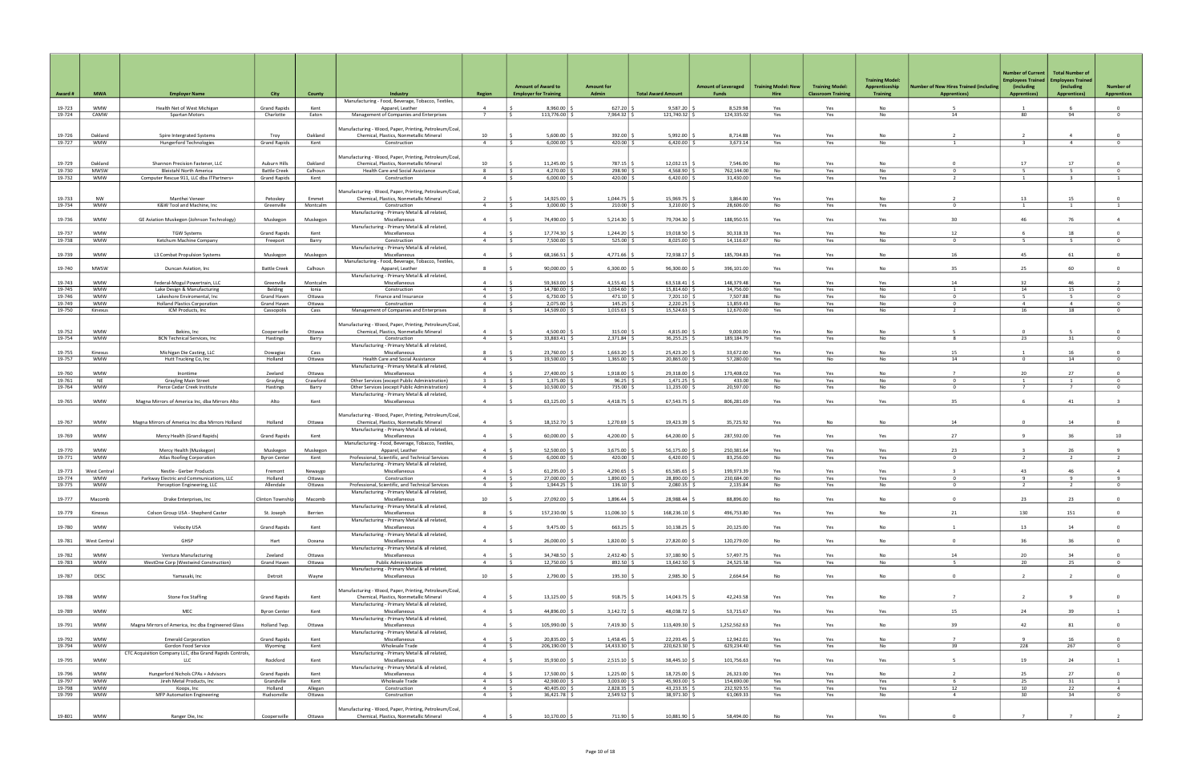| Award # | MWA | Employer Name | City | County | Industry | Region | Amount of Award to Employer for Training | Amount for Admin | Total Award Amount | Amount of Leveraged Funds | Training Model: New Hire | Training Model: Classroom Training | Training Model: Apprenticeship Training | Number of New Hires Trained (including Apprentices) | Number of Current Employees Trained (including Apprentices) | Total Number of Employees Trained (including Apprentices) | Number of Apprentices |
|---|---|---|---|---|---|---|---|---|---|---|---|---|---|---|---|---|---|
| 19-723 | WMW | Health Net of West Michigan | Grand Rapids | Kent | Manufacturing - Food, Beverage, Tobacco, Textiles, Apparel, Leather | 4 | $ 8,960.00 | $ 627.20 | $ 9,587.20 | $ 8,529.98 | Yes | Yes | No | 5 | 1 | 6 | 0 |
| 19-724 | CAMW | Spartan Motors | Charlotte | Eaton | Management of Companies and Enterprises | 7 | $ 113,776.00 | $ 7,964.32 | $ 121,740.32 | $ 124,335.02 | Yes | Yes | No | 14 | 80 | 94 | 0 |
| 19-726 | Oakland | Spire Intergrated Systems | Troy | Oakland | Manufacturing - Wood, Paper, Printing, Petroleum/Coal, Chemical, Plastics, Nonmetallic Mineral | 10 | $ 5,600.00 | $ 392.00 | $ 5,992.00 | $ 8,714.88 | Yes | Yes | No | 2 | 2 | 4 | 0 |
| 19-727 | WMW | Hungerford Technologies | Grand Rapids | Kent | Construction | 4 | $ 6,000.00 | $ 420.00 | $ 6,420.00 | $ 3,673.14 | Yes | Yes | No | 1 | 3 | 4 | 0 |
| 19-729 | Oakland | Shannon Precision Fastener, LLC | Auburn Hills | Oakland | Manufacturing - Wood, Paper, Printing, Petroleum/Coal, Chemical, Plastics, Nonmetallic Mineral | 10 | $ 11,245.00 | $ 787.15 | $ 12,032.15 | $ 7,546.00 | No | Yes | No | 0 | 17 | 17 | 0 |
| 19-730 | MWSW | Bleistahl North America | Battle Creek | Calhoun | Health Care and Social Assistance | 8 | $ 4,270.00 | $ 298.90 | $ 4,568.90 | $ 762,144.00 | No | Yes | No | 0 | 5 | 5 | 0 |
| 19-732 | WMW | Computer Rescue 911, LLC dba ITPartners+ | Grand Rapids | Kent | Construction | 4 | $ 6,000.00 | $ 420.00 | $ 6,420.00 | $ 31,430.00 | Yes | Yes | Yes | 2 | 1 | 3 | 1 |
| 19-733 | NW | Manthei Veneer | Petoskey | Emmet | Manufacturing - Wood, Paper, Printing, Petroleum/Coal, Chemical, Plastics, Nonmetallic Mineral | 2 | $ 14,925.00 | $ 1,044.75 | $ 15,969.75 | $ 3,864.00 | Yes | Yes | No | 2 | 13 | 15 | 0 |
| 19-734 | WMW | K&W Tool and Machine, Inc | Greenville | Montcalm | Construction | 4 | $ 3,000.00 | $ 210.00 | $ 3,210.00 | $ 28,606.00 | No | Yes | Yes | 0 | 1 | 1 | 1 |
| 19-736 | WMW | GE Aviation Muskegon (Johnson Technology) | Muskegon | Muskegon | Manufacturing - Primary Metal & all related, Miscellaneous | 4 | $ 74,490.00 | $ 5,214.30 | $ 79,704.30 | $ 188,950.55 | Yes | Yes | Yes | 30 | 46 | 76 | 4 |
| 19-737 | WMW | TGW Systems | Grand Rapids | Kent | Manufacturing - Primary Metal & all related, Miscellaneous | 4 | $ 17,774.30 | $ 1,244.20 | $ 19,018.50 | $ 30,318.33 | Yes | Yes | No | 12 | 6 | 18 | 0 |
| 19-738 | WMW | Ketchum Machine Company | Freeport | Barry | Construction | 4 | $ 7,500.00 | $ 525.00 | $ 8,025.00 | $ 14,116.67 | No | Yes | No | 0 | 5 | 5 | 0 |
| 19-739 | WMW | L3 Combat Propulsion Systems | Muskegon | Muskegon | Manufacturing - Primary Metal & all related, Miscellaneous | 4 | $ 68,166.51 | $ 4,771.66 | $ 72,938.17 | $ 185,704.83 | Yes | Yes | No | 16 | 45 | 61 | 0 |
| 19-740 | MWSW | Duncan Aviation, Inc | Battle Creek | Calhoun | Manufacturing - Food, Beverage, Tobacco, Textiles, Apparel, Leather | 8 | $ 90,000.00 | $ 6,300.00 | $ 96,300.00 | $ 396,101.00 | Yes | Yes | No | 35 | 25 | 60 | 0 |
| 19-743 | WMW | Federal-Mogul Powertrain, LLC | Greenville | Montcalm | Manufacturing - Primary Metal & all related, Miscellaneous | 4 | $ 59,363.00 | $ 4,155.41 | $ 63,518.41 | $ 148,379.48 | Yes | Yes | Yes | 14 | 32 | 46 | 2 |
| 19-745 | WMW | Lake Design & Manufacturing | Belding | Ionia | Construction | 4 | $ 14,780.00 | $ 1,034.60 | $ 15,814.60 | $ 34,756.00 | Yes | Yes | No | 1 | 14 | 15 | 0 |
| 19-746 | WMW | Lakeshore Enviromental, Inc | Grand Haven | Ottawa | Finance and Insurance | 4 | $ 6,730.00 | $ 471.10 | $ 7,201.10 | $ 7,507.88 | No | Yes | No | 0 | 5 | 5 | 0 |
| 19-749 | WMW | Holland Plastics Corporation | Grand Haven | Ottawa | Construction | 4 | $ 2,075.00 | $ 145.25 | $ 2,220.25 | $ 13,859.43 | No | Yes | No | 0 | 4 | 4 | 0 |
| 19-750 | Kinexus | ICM Products, Inc | Cassopolis | Cass | Management of Companies and Enterprises | 8 | $ 14,509.00 | $ 1,015.63 | $ 15,524.63 | $ 12,670.00 | Yes | Yes | No | 2 | 16 | 18 | 0 |
| 19-752 | WMW | Bekins, Inc | Coopersville | Ottawa | Manufacturing - Wood, Paper, Printing, Petroleum/Coal, Chemical, Plastics, Nonmetallic Mineral | 4 | $ 4,500.00 | $ 315.00 | $ 4,815.00 | $ 9,000.00 | Yes | No | No | 5 | 0 | 5 | 0 |
| 19-754 | WMW | BCN Technical Services, Inc | Hastings | Barry | Construction | 4 | $ 33,883.41 | $ 2,371.84 | $ 36,255.25 | $ 189,184.79 | Yes | Yes | No | 8 | 23 | 31 | 0 |
| 19-755 | Kinexus | Michigan Die Casting, LLC | Dowagiac | Cass | Manufacturing - Primary Metal & all related, Miscellaneous | 8 | $ 23,760.00 | $ 1,663.20 | $ 25,423.20 | $ 33,672.00 | Yes | Yes | No | 15 | 1 | 16 | 0 |
| 19-757 | WMW | Hutt Trucking Co, Inc | Holland | Ottawa | Health Care and Social Assistance | 4 | $ 19,500.00 | $ 1,365.00 | $ 20,865.00 | $ 57,280.00 | Yes | No | No | 14 | 0 | 14 | 0 |
| 19-760 | WMW | Inontime | Zeeland | Ottawa | Manufacturing - Primary Metal & all related, Miscellaneous | 4 | $ 27,400.00 | $ 1,918.00 | $ 29,318.00 | $ 173,408.02 | Yes | Yes | No | 7 | 20 | 27 | 0 |
| 19-761 | NE | Grayling Main Street | Grayling | Crawford | Other Services (except Public Administration) | 3 | $ 1,375.00 | $ 96.25 | $ 1,471.25 | $ 433.00 | No | Yes | No | 0 | 1 | 1 | 0 |
| 19-764 | WMW | Pierce Cedar Creek Institute | Hastings | Barry | Other Services (except Public Administration) | 4 | $ 10,500.00 | $ 735.00 | $ 11,235.00 | $ 20,597.00 | No | Yes | No | 0 | 7 | 7 | 0 |
| 19-765 | WMW | Magna Mirrors of America Inc, dba Mirrors Alto | Alto | Kent | Manufacturing - Primary Metal & all related, Miscellaneous | 4 | $ 63,125.00 | $ 4,418.75 | $ 67,543.75 | $ 806,281.69 | Yes | Yes | Yes | 35 | 6 | 41 | 3 |
| 19-767 | WMW | Magna Mirrors of America Inc dba Mirrors Holland | Holland | Ottawa | Manufacturing - Wood, Paper, Printing, Petroleum/Coal, Chemical, Plastics, Nonmetallic Mineral | 4 | $ 18,152.70 | $ 1,270.69 | $ 19,423.39 | $ 35,725.92 | Yes | No | No | 14 | 0 | 14 | 0 |
| 19-769 | WMW | Mercy Health (Grand Rapids) | Grand Rapids | Kent | Manufacturing - Primary Metal & all related, Miscellaneous | 4 | $ 60,000.00 | $ 4,200.00 | $ 64,200.00 | $ 287,592.00 | Yes | Yes | Yes | 27 | 9 | 36 | 10 |
| 19-770 | WMW | Mercy Health (Muskegon) | Muskegon | Muskegon | Manufacturing - Food, Beverage, Tobacco, Textiles, Apparel, Leather | 4 | $ 52,500.00 | $ 3,675.00 | $ 56,175.00 | $ 250,381.64 | Yes | Yes | Yes | 23 | 3 | 26 | 9 |
| 19-771 | WMW | Atlas Roofing Corporation | Byron Center | Kent | Professional, Scientific, and Technical Services | 4 | $ 6,000.00 | $ 420.00 | $ 6,420.00 | $ 83,256.00 | No | Yes | Yes | 0 | 2 | 2 | 2 |
| 19-773 | West Central | Nestle - Gerber Products | Fremont | Newaygo | Manufacturing - Primary Metal & all related, Miscellaneous | 4 | $ 61,295.00 | $ 4,290.65 | $ 65,585.65 | $ 199,973.39 | Yes | Yes | Yes | 3 | 43 | 46 | 4 |
| 19-774 | WMW | Parkway Electric and Communications, LLC | Holland | Ottawa | Construction | 4 | $ 27,000.00 | $ 1,890.00 | $ 28,890.00 | $ 230,684.00 | No | Yes | Yes | 0 | 9 | 9 | 9 |
| 19-775 | WMW | Perception Engineering, LLC | Allendale | Ottawa | Professional, Scientific, and Technical Services | 4 | $ 1,944.25 | $ 136.10 | $ 2,080.35 | $ 2,135.84 | No | Yes | No | 0 | 2 | 2 | 0 |
| 19-777 | Macomb | Drake Enterprises, Inc | Clinton Township | Macomb | Manufacturing - Primary Metal & all related, Miscellaneous | 10 | $ 27,092.00 | $ 1,896.44 | $ 28,988.44 | $ 88,896.00 | No | Yes | No | 0 | 23 | 23 | 0 |
| 19-779 | Kinexus | Colson Group USA - Shepherd Caster | St. Joseph | Berrien | Manufacturing - Primary Metal & all related, Miscellaneous | 8 | $ 157,230.00 | $ 11,006.10 | $ 168,236.10 | $ 496,753.80 | Yes | Yes | No | 21 | 130 | 151 | 0 |
| 19-780 | WMW | Velocity USA | Grand Rapids | Kent | Manufacturing - Primary Metal & all related, Miscellaneous | 4 | $ 9,475.00 | $ 663.25 | $ 10,138.25 | $ 20,125.00 | Yes | Yes | No | 1 | 13 | 14 | 0 |
| 19-781 | West Central | GHSP | Hart | Oceana | Manufacturing - Primary Metal & all related, Miscellaneous | 4 | $ 26,000.00 | $ 1,820.00 | $ 27,820.00 | $ 120,279.00 | No | Yes | No | 0 | 36 | 36 | 0 |
| 19-782 | WMW | Ventura Manufacturing | Zeeland | Ottawa | Manufacturing - Primary Metal & all related, Miscellaneous | 4 | $ 34,748.50 | $ 2,432.40 | $ 37,180.90 | $ 57,497.75 | Yes | Yes | No | 14 | 20 | 34 | 0 |
| 19-783 | WMW | WestOne Corp (Westwind Construction) | Grand Haven | Ottawa | Public Administration | 4 | $ 12,750.00 | $ 892.50 | $ 13,642.50 | $ 24,525.58 | Yes | Yes | No | 5 | 20 | 25 | 0 |
| 19-787 | DESC | Yamasaki, Inc | Detroit | Wayne | Manufacturing - Primary Metal & all related, Miscellaneous | 10 | $ 2,790.00 | $ 195.30 | $ 2,985.30 | $ 2,664.64 | No | Yes | No | 0 | 2 | 2 | 0 |
| 19-788 | WMW | Stone Fox Staffing | Grand Rapids | Kent | Manufacturing - Wood, Paper, Printing, Petroleum/Coal, Chemical, Plastics, Nonmetallic Mineral | 4 | $ 13,125.00 | $ 918.75 | $ 14,043.75 | $ 42,243.58 | Yes | Yes | No | 7 | 2 | 9 | 0 |
| 19-789 | WMW | MEC | Byron Center | Kent | Manufacturing - Primary Metal & all related, Miscellaneous | 4 | $ 44,896.00 | $ 3,142.72 | $ 48,038.72 | $ 53,715.67 | Yes | Yes | Yes | 15 | 24 | 39 | 1 |
| 19-791 | WMW | Magna Mirrors of America, Inc dba Engineered Glass | Holland Twp. | Ottawa | Manufacturing - Primary Metal & all related, Miscellaneous | 4 | $ 105,990.00 | $ 7,419.30 | $ 113,409.30 | $ 1,252,562.63 | Yes | Yes | No | 39 | 42 | 81 | 0 |
| 19-792 | WMW | Emerald Corporation | Grand Rapids | Kent | Manufacturing - Primary Metal & all related, Miscellaneous | 4 | $ 20,835.00 | $ 1,458.45 | $ 22,293.45 | $ 12,942.01 | Yes | Yes | No | 7 | 9 | 16 | 0 |
| 19-794 | WMW | Gordon Food Service | Wyoming | Kent | Wholesale Trade | 4 | $ 206,190.00 | $ 14,433.30 | $ 220,623.30 | $ 629,234.40 | Yes | Yes | No | 39 | 228 | 267 | 0 |
| 19-795 | WMW | CTC Acquisition Company LLC, dba Grand Rapids Controls, LLC | Rockford | Kent | Manufacturing - Primary Metal & all related, Miscellaneous | 4 | $ 35,930.00 | $ 2,515.10 | $ 38,445.10 | $ 101,756.63 | Yes | Yes | Yes | 5 | 19 | 24 | 1 |
| 19-796 | WMW | Hungerford Nichols CPAs + Advisors | Grand Rapids | Kent | Manufacturing - Primary Metal & all related, Miscellaneous | 4 | $ 17,500.00 | $ 1,225.00 | $ 18,725.00 | $ 26,323.00 | Yes | Yes | No | 2 | 25 | 27 | 0 |
| 19-797 | WMW | Jireh Metal Products, Inc | Grandville | Kent | Wholesale Trade | 4 | $ 42,900.00 | $ 3,003.00 | $ 45,903.00 | $ 154,690.00 | Yes | Yes | Yes | 6 | 25 | 31 | 1 |
| 19-798 | WMW | Koops, Inc | Holland | Allegan | Construction | 4 | $ 40,405.00 | $ 2,828.35 | $ 43,233.35 | $ 232,929.55 | Yes | Yes | Yes | 12 | 10 | 22 | 4 |
| 19-799 | WMW | MFP Automation Engineering | Hudsonville | Ottawa | Construction | 4 | $ 36,421.78 | $ 2,549.52 | $ 38,971.30 | $ 61,069.33 | Yes | Yes | No | 4 | 30 | 34 | 0 |
| 19-801 | WMW | Ranger Die, Inc | Coopersville | Ottawa | Manufacturing - Wood, Paper, Printing, Petroleum/Coal, Chemical, Plastics, Nonmetallic Mineral | 4 | $ 10,170.00 | $ 711.90 | $ 10,881.90 | $ 58,494.00 | No | Yes | Yes | 0 | 7 | 7 | 2 |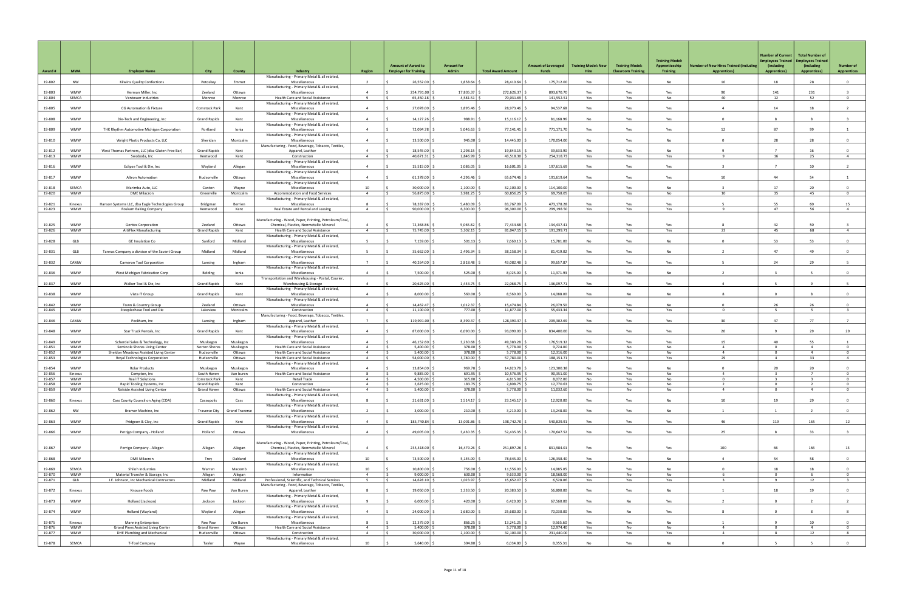| Award # | MWA | Employer Name | City | County | Industry | Region | Amount of Award to Employer for Training | Amount for Admin | Total Award Amount | Amount of Leveraged Funds | Training Model: New Hire | Training Model: Classroom Training | Training Model: Apprenticeship Training | Number of New Hires Trained (including Apprentices) | Number of Current Employees Trained (including Apprentices) | Total Number of Employees Trained (including Apprentices) | Number of Apprentices |
|---|---|---|---|---|---|---|---|---|---|---|---|---|---|---|---|---|---|
| 19-802 | NW | Kilwins Quality Confections | Petoskey | Emmet | Manufacturing - Primary Metal & all related, Miscellaneous | 2 | $ 26,552.00 | $ 1,858.64 | $ 28,410.64 | $ 175,712.00 | Yes | Yes | No | 10 | 18 | 28 | 0 |
| 19-803 | WMW | Herman Miller, Inc | Zeeland | Ottawa | Manufacturing - Primary Metal & all related, Miscellaneous | 4 | $ 254,791.00 | $ 17,835.37 | $ 272,626.37 | $ 893,670.70 | Yes | Yes | Yes | 90 | 141 | 231 | 3 |
| 19-804 | SEMCA | Ventower Industries | Monroe | Monroe | Health Care and Social Assistance | 9 | $ 65,450.18 | $ 4,581.51 | $ 70,031.69 | $ 141,552.51 | Yes | Yes | No | 40 | 12 | 52 | 0 |
| 19-805 | WMW | CG Automation & Fixture | Comstock Park | Kent | Manufacturing - Primary Metal & all related, Miscellaneous | 4 | $ 27,078.00 | $ 1,895.46 | $ 28,973.46 | $ 94,537.68 | Yes | Yes | Yes | 4 | 14 | 18 | 2 |
| 19-808 | WMW | Die-Tech and Engineering, Inc | Grand Rapids | Kent | Manufacturing - Primary Metal & all related, Miscellaneous | 4 | $ 14,127.26 | $ 988.91 | $ 15,116.17 | $ 81,168.96 | No | Yes | Yes | 0 | 8 | 8 | 3 |
| 19-809 | WMW | THK Rhythm Automotive Michigan Corporation | Portland | Ionia | Manufacturing - Primary Metal & all related, Miscellaneous | 4 | $ 72,094.78 | $ 5,046.63 | $ 77,141.41 | $ 771,171.70 | Yes | Yes | Yes | 12 | 87 | 99 | 1 |
| 19-810 | WMW | Wright Plastic Products Co, LLC | Sheridan | Montcalm | Manufacturing - Primary Metal & all related, Miscellaneous | 4 | $ 13,500.00 | $ 945.00 | $ 14,445.00 | $ 170,054.00 | No | Yes | No | 0 | 28 | 28 | 0 |
| 19-812 | WMW | West Thomas Partners, LLC (dba Gluten Free Bar) | Grand Rapids | Kent | Manufacturing - Food, Beverage, Tobacco, Textiles, Apparel, Leather | 4 | $ 18,545.00 | $ 1,298.15 | $ 19,843.15 | $ 39,633.90 | Yes | Yes | No | 9 | 7 | 16 | 0 |
| 19-813 | WMW | Swoboda, Inc | Kentwood | Kent | Construction | 4 | $ 40,671.31 | $ 2,846.99 | $ 43,518.30 | $ 254,318.73 | Yes | Yes | Yes | 9 | 16 | 25 | 4 |
| 19-816 | WMW | Eclipse Tool & Die, Inc | Wayland | Allegan | Manufacturing - Primary Metal & all related, Miscellaneous | 4 | $ 15,515.00 | $ 1,086.05 | $ 16,601.05 | $ 197,615.69 | Yes | Yes | Yes | 3 | 7 | 10 | 2 |
| 19-817 | WMW | Altron Automation | Hudsonville | Ottawa | Manufacturing - Primary Metal & all related, Miscellaneous | 4 | $ 61,378.00 | $ 4,296.46 | $ 65,674.46 | $ 191,619.64 | Yes | Yes | Yes | 10 | 44 | 54 | 1 |
| 19-818 | SEMCA | Marimba Auto, LLC | Canton | Wayne | Manufacturing - Primary Metal & all related, Miscellaneous | 10 | $ 30,000.00 | $ 2,100.00 | $ 32,100.00 | $ 114,100.00 | Yes | Yes | No | 3 | 17 | 20 | 0 |
| 19-820 | WMW | DME Milacron | Greenville | Montcalm | Accommodation and Food Services | 4 | $ 56,875.00 | $ 3,981.25 | $ 60,856.25 | $ 69,758.05 | Yes | Yes | No | 10 | 35 | 45 | 0 |
| 19-821 | Kinexus | Hanson Systems LLC, dba Eagle Technologies Group | Bridgman | Berrien | Manufacturing - Primary Metal & all related, Miscellaneous | 8 | $ 78,287.00 | $ 5,480.09 | $ 83,767.09 | $ 473,178.28 | Yes | Yes | Yes | 5 | 55 | 60 | 15 |
| 19-823 | WMW | Roskam Baking Company | Kentwood | Kent | Real Estate and Rental and Leasing | 4 | $ 90,000.00 | $ 6,300.00 | $ 96,300.00 | $ 299,198.50 | Yes | Yes | Yes | 9 | 47 | 56 | 4 |
| 19-825 | WMW | Gentex Corporation | Zeeland | Ottawa | Manufacturing - Wood, Paper, Printing, Petroleum/Coal, Chemical, Plastics, Nonmetallic Mineral | 4 | $ 72,368.86 | $ 5,065.82 | $ 77,434.68 | $ 134,437.41 | Yes | Yes | Yes | 8 | 42 | 50 | 3 |
| 19-826 | WMW | ArtiFlex Manufacturing | Grand Rapids | Kent | Health Care and Social Assistance | 4 | $ 75,745.00 | $ 5,302.15 | $ 81,047.15 | $ 191,299.71 | Yes | Yes | Yes | 23 | 45 | 68 | 4 |
| 19-828 | GLB | GE Insulation Co | Sanford | Midland | Manufacturing - Primary Metal & all related, Miscellaneous | 5 | $ 7,159.00 | $ 501.13 | $ 7,660.13 | $ 15,781.00 | No | Yes | No | 0 | 53 | 53 | 0 |
| 19-831 | GLB | Tannas Company a division of the Savant Group | Midland | Midland | Manufacturing - Primary Metal & all related, Miscellaneous | 5 | $ 35,662.00 | $ 2,496.34 | $ 38,158.34 | $ 81,419.02 | Yes | Yes | No | 2 | 47 | 49 | 0 |
| 19-832 | CAMW | Cameron Tool Corporation | Lansing | Ingham | Manufacturing - Primary Metal & all related, Miscellaneous | 7 | $ 40,264.00 | $ 2,818.48 | $ 43,082.48 | $ 99,657.87 | Yes | Yes | Yes | 5 | 24 | 29 | 5 |
| 19-836 | WMW | West Michigan Fabrication Corp | Belding | Ionia | Manufacturing - Primary Metal & all related, Miscellaneous | 4 | $ 7,500.00 | $ 525.00 | $ 8,025.00 | $ 11,371.93 | Yes | Yes | No | 2 | 3 | 5 | 0 |
| 19-837 | WMW | Walker Tool & Die, Inc | Grand Rapids | Kent | Transportation and Warehousing - Postal, Courier, Warehousing & Storage | 4 | $ 20,625.00 | $ 1,443.75 | $ 22,068.75 | $ 136,097.71 | Yes | Yes | Yes | 4 | 5 | 9 | 5 |
| 19-838 | WMW | Vista IT Group | Grand Rapids | Kent | Manufacturing - Primary Metal & all related, Miscellaneous | 4 | $ 8,000.00 | $ 560.00 | $ 8,560.00 | $ 14,088.00 | Yes | No | No | 8 | 0 | 8 | 0 |
| 19-842 | WMW | Town & Country Group | Zeeland | Ottawa | Manufacturing - Primary Metal & all related, Miscellaneous | 4 | $ 14,462.47 | $ 1,012.37 | $ 15,474.84 | $ 26,079.50 | No | Yes | No | 0 | 26 | 26 | 0 |
| 19-845 | WMW | Steeplechase Tool and Die | Lakeview | Montcalm | Construction | 4 | $ 11,100.00 | $ 777.00 | $ 11,877.00 | $ 55,433.34 | No | Yes | Yes | 0 | 5 | 5 | 3 |
| 19-846 | CAMW | Peckham, Inc | Lansing | Ingham | Manufacturing - Food, Beverage, Tobacco, Textiles, Apparel, Leather | 7 | $ 119,991.00 | $ 8,399.37 | $ 128,390.37 | $ 209,302.69 | Yes | Yes | Yes | 30 | 47 | 77 | 7 |
| 19-848 | WMW | Star Truck Rentals, Inc | Grand Rapids | Kent | Manufacturing - Primary Metal & all related, Miscellaneous | 4 | $ 87,000.00 | $ 6,090.00 | $ 93,090.00 | $ 834,400.00 | Yes | Yes | Yes | 20 | 9 | 29 | 29 |
| 19-849 | WMW | Scherdel Sales & Technology, Inc | Muskegon | Muskegon | Manufacturing - Primary Metal & all related, Miscellaneous | 4 | $ 46,152.60 | $ 3,230.68 | $ 49,383.28 | $ 176,519.32 | Yes | Yes | Yes | 15 | 40 | 55 | 1 |
| 19-851 | WMW | Seminole Shores Living Center | Norton Shores | Muskegon | Health Care and Social Assistance | 4 | $ 5,400.00 | $ 378.00 | $ 5,778.00 | $ 9,724.00 | Yes | No | No | 4 | 0 | 4 | 0 |
| 19-852 | WMW | Sheldon Meadows Assisted Living Center | Hudsonville | Ottawa | Health Care and Social Assistance | 4 | $ 5,400.00 | $ 378.00 | $ 5,778.00 | $ 12,316.00 | Yes | No | No | 4 | 0 | 4 | 0 |
| 19-853 | WMW | Royal Technologies Corporation | Hudsonville | Ottawa | Health Care and Social Assistance | 4 | $ 54,000.00 | $ 3,780.00 | $ 57,780.00 | $ 188,151.71 | Yes | Yes | Yes | 29 | 4 | 33 | 4 |
| 19-854 | WMW | Rolar Products | Muskegon | Muskegon | Manufacturing - Primary Metal & all related, Miscellaneous | 4 | $ 13,854.00 | $ 969.78 | $ 14,823.78 | $ 123,300.38 | No | Yes | No | 0 | 20 | 20 | 0 |
| 19-856 | Kinexus | Compton, Inc | South Haven | Van buren | Health Care and Social Assistance | 8 | $ 9,885.00 | $ 691.95 | $ 10,576.95 | $ 90,151.00 | Yes | Yes | No | 4 | 3 | 7 | 0 |
| 19-857 | WMW | Real IT Solutions | Comstock Park | Kent | Retail Trade | 4 | $ 4,500.00 | $ 315.00 | $ 4,815.00 | $ 8,072.00 | No | Yes | No | 0 | 3 | 3 | 0 |
| 19-858 | WMW | Rapid Tooling Systems, Inc | Grand Rapids | Kent | Construction | 4 | $ 2,625.00 | $ 183.75 | $ 2,808.75 | $ 12,770.63 | Yes | No | No | 2 | 0 | 2 | 0 |
| 19-859 | WMW | Railside Assisted Living Center | Grand Haven | Ottawa | Health Care and Social Assistance | 4 | $ 5,400.00 | $ 378.00 | $ 5,778.00 | $ 11,052.60 | Yes | No | No | 4 | 0 | 4 | 0 |
| 19-860 | Kinexus | Cass County Council on Aging (COA) | Cassopolis | Cass | Manufacturing - Primary Metal & all related, Miscellaneous | 8 | $ 21,631.00 | $ 1,514.17 | $ 23,145.17 | $ 12,920.00 | Yes | Yes | No | 10 | 19 | 29 | 0 |
| 19-862 | NW | Bramer Machine, Inc | Traverse City | Grand Traverse | Manufacturing - Primary Metal & all related, Miscellaneous | 2 | $ 3,000.00 | $ 210.00 | $ 3,210.00 | $ 13,248.00 | Yes | Yes | No | 1 | 1 | 2 | 0 |
| 19-863 | WMW | Pridgeon & Clay, Inc | Grand Rapids | Kent | Manufacturing - Primary Metal & all related, Miscellaneous | 4 | $ 185,740.84 | $ 13,001.86 | $ 198,742.70 | $ 540,829.91 | Yes | Yes | Yes | 46 | 119 | 165 | 12 |
| 19-866 | WMW | Perrigo Company - Holland | Holland | Ottawa | Manufacturing - Primary Metal & all related, Miscellaneous | 4 | $ 49,005.00 | $ 3,430.35 | $ 52,435.35 | $ 170,647.52 | Yes | Yes | Yes | 25 | 8 | 33 | 3 |
| 19-867 | WMW | Perrigo Company - Allegan | Allegan | Allegan | Manufacturing - Wood, Paper, Printing, Petroleum/Coal, Chemical, Plastics, Nonmetallic Mineral | 4 | $ 235,418.00 | $ 16,479.26 | $ 251,897.26 | $ 831,984.01 | Yes | Yes | Yes | 100 | 66 | 166 | 13 |
| 19-868 | WMW | DME Milacron | Troy | Oakland | Manufacturing - Primary Metal & all related, Miscellaneous | 10 | $ 73,500.00 | $ 5,145.00 | $ 78,645.00 | $ 126,358.40 | Yes | Yes | No | 4 | 54 | 58 | 0 |
| 19-869 | SEMCA | Shiloh Industries | Warren | Macomb | Manufacturing - Primary Metal & all related, Miscellaneous | 10 | $ 10,800.00 | $ 756.00 | $ 11,556.00 | $ 14,985.05 | No | Yes | No | 0 | 18 | 18 | 0 |
| 19-870 | WMW | Material Transfer & Storage, Inc | Allegan | Allegan | Information | 4 | $ 9,000.00 | $ 630.00 | $ 9,630.00 | $ 18,568.00 | Yes | No | No | 6 | 0 | 6 | 0 |
| 19-871 | GLB | J.E. Johnson, Inc Mechanical Contractors | Midland | Midland | Professional, Scientific, and Technical Services | 5 | $ 14,628.10 | $ 1,023.97 | $ 15,652.07 | $ 6,528.06 | Yes | Yes | Yes | 3 | 9 | 12 | 3 |
| 19-872 | Kinexus | Knouse Foods | Paw Paw | Van Buren | Manufacturing - Food, Beverage, Tobacco, Textiles, Apparel, Leather | 8 | $ 19,050.00 | $ 1,333.50 | $ 20,383.50 | $ 56,800.00 | Yes | Yes | No | 1 | 18 | 19 | 0 |
| 19-873 | WMW | Holland (Jackson) | Jackson | Jackson | Manufacturing - Primary Metal & all related, Miscellaneous | 9 | $ 6,000.00 | $ 420.00 | $ 6,420.00 | $ 67,560.00 | Yes | No | Yes | 2 | 0 | 2 | 2 |
| 19-874 | WMW | Holland (Wayland) | Wayland | Allegan | Manufacturing - Primary Metal & all related, Miscellaneous | 4 | $ 24,000.00 | $ 1,680.00 | $ 25,680.00 | $ 70,030.00 | Yes | No | Yes | 8 | 0 | 8 | 8 |
| 19-875 | Kinexus | Manning Enterprises | Paw Paw | Van Buren | Manufacturing - Primary Metal & all related, Miscellaneous | 8 | $ 12,375.00 | $ 866.25 | $ 13,241.25 | $ 9,565.60 | Yes | Yes | No | 1 | 9 | 10 | 0 |
| 19-876 | WMW | Grand Pines Assisted Living Center | Grand Haven | Ottawa | Health Care and Social Assistance | 4 | $ 5,400.00 | $ 378.00 | $ 5,778.00 | $ 12,974.40 | Yes | No | No | 4 | 0 | 4 | 0 |
| 19-877 | WMW | DHE Plumbing and Mechanical | Hudsonville | Ottawa | Construction | 4 | $ 30,000.00 | $ 2,100.00 | $ 32,100.00 | $ 231,440.00 | Yes | Yes | Yes | 4 | 8 | 12 | 8 |
| 19-878 | SEMCA | T-Tool Company | Taylor | Wayne | Manufacturing - Primary Metal & all related, Miscellaneous | 10 | $ 5,640.00 | $ 394.80 | $ 6,034.80 | $ 8,355.31 | No | Yes | No | 0 | 5 | 5 | 0 |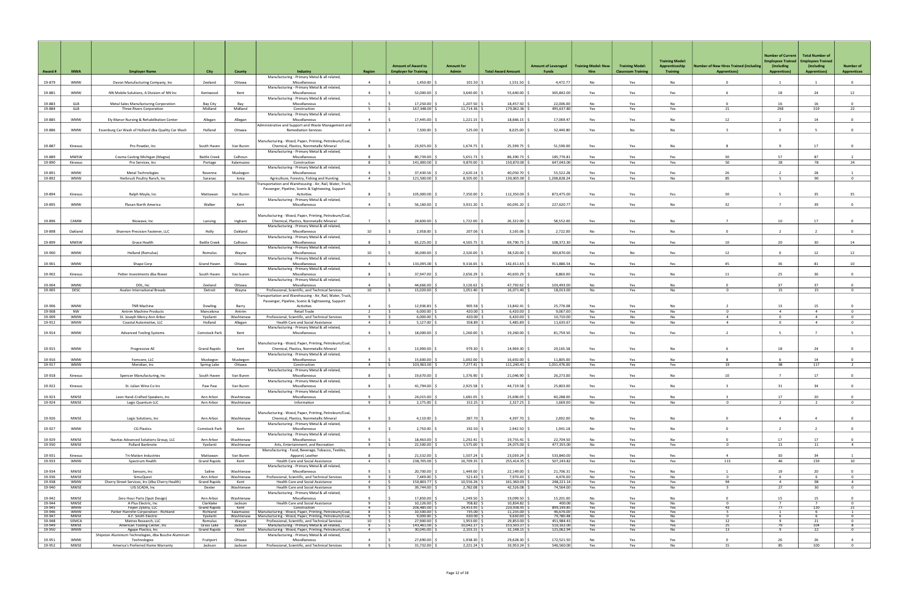| Award # | MWA | Employer Name | City | County | Industry | Region | Amount of Award to Employer for Training | Amount for Admin | Total Award Amount | Amount of Leveraged Funds | Training Model: New Hire | Training Model: Classroom Training | Training Model: Apprenticeship Training | Number of New Hires Trained (including Apprentices) | Number of Current Employees Trained (including Apprentices) | Total Number of Employees Trained (including Apprentices) | Number of Apprentices |
|---|---|---|---|---|---|---|---|---|---|---|---|---|---|---|---|---|---|
| 19-879 | WMW | Davon Manufacturing Company, Inc | Zeeland | Ottawa | Manufacturing - Primary Metal & all related, Miscellaneous | 4 | $ 1,450.00 | $ 101.50 | $ 1,551.50 | $ 4,472.77 | No | Yes | No | 0 | 1 | 1 | 0 |
| 19-881 | WMW | NN Mobile Solutions, A Division of NN Inc | Kentwood | Kent | Manufacturing - Primary Metal & all related, Miscellaneous | 4 | $ 52,000.00 | $ 3,640.00 | $ 55,640.00 | $ 365,842.00 | Yes | Yes | Yes | 6 | 18 | 24 | 12 |
| 19-883 | GLB | Metal Sales Manufacturing Corporation | Bay City | Bay | Manufacturing - Primary Metal & all related, Miscellaneous | 5 | $ 17,250.00 | $ 1,207.50 | $ 18,457.50 | $ 22,006.00 | No | Yes | No | 0 | 16 | 16 | 0 |
| 19-884 | GLB | Three Rivers Corporation | Midland | Midland | Construction | 5 | $ 167,348.00 | $ 11,714.36 | $ 179,062.36 | $ 495,637.80 | Yes | Yes | Yes | 21 | 298 | 319 | 22 |
| 19-885 | WMW | Ely Manor Nursing & Rehabilitation Center | Allegan | Allegan | Manufacturing - Primary Metal & all related, Miscellaneous | 4 | $ 17,445.00 | $ 1,221.15 | $ 18,666.15 | $ 17,069.47 | Yes | Yes | No | 12 | 2 | 14 | 0 |
| 19-886 | WMW | Essenburg Car Wash of Holland dba Quality Car Wash | Holland | Ottawa | Administrative and Support and Waste Management and Remediation Services | 4 | $ 7,500.00 | $ 525.00 | $ 8,025.00 | $ 32,440.80 | Yes | No | No | 5 | 0 | 5 | 0 |
| 19-887 | Kinexus | Pro Powder, Inc | South Haven | Van Buren | Manufacturing - Wood, Paper, Printing, Petroleum/Coal, Chemical, Plastics, Nonmetallic Mineral | 8 | $ 23,925.00 | $ 1,674.75 | $ 25,599.75 | $ 51,590.00 | Yes | Yes | No | 8 | 9 | 17 | 0 |
| 19-889 | MWSW | Cosma Casting Michigan (Magna) | Battle Creek | Calhoun | Manufacturing - Primary Metal & all related, Miscellaneous | 8 | $ 80,739.00 | $ 5,651.73 | $ 86,390.73 | $ 185,776.81 | Yes | Yes | Yes | 30 | 57 | 87 | 2 |
| 19-890 | Kinexus | Pro Services, Inc | Portage | Kalamazoo | Construction | 8 | $ 141,000.00 | $ 9,870.00 | $ 150,870.00 | $ 647,043.00 | Yes | Yes | Yes | 50 | 28 | 78 | 24 |
| 19-891 | WMW | Metal Technologies | Ravenna | Muskegon | Manufacturing - Primary Metal & all related, Miscellaneous | 4 | $ 37,430.56 | $ 2,620.14 | $ 40,050.70 | $ 55,522.28 | Yes | Yes | Yes | 26 | 2 | 28 | 1 |
| 19-892 | WMW | Herbruck Poultry Ranch, Inc | Saranac | Ionia | Agriculture, Forestry, Fishing and Hunting | 4 | $ 121,500.00 | $ 8,505.00 | $ 130,005.00 | $ 1,208,828.24 | Yes | Yes | No | 85 | 5 | 90 | 0 |
| 19-894 | Kinexus | Ralph Moyle, Inc | Mattawan | Van Buren | Transportation and Warehousing - Air, Rail, Water, Truck, Passenger, Pipeline, Scenic & Sightseeing, Support Activities | 8 | $ 105,000.00 | $ 7,350.00 | $ 112,350.00 | $ 873,475.00 | Yes | Yes | Yes | 30 | 5 | 35 | 35 |
| 19-895 | WMW | Plasan North America | Walker | Kent | Manufacturing - Primary Metal & all related, Miscellaneous | 4 | $ 56,160.00 | $ 3,931.20 | $ 60,091.20 | $ 227,620.77 | Yes | Yes | No | 32 | 7 | 39 | 0 |
| 19-896 | CAMW | Niowave, Inc | Lansing | Ingham | Manufacturing - Wood, Paper, Printing, Petroleum/Coal, Chemical, Plastics, Nonmetallic Mineral | 7 | $ 24,600.00 | $ 1,722.00 | $ 26,322.00 | $ 58,552.00 | Yes | Yes | No | 7 | 10 | 17 | 0 |
| 19-898 | Oakland | Shannon Precision Fastener, LLC | Holly | Oakland | Manufacturing - Primary Metal & all related, Miscellaneous | 10 | $ 2,958.00 | $ 207.06 | $ 3,165.06 | $ 2,722.00 | No | Yes | No | 0 | 2 | 2 | 0 |
| 19-899 | MWSW | Grace Health | Battle Creek | Calhoun | Manufacturing - Primary Metal & all related, Miscellaneous | 8 | $ 65,225.00 | $ 4,565.75 | $ 69,790.75 | $ 108,372.30 | Yes | Yes | Yes | 10 | 20 | 30 | 14 |
| 19-900 | WMW | Holland (Romulus) | Romulus | Wayne | Manufacturing - Primary Metal & all related, Miscellaneous | 10 | $ 36,000.00 | $ 2,520.00 | $ 38,520.00 | $ 300,870.00 | Yes | No | Yes | 12 | 0 | 12 | 12 |
| 19-901 | WMW | Shape Corp | Grand Haven | Ottawa | Manufacturing - Primary Metal & all related, Miscellaneous | 4 | $ 133,095.00 | $ 9,316.65 | $ 142,411.65 | $ 911,886.54 | Yes | Yes | Yes | 45 | 36 | 81 | 10 |
| 19-902 | Kinexus | Petter Investments dba Riveer | South Haven | Van buren | Manufacturing - Primary Metal & all related, Miscellaneous | 8 | $ 37,947.00 | $ 2,656.29 | $ 40,603.29 | $ 8,860.00 | Yes | Yes | No | 11 | 25 | 36 | 0 |
| 19-904 | WMW | ODL, Inc | Zeeland | Ottawa | Manufacturing - Primary Metal & all related, Miscellaneous | 4 | $ 44,666.00 | $ 3,126.62 | $ 47,792.62 | $ 105,493.00 | No | Yes | No | 0 | 37 | 37 | 0 |
| 19-905 | DESC | Avalon International Breads | Detroit | Wayne | Professional, Scientific, and Technical Services | 10 | $ 15,020.00 | $ 1,051.40 | $ 16,071.40 | $ 18,013.00 | No | Yes | No | 0 | 15 | 15 | 0 |
| 19-906 | WMW | TNR Machine | Dowling | Barry | Transportation and Warehousing - Air, Rail, Water, Truck, Passenger, Pipeline, Scenic & Sightseeing, Support Activities | 4 | $ 12,936.83 | $ 905.58 | $ 13,842.41 | $ 25,776.08 | Yes | Yes | No | 2 | 13 | 15 | 0 |
| 19-908 | NW | Antrim Machine Products | Mancelona | Antrim | Retail Trade | 2 | $ 6,000.00 | $ 420.00 | $ 6,420.00 | $ 9,067.00 | No | Yes | No | 0 | 4 | 4 | 0 |
| 19-909 | WMW | St. Joseph Mercy Ann Arbor | Ypsilanti | Washtenaw | Professional, Scientific, and Technical Services | 9 | $ 6,000.00 | $ 420.00 | $ 6,420.00 | $ 10,710.00 | Yes | No | No | 4 | 0 | 4 | 0 |
| 19-912 | WMW | Coastal Automotive, LLC | Holland | Allegan | Health Care and Social Assistance | 4 | $ 5,127.00 | $ 358.89 | $ 5,485.89 | $ 11,635.67 | Yes | No | No | 4 | 0 | 4 | 0 |
| 19-914 | WMW | Advanced Tooling Systems | Comstock Park | Kent | Manufacturing - Primary Metal & all related, Miscellaneous | 4 | $ 18,000.00 | $ 1,260.00 | $ 19,260.00 | $ 81,759.50 | Yes | Yes | Yes | 2 | 5 | 7 | 5 |
| 19-915 | WMW | Progressive AE | Grand Rapids | Kent | Manufacturing - Wood, Paper, Printing, Petroleum/Coal, Chemical, Plastics, Nonmetallic Mineral | 4 | $ 13,990.00 | $ 979.30 | $ 14,969.30 | $ 29,165.58 | Yes | Yes | No | 6 | 18 | 24 | 0 |
| 19-916 | WMW | Fomcore, LLC | Muskegon | Muskegon | Manufacturing - Primary Metal & all related, Miscellaneous | 4 | $ 15,600.00 | $ 1,092.00 | $ 16,692.00 | $ 13,805.00 | Yes | Yes | No | 8 | 6 | 14 | 0 |
| 19-917 | WMW | Meridian, Inc | Spring Lake | Ottawa | Construction | 4 | $ 103,963.00 | $ 7,277.41 | $ 111,240.41 | $ 1,031,476.00 | Yes | Yes | Yes | 19 | 98 | 117 | 2 |
| 19-918 | Kinexus | Spencer Manufacturing, Inc | South Haven | Van Buren | Manufacturing - Primary Metal & all related, Miscellaneous | 8 | $ 19,670.00 | $ 1,376.90 | $ 21,046.90 | $ 26,273.00 | Yes | Yes | No | 10 | 7 | 17 | 0 |
| 19-922 | Kinexus | St. Julian Wine Co Inc | Paw Paw | Van Buren | Manufacturing - Primary Metal & all related, Miscellaneous | 8 | $ 41,794.00 | $ 2,925.58 | $ 44,719.58 | $ 25,803.00 | Yes | Yes | No | 3 | 31 | 34 | 0 |
| 19-923 | MWSE | Leon Hand-Crafted Speakers, Inc | Ann Arbor | Washtenaw | Manufacturing - Primary Metal & all related, Miscellaneous | 9 | $ 24,015.00 | $ 1,681.05 | $ 25,696.05 | $ 60,288.00 | Yes | Yes | No | 3 | 17 | 20 | 0 |
| 19-924 | MWSE | Logic Quantum LLC | Ann Arbor | Washtenaw | Information | 9 | $ 2,175.00 | $ 152.25 | $ 2,327.25 | $ 1,669.00 | No | Yes | No | 0 | 2 | 2 | 0 |
| 19-926 | MWSE | Logic Solutions, Inc | Ann Arbor | Washtenaw | Manufacturing - Wood, Paper, Printing, Petroleum/Coal, Chemical, Plastics, Nonmetallic Mineral | 9 | $ 4,110.00 | $ 287.70 | $ 4,397.70 | $ 2,692.00 | No | Yes | No | 0 | 4 | 4 | 0 |
| 19-927 | WMW | CG Plastics | Comstock Park | Kent | Manufacturing - Primary Metal & all related, Miscellaneous | 4 | $ 2,750.00 | $ 192.50 | $ 2,942.50 | $ 1,941.18 | No | Yes | No | 0 | 2 | 2 | 0 |
| 19-929 | MWSE | Navitas Advanced Solutions Group, LLC | Ann Arbor | Washtenaw | Manufacturing - Primary Metal & all related, Miscellaneous | 9 | $ 18,463.00 | $ 1,292.41 | $ 19,755.41 | $ 22,704.50 | No | Yes | No | 0 | 17 | 17 | 0 |
| 19-930 | MWSE | Pollard Banknote | Ypsilanti | Washtenaw | Arts, Entertainment, and Recreation | 9 | $ 22,500.00 | $ 1,575.00 | $ 24,075.00 | $ 477,355.00 | No | Yes | Yes | 0 | 11 | 11 | 4 |
| 19-931 | Kinexus | Tri-Mation Industries | Mattawan | Van Buren | Manufacturing - Food, Beverage, Tobacco, Textiles, Apparel, Leather | 8 | $ 21,532.00 | $ 1,507.24 | $ 23,039.24 | $ 533,840.00 | Yes | Yes | Yes | 4 | 30 | 34 | 1 |
| 19-933 | WMW | Spectrum Health | Grand Rapids | Kent | Health Care and Social Assistance | 4 | $ 238,705.00 | $ 16,709.35 | $ 255,414.35 | $ 507,243.82 | Yes | Yes | Yes | 113 | 46 | 159 | 10 |
| 19-934 | MWSE | Sensors, Inc | Saline | Washtenaw | Manufacturing - Primary Metal & all related, Miscellaneous | 9 | $ 20,700.00 | $ 1,449.00 | $ 22,149.00 | $ 21,706.31 | Yes | Yes | No | 1 | 19 | 20 | 0 |
| 19-936 | MWSE | SimuQuest | Ann Arbor | Washtenaw | Professional, Scientific, and Technical Services | 9 | $ 7,449.00 | $ 521.43 | $ 7,970.43 | $ 4,476.00 | No | Yes | No | 0 | 6 | 6 | 0 |
| 19-938 | WMW | Cherry Street Services, Inc (dba Cherry Health) | Grand Rapids | Kent | Health Care and Social Assistance | 4 | $ 150,803.77 | $ 10,556.26 | $ 161,360.03 | $ 248,221.14 | Yes | Yes | Yes | 94 | 4 | 98 | 4 |
| 19-940 | MWSE | UIS SCADA, Inc | Dexter | Washtenaw | Health Care and Social Assistance | 9 | $ 39,744.00 | $ 2,782.08 | $ 42,526.08 | $ 74,564.00 | Yes | Yes | No | 3 | 27 | 30 | 0 |
| 19-942 | MWSE | Zero Hour Parts (Spot Design) | Ann Arbor | Washtenaw | Manufacturing - Primary Metal & all related, Miscellaneous | 9 | $ 17,850.00 | $ 1,249.50 | $ 19,099.50 | $ 15,201.00 | No | Yes | No | 0 | 15 | 15 | 0 |
| 19-944 | MWSE | A Plus Electric, Inc | Clarklake | Jackson | Health Care and Social Assistance | 9 | $ 10,126.00 | $ 708.82 | $ 10,834.82 | $ 400.00 | No | Yes | No | 0 | 7 | 7 | 0 |
| 19-945 | WMW | Feyen Zylstra, LLC | Grand Rapids | Kent | Construction | 4 | $ 206,485.00 | $ 14,453.95 | $ 220,938.95 | $ 899,159.85 | Yes | Yes | Yes | 43 | 77 | 120 | 21 |
| 19-946 | WMW | Parker Hannifin Corporation - Richland | Richland | Kalamazoo | Manufacturing - Wood, Paper, Printing, Petroleum/Coal, | 8 | $ 10,500.00 | $ 735.00 | $ 11,235.00 | $ 46,676.00 | Yes | Yes | Yes | 5 | 1 | 6 | 1 |
| 19-947 | MWSE | A.F. Smith Electric | Ypsilanti | Washtenaw | Manufacturing - Wood, Paper, Printing, Petroleum/Coal, | 9 | $ 9,000.00 | $ 630.00 | $ 9,630.00 | $ 79,780.48 | No | Yes | No | 0 | 6 | 6 | 0 |
| 19-948 | SEMCA | Metrex Research, LLC | Romulus | Wayne | Professional, Scientific, and Technical Services | 10 | $ 27,900.00 | $ 1,953.00 | $ 29,853.00 | $ 451,984.43 | Yes | Yes | No | 12 | 9 | 21 | 0 |
| 19-949 | MWSE | American Tooling Center, Inc | Grass Lake | Jackson | Manufacturing - Primary Metal & all related, | 9 | $ 143,461.00 | $ 10,042.27 | $ 153,503.27 | $ 510,162.00 | Yes | Yes | Yes | 25 | 79 | 104 | 8 |
| 19-950 | WMW | Apope Plastics, Inc | Grand Rapids | Kent | Manufacturing - Wood, Paper, Printing, Petroleum/Coal, | 4 | $ 30,045.00 | $ 2,103.15 | $ 32,148.15 | $ 125,062.94 | Yes | Yes | No | 13 | 9 | 22 | 0 |
| 19-951 | WMW | Shipston Aluminum Technologies, dba Busche Aluminum Technologies | Fruitport | Ottawa | Manufacturing - Primary Metal & all related, Miscellaneous | 4 | $ 27,690.00 | $ 1,938.30 | $ 29,628.30 | $ 172,521.50 | No | Yes | Yes | 0 | 26 | 26 | 4 |
| 19-952 | MWSE | America's Preferred Home Warranty | Jackson | Jackson | Professional, Scientific, and Technical Services | 9 | $ 31,732.00 | $ 2,221.24 | $ 33,953.24 | $ 546,560.00 | Yes | Yes | No | 15 | 85 | 100 | 0 |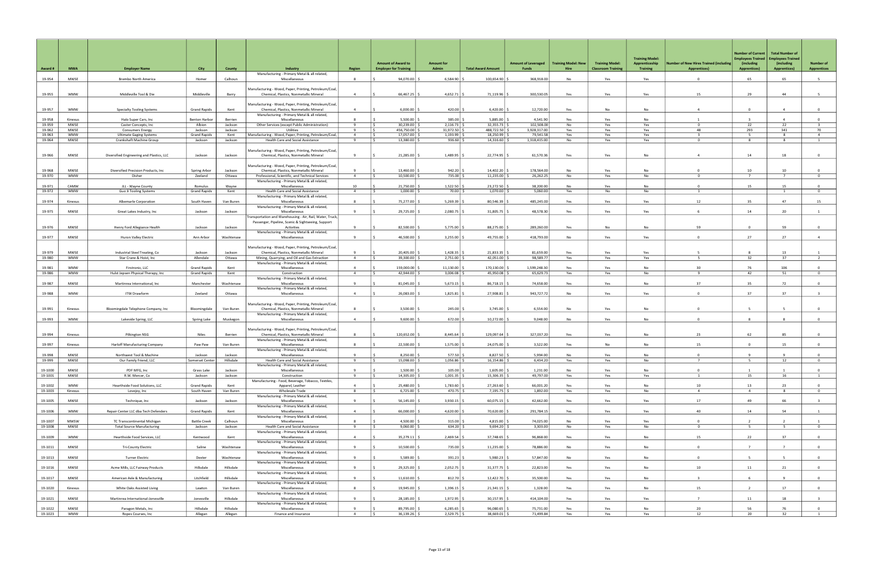| Award # | MWA | Employer Name | City | County | Industry | Region | Amount of Award to Employer for Training | Amount for Admin | Total Award Amount | Amount of Leveraged Funds | Training Model: New Hire | Training Model: Classroom Training | Training Model: Apprenticeship Training | Number of New Hires Trained (including Apprentices) | Number of Current Employees Trained (including Apprentices) | Total Number of Employees Trained (including Apprentices) | Number of Apprentices |
|---|---|---|---|---|---|---|---|---|---|---|---|---|---|---|---|---|---|
| 19-954 | MWSE | Brembo North America | Homer | Calhoun | Manufacturing - Primary Metal & all related, Miscellaneous | 8 | $ 94,070.00 | $ 6,584.90 | $ 100,654.90 | $ 368,918.00 | No | Yes | Yes | 0 | 65 | 65 | 5 |
| 19-955 | WMW | Middleville Tool & Die | Middleville | Barry | Manufacturing - Wood, Paper, Printing, Petroleum/Coal, Chemical, Plastics, Nonmetallic Mineral | 4 | $ 66,467.25 | $ 4,652.71 | $ 71,119.96 | $ 300,530.05 | Yes | Yes | Yes | 15 | 29 | 44 | 5 |
| 19-957 | WMW | Specialty Tooling Systems | Grand Rapids | Kent | Manufacturing - Wood, Paper, Printing, Petroleum/Coal, Chemical, Plastics, Nonmetallic Mineral | 4 | $ 6,000.00 | $ 420.00 | $ 6,420.00 | $ 12,720.00 | Yes | No | No | 4 | 0 | 4 | 0 |
| 19-958 | Kinexus | Halo Super Cars, Inc | Benton Harbor | Berrien | Manufacturing - Primary Metal & all related, Miscellaneous | 8 | $ 5,500.00 | $ 385.00 | $ 5,885.00 | $ 4,541.90 | Yes | Yes | No | 1 | 3 | 4 | 0 |
| 19-959 | MWSE | Caster Concepts, Inc | Albion | Jackson | Other Services (except Public Administration) | 9 | $ 30,239.00 | $ 2,116.73 | $ 32,355.73 | $ 102,508.00 | No | Yes | Yes | 0 | 22 | 22 | 3 |
| 19-962 | MWSE | Consumers Energy | Jackson | Jackson | Utilities | 9 | $ 456,750.00 | $ 31,972.50 | $ 488,722.50 | $ 3,928,317.00 | Yes | Yes | Yes | 48 | 293 | 341 | 70 |
| 19-963 | WMW | Ultimate Gaging Systems | Grand Rapids | Kent | Manufacturing - Wood, Paper, Printing, Petroleum/Coal, | 4 | $ 17,057.00 | $ 1,193.99 | $ 18,250.99 | $ 79,541.58 | Yes | Yes | Yes | 3 | 5 | 8 | 4 |
| 19-964 | MWSE | Crankshaft Machine Group | Jackson | Jackson | Health Care and Social Assistance | 9 | $ 13,380.00 | $ 936.60 | $ 14,316.60 | $ 1,318,415.00 | No | Yes | Yes | 0 | 8 | 8 | 1 |
| 19-966 | MWSE | Diversified Engineering and Plastics, LLC | Jackson | Jackson | Manufacturing - Wood, Paper, Printing, Petroleum/Coal, Chemical, Plastics, Nonmetallic Mineral | 9 | $ 21,285.00 | $ 1,489.95 | $ 22,774.95 | $ 61,570.36 | Yes | Yes | No | 4 | 14 | 18 | 0 |
| 19-968 | MWSE | Diversified Precision Products, Inc | Spring Arbor | Jackson | Manufacturing - Wood, Paper, Printing, Petroleum/Coal, Chemical, Plastics, Nonmetallic Mineral | 9 | $ 13,460.00 | $ 942.20 | $ 14,402.20 | $ 178,564.00 | No | Yes | No | 0 | 10 | 10 | 0 |
| 19-970 | WMW | Disher | Zeeland | Ottawa | Professional, Scientific, and Technical Services | 4 | $ 10,500.00 | $ 735.00 | $ 11,235.00 | $ 26,262.25 | No | Yes | No | 0 | 7 | 7 | 0 |
| 19-971 | CAMW | JLL - Wayne County | Romulus | Wayne | Manufacturing - Primary Metal & all related, Miscellaneous | 10 | $ 21,750.00 | $ 1,522.50 | $ 23,272.50 | $ 38,200.00 | No | Yes | No | 0 | 15 | 15 | 0 |
| 19-972 | WMW | Guo Ji Tooling Systems | Grand Rapids | Kent | Health Care and Social Assistance | 4 | $ 1,000.00 | $ 70.00 | $ 1,070.00 | $ 5,060.00 | Yes | No | No | 1 | | 1 | 0 |
| 19-974 | Kinexus | Albemarle Corporation | South Haven | Van Buren | Manufacturing - Primary Metal & all related, Miscellaneous | 8 | $ 75,277.00 | $ 5,269.39 | $ 80,546.39 | $ 485,245.00 | Yes | Yes | Yes | 12 | 35 | 47 | 15 |
| 19-975 | MWSE | Great Lakes Industry, Inc | Jackson | Jackson | Manufacturing - Primary Metal & all related, Miscellaneous | 9 | $ 29,725.00 | $ 2,080.75 | $ 31,805.75 | $ 48,578.30 | Yes | Yes | Yes | 6 | 14 | 20 | 1 |
| 19-976 | MWSE | Henry Ford Allegiance Health | Jackson | Jackson | Transportation and Warehousing - Air, Rail, Water, Truck, Passenger, Pipeline, Scenic & Sightseeing, Support Activities | 9 | $ 82,500.00 | $ 5,775.00 | $ 88,275.00 | $ 289,260.00 | Yes | No | No | 59 | 0 | 59 | 0 |
| 19-977 | MWSE | Huron Valley Electric | Ann Arbor | Washtenaw | Manufacturing - Primary Metal & all related, Miscellaneous | 9 | $ 46,500.00 | $ 3,255.00 | $ 49,755.00 | $ 418,793.00 | No | Yes | Yes | 0 | 27 | 27 | 4 |
| 19-979 | MWSE | Industrial Steel Treating, Co | Jackson | Jackson | Manufacturing - Wood, Paper, Printing, Petroleum/Coal, Chemical, Plastics, Nonmetallic Mineral | 9 | $ 20,405.00 | $ 1,428.35 | $ 21,833.35 | $ 81,659.00 | Yes | Yes | Yes | 5 | 8 | 13 | 1 |
| 19-980 | WMW | Star Crane & Hoist, Inc | Allendale | Ottawa | Mining, Quarrying, and Oil and Gas Extraction | 4 | $ 39,300.00 | $ 2,751.00 | $ 42,051.00 | $ 98,589.77 | Yes | Yes | Yes | 5 | 32 | 37 | 2 |
| 19-981 | WMW | Firstronic, LLC | Grand Rapids | Kent | Manufacturing - Primary Metal & all related, Miscellaneous | 4 | $ 159,000.00 | $ 11,130.00 | $ 170,130.00 | $ 1,599,248.30 | Yes | Yes | No | 30 | 76 | 106 | 0 |
| 19-986 | WMW | Hulst Jepsen Physical Therapy, Inc | Grand Rapids | Kent | Construction | 4 | $ 42,944.00 | $ 3,006.08 | $ 45,950.08 | $ 65,629.73 | Yes | Yes | No | 9 | 42 | 51 | 0 |
| 19-987 | MWSE | Martinrea International, Inc | Manchester | Washtenaw | Manufacturing - Primary Metal & all related, Miscellaneous | 9 | $ 81,045.00 | $ 5,673.15 | $ 86,718.15 | $ 74,658.00 | Yes | Yes | No | 37 | 35 | 72 | 0 |
| 19-988 | WMW | ITW Drawform | Zeeland | Ottawa | Manufacturing - Primary Metal & all related, Miscellaneous | 4 | $ 26,083.00 | $ 1,825.81 | $ 27,908.81 | $ 943,727.72 | No | Yes | Yes | 0 | 37 | 37 | 3 |
| 19-991 | Kinexus | Bloomingdale Telephone Company, Inc | Bloomingdale | Van Buren | Manufacturing - Wood, Paper, Printing, Petroleum/Coal, Chemical, Plastics, Nonmetallic Mineral | 8 | $ 3,500.00 | $ 245.00 | $ 3,745.00 | $ 6,554.00 | No | Yes | No | 0 | 5 | 5 | 0 |
| 19-993 | WMW | Lakeside Spring, LLC | Spring Lake | Muskegon | Manufacturing - Primary Metal & all related, Miscellaneous | 4 | $ 9,600.00 | $ 672.00 | $ 10,272.00 | $ 9,048.00 | No | Yes | No | 0 | 8 | 8 | 0 |
| 19-994 | Kinexus | Pilkington NSG | Niles | Berrien | Manufacturing - Wood, Paper, Printing, Petroleum/Coal, Chemical, Plastics, Nonmetallic Mineral | 8 | $ 120,652.00 | $ 8,445.64 | $ 129,097.64 | $ 327,037.20 | Yes | Yes | No | 23 | 62 | 85 | 0 |
| 19-997 | Kinexus | Harloff Manufacturing Company | Paw Paw | Van Buren | Manufacturing - Primary Metal & all related, Miscellaneous | 8 | $ 22,500.00 | $ 1,575.00 | $ 24,075.00 | $ 3,522.00 | Yes | No | No | 15 | 0 | 15 | 0 |
| 19-998 | MWSE | Northwest Tool & Machine | Jackson | Jackson | Manufacturing - Primary Metal & all related, Miscellaneous | 9 | $ 8,250.00 | $ 577.50 | $ 8,827.50 | $ 5,994.00 | No | Yes | No | 0 | 9 | 9 | 0 |
| 19-999 | MWSE | Our Family Friend, LLC | Somerset Center | Hillsdale | Health Care and Social Assistance | 9 | $ 15,098.00 | $ 1,056.86 | $ 16,154.86 | $ 6,434.20 | Yes | Yes | No | 7 | 5 | 12 | 0 |
| 19-1000 | MWSE | PDF MFG, Inc | Grass Lake | Jackson | Manufacturing - Primary Metal & all related, Miscellaneous | 9 | $ 1,500.00 | $ 105.00 | $ 1,605.00 | $ 1,231.00 | No | Yes | No | 0 | 1 | 1 | 0 |
| 19-1001 | MWSE | R.W. Mercer, Co | Jackson | Jackson | Construction | 9 | $ 14,305.00 | $ 1,001.35 | $ 15,306.35 | $ 49,797.00 | Yes | Yes | Yes | 1 | 15 | 16 | 1 |
| 19-1002 | WMW | Hearthside Food Solutions, LLC | Grand Rapids | Kent | Manufacturing - Food, Beverage, Tobacco, Textiles, Apparel, Leather | 4 | $ 25,480.00 | $ 1,783.60 | $ 27,263.60 | $ 66,001.20 | Yes | Yes | No | 10 | 13 | 23 | 0 |
| 19-1003 | Kinexus | Lovejoy, Inc | South Haven | Van Buren | Wholesale Trade | 8 | $ 6,725.00 | $ 470.75 | $ 7,195.75 | $ 1,892.00 | Yes | Yes | No | 4 | 4 | 8 | 0 |
| 19-1005 | MWSE | Technique, Inc | Jackson | Jackson | Manufacturing - Primary Metal & all related, Miscellaneous | 9 | $ 56,145.00 | $ 3,930.15 | $ 60,075.15 | $ 42,662.00 | Yes | Yes | Yes | 17 | 49 | 66 | 3 |
| 19-1006 | WMW | Repair Center LLC dba Tech Defenders | Grand Rapids | Kent | Manufacturing - Primary Metal & all related, Miscellaneous | 4 | $ 66,000.00 | $ 4,620.00 | $ 70,620.00 | $ 291,784.15 | Yes | Yes | Yes | 40 | 14 | 54 | 1 |
| 19-1007 | MWSW | TC Transcontinental Michigan | Battle Creek | Calhoun | Manufacturing - Primary Metal & all related, Miscellaneous | 8 | $ 4,500.00 | $ 315.00 | $ 4,815.00 | $ 74,025.00 | No | Yes | Yes | 0 | 2 | 2 | 1 |
| 19-1008 | MWSE | Total Source Manufacturing | Jackson | Jackson | Health Care and Social Assistance | 9 | $ 9,060.00 | $ 634.20 | $ 9,694.20 | $ 3,303.00 | No | Yes | No | 0 | 5 | 5 | 0 |
| 19-1009 | WMW | Hearthside Food Services, LLC | Kentwood | Kent | Manufacturing - Primary Metal & all related, Miscellaneous | 4 | $ 35,279.11 | $ 2,469.54 | $ 37,748.65 | $ 96,868.00 | Yes | Yes | No | 15 | 22 | 37 | 0 |
| 19-1011 | MWSE | Tri-County Electric | Saline | Washtenaw | Manufacturing - Primary Metal & all related, Miscellaneous | 9 | $ 10,500.00 | $ 735.00 | $ 11,235.00 | $ 78,886.00 | No | Yes | No | 0 | 7 | 7 | 0 |
| 19-1013 | MWSE | Turner Electric | Dexter | Washtenaw | Manufacturing - Primary Metal & all related, Miscellaneous | 9 | $ 5,589.00 | $ 391.23 | $ 5,980.23 | $ 57,847.00 | No | Yes | No | 0 | 5 | 5 | 0 |
| 19-1016 | MWSE | Acme Mills, LLC Fairway Products | Hillsdale | Hillsdale | Manufacturing - Primary Metal & all related, Miscellaneous | 9 | $ 29,325.00 | $ 2,052.75 | $ 31,377.75 | $ 22,823.00 | Yes | Yes | No | 10 | 11 | 21 | 0 |
| 19-1017 | MWSE | American Axle & Manufacturing | Litchfield | Hillsdale | Manufacturing - Primary Metal & all related, Miscellaneous | 9 | $ 11,610.00 | $ 812.70 | $ 12,422.70 | $ 35,500.00 | Yes | Yes | No | 3 | 6 | 9 | 0 |
| 19-1020 | Kinexus | White Oaks Assisted Living | Lawton | Van Buren | Manufacturing - Primary Metal & all related, Miscellaneous | 8 | $ 19,945.00 | $ 1,396.15 | $ 21,341.15 | $ 1,328.00 | Yes | Yes | No | 15 | 2 | 17 | 0 |
| 19-1021 | MWSE | Martinrea International-Jonesville | Jonesville | Hillsdale | Manufacturing - Primary Metal & all related, Miscellaneous | 9 | $ 28,185.00 | $ 1,972.95 | $ 30,157.95 | $ 414,104.00 | Yes | Yes | Yes | 7 | 11 | 18 | 3 |
| 19-1022 | MWSE | Paragon Metals, Inc | Hillsdale | Hillsdale | Manufacturing - Primary Metal & all related, Miscellaneous | 9 | $ 89,795.00 | $ 6,285.65 | $ 96,080.65 | $ 75,731.00 | Yes | Yes | No | 20 | 56 | 76 | 0 |
| 19-1023 | WMW | Ropes Courses, Inc | Allegan | Allegan | Finance and Insurance | 4 | $ 36,139.26 | $ 2,529.75 | $ 38,669.01 | $ 71,499.84 | Yes | Yes | Yes | 12 | 20 | 32 | 1 |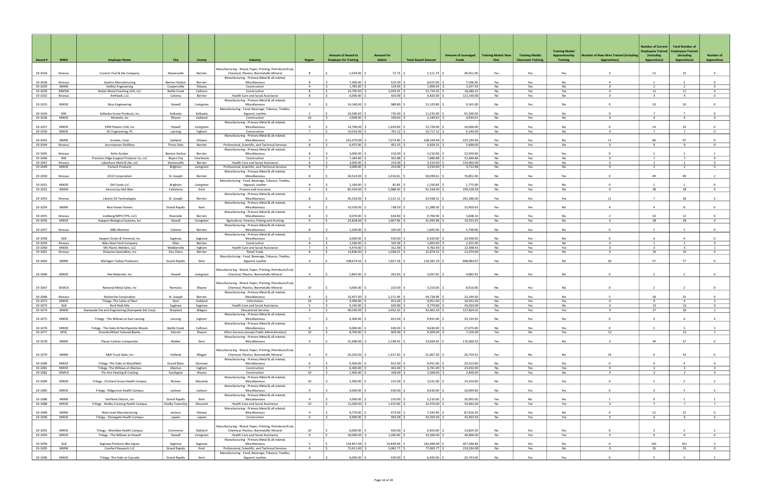| Award # | MWA | Employer Name | City | County | Industry | Region | Amount of Award to Employer for Training | Amount for Admin | Total Award Amount | Amount of Leveraged Funds | Training Model: New Hire | Training Model: Classroom Training | Training Model: Apprenticeship Training | Number of New Hires Trained (including Apprentices) | Number of Current Employees Trained (including Apprentices) | Total Number of Employees Trained (including Apprentices) | Number of Apprentices |
|---|---|---|---|---|---|---|---|---|---|---|---|---|---|---|---|---|---|
| 19-1024 | Kinexus | Custom Tool & Die Company | Stevensville | Berrien | Manufacturing - Wood, Paper, Printing, Petroleum/Coal, Chemical, Plastics, Nonmetallic Mineral | 8 | $ 1,039.00 | $ 72.73 | $ 1,111.73 | $ 28,451.00 | Yes | Yes | Yes | 3 | 12 | 15 | 4 |
| 19-1028 | Kinexus | Gaishin Manufacturing | Benton Harbor | Berrien | Manufacturing - Primary Metal & all related, Miscellaneous | 8 | $ 7,500.00 | $ 525.00 | $ 8,025.00 | $ 7,596.00 | Yes | Yes | No | 4 | 1 | 5 | 0 |
| 19-1029 | WMW | DeWys Engineering | Coopersville | Ottawa | Construction | 4 | $ 1,785.00 | $ 124.95 | $ 1,909.95 | $ 3,337.43 | No | Yes | No | 0 | 2 | 2 | 0 |
| 19-1030 | MWSW | Rosler Metal Finishing USA, LLC | Battle Creek | Calhoun | Construction | 8 | $ 14,705.00 | $ 1,029.35 | $ 15,734.35 | $ 18,280.22 | No | Yes | Yes | 0 | 11 | 11 | 4 |
| 19-1032 | Kinexus | AmHawk, LLC | Coloma | Berrien | Health Care and Social Assistance | 8 | $ 6,000.00 | $ 420.00 | $ 6,420.00 | $ 121,140.00 | No | Yes | No | 0 | 4 | 4 | 0 |
| 19-1033 | MWSE | Boss Engineering | Howell | Livingston | Manufacturing - Primary Metal & all related, Miscellaneous | 9 | $ 14,140.00 | $ 989.80 | $ 15,129.80 | $ 9,165.00 | No | Yes | No | 0 | 10 | 10 | 0 |
| 19-1034 | NW | Kalkaska Screw Products, Inc | Kalkaska | Kalkaska | Manufacturing - Food, Beverage, Tobacco, Textiles, Apparel, Leather | 2 | $ 10,500.00 | $ 735.00 | $ 11,235.00 | $ 91,500.00 | No | Yes | No | 0 | 7 | 7 | 0 |
| 19-1036 | MWSE | Almetals, Inc | Wixom | Oakland | Construction | 10 | $ 2,009.00 | $ 140.63 | $ 2,149.63 | $ 4,934.01 | No | Yes | No | 0 | 4 | 4 | 0 |
| 19-1037 | MWSE | CRW Plastics USA, Inc | Howell | Livingston | Manufacturing - Primary Metal & all related, Miscellaneous | 9 | $ 14,700.00 | $ 1,029.00 | $ 15,729.00 | $ 16,000.00 | No | Yes | No | 0 | 14 | 14 | 0 |
| 19-1039 | MWSE | DC Engineering, PC | Lansing | Ingham | Construction | 7 | $ 10,016.00 | $ 701.12 | $ 10,717.12 | $ 6,140.00 | No | Yes | No | 0 | 7 | 7 | 0 |
| 19-1041 | WMW | Innotec, Corp | Zeeland | Ottawa | Manufacturing - Primary Metal & all related, Miscellaneous | 4 | $ 101,070.00 | $ 7,074.90 | $ 108,144.90 | $ 225,194.96 | Yes | Yes | No | 11 | 86 | 97 | 0 |
| 19-1044 | Kinexus | Journeyman Distillery | Three Oaks | Berrien | Professional, Scientific, and Technical Services | 8 | $ 6,475.00 | $ 453.25 | $ 6,928.25 | $ 5,600.00 | No | Yes | No | 0 | 9 | 9 | 0 |
| 19-1045 | Kinexus | Kelm Acubar | Benton Harbor | Berrien | Manufacturing - Primary Metal & all related, Miscellaneous | 8 | $ 3,000.00 | $ 210.00 | $ 3,210.00 | $ 22,939.00 | No | Yes | Yes | 0 | 1 | 1 | 1 |
| 19-1046 | NW | Precision Edge Surgical Products Co, LLC | Boyne City | Charlevoix | Construction | 2 | $ 7,184.00 | $ 502.88 | $ 7,686.88 | $ 51,696.84 | No | Yes | No | 0 | 7 | 7 | 0 |
| 19-1047 | Kinexus | Lakeshore Mold & Die, LLC | Stevensville | Berrien | Health Care and Social Assistance | 8 | $ 3,000.00 | $ 210.00 | $ 3,210.00 | $ 150,000.00 | No | Yes | No | 0 | 2 | 2 | 0 |
| 19-1049 | MWSE | Fortech Products | Brighton | Livingston | Professional, Scientific, and Technical Services | 9 | $ 3,000.00 | $ 210.00 | $ 3,210.00 | $ 3,712.98 | No | Yes | No | 0 | 2 | 2 | 0 |
| 19-1050 | Kinexus | LECO Corporation | St. Joseph | Berrien | Manufacturing - Primary Metal & all related, Miscellaneous | 8 | $ 34,523.00 | $ 2,416.61 | $ 36,939.61 | $ 76,852.40 | No | Yes | Yes | 0 | 49 | 49 | 2 |
| 19-1051 | MWSE | GKI Foods LLC | Brighton | Livingston | Manufacturing - Food, Beverage, Tobacco, Textiles, Apparel, Leather | 9 | $ 1,169.00 | $ 81.83 | $ 1,250.83 | $ 1,775.00 | No | Yes | No | 0 | 1 | 1 | 0 |
| 19-1052 | WMW | Karona by Jeld-Wen | Caledonia | Kent | Finance and Insurance | 4 | $ 85,550.00 | $ 5,988.50 | $ 91,538.50 | $ 190,528.59 | No | Yes | No | 0 | 58 | 58 | 0 |
| 19-1053 | Kinexus | Liberty SD Technologies | St. Joseph | Berrien | Manufacturing - Primary Metal & all related, Miscellaneous | 8 | $ 30,316.00 | $ 2,122.12 | $ 32,438.12 | $ 391,286.00 | Yes | Yes | Yes | 11 | 7 | 18 | 3 |
| 19-1054 | WMW | Rest Haven Homes | Grand Rapids | Kent | Manufacturing - Primary Metal & all related, Miscellaneous | 4 | $ 10,550.00 | $ 738.50 | $ 11,288.50 | $ 10,450.63 | Yes | Yes | No | 4 | 4 | 8 | 0 |
| 19-1055 | Kinexus | Lindberg/MPH (TPS, LLC) | Riverside | Berrien | Manufacturing - Primary Metal & all related, Miscellaneous | 8 | $ 9,070.00 | $ 634.90 | $ 9,704.90 | $ 3,608.16 | Yes | Yes | No | 2 | 10 | 12 | 0 |
| 19-1056 | MWSE | Koppert Biological Systems, Inc | Howell | Livingston | Agriculture, Forestry, Fishing and Hunting | 9 | $ 23,828.00 | $ 1,667.96 | $ 25,495.96 | $ 19,253.25 | No | Yes | No | 0 | 28 | 28 | 0 |
| 19-1057 | Kinexus | M&I Machine | Coloma | Berrien | Manufacturing - Primary Metal & all related, Miscellaneous | 8 | $ 1,500.00 | $ 105.00 | $ 1,605.00 | $ 5,700.00 | No | Yes | No | 0 | 1 | 1 | 0 |
| 19-1058 | GLB | Sargent Docks & Terminal, Inc | Saginaw | Saginaw | Manufacturing - Primary Metal & all related, Miscellaneous | 5 | $ 6,000.00 | $ 420.00 | $ 6,420.00 | $ 20,438.00 | No | Yes | No | 0 | 4 | 4 | 0 |
| 19-1059 | Kinexus | Niles Steel Tank Company | Niles | Berrien | Construction | 8 | $ 1,500.00 | $ 105.00 | $ 1,605.00 | $ 2,325.00 | No | Yes | No | 0 | 1 | 1 | 0 |
| 19-1060 | MWSE | MS Plastic Welders, LLC | Webberville | Ingham | Health Care and Social Assistance | 7 | $ 4,470.00 | $ 312.90 | $ 4,782.90 | $ 22,398.43 | No | Yes | Yes | 0 | 3 | 3 | 1 |
| 19-1061 | Kinexus | Shawnee Specialties, Inc | Eau Claire | Berrien | Retail Trade | 8 | $ 14,836.00 | $ 1,038.52 | $ 15,874.52 | $ 21,074.00 | No | Yes | No | 0 | 10 | 10 | 0 |
| 19-1063 | WMW | Michigan Turkey Producers | Grand Rapids | Kent | Manufacturing - Food, Beverage, Tobacco, Textiles, Apparel, Leather | 4 | $ 108,674.01 | $ 7,607.18 | $ 116,281.19 | $ 698,083.07 | Yes | Yes | No | 20 | 57 | 77 | 0 |
| 19-1066 | MWSE | Rex Materials, Inc | Howell | Livingston | Manufacturing - Wood, Paper, Printing, Petroleum/Coal, Chemical, Plastics, Nonmetallic Mineral | 9 | $ 2,895.00 | $ 202.65 | $ 3,097.65 | $ 4,082.92 | No | Yes | No | 0 | 2 | 2 | 0 |
| 19-1067 | SEMCA | National Metal Sales, Inc | Romulus | Wayne | Manufacturing - Wood, Paper, Printing, Petroleum/Coal, Chemical, Plastics, Nonmetallic Mineral | 10 | $ 3,000.00 | $ 210.00 | $ 3,210.00 | $ 8,010.00 | No | Yes | No | 0 | 2 | 2 | 0 |
| 19-1068 | Kinexus | Wolverine Corporation | St. Joseph | Berrien | Manufacturing - Primary Metal & all related, Miscellaneous | 8 | $ 32,457.00 | $ 2,271.99 | $ 34,728.99 | $ 23,194.50 | Yes | Yes | No | 5 | 18 | 23 | 0 |
| 19-1072 | MWSE | Trilogy- The Lakes of Novi | Novi | Oakland | Information | 10 | $ 9,300.00 | $ 651.00 | $ 9,951.00 | $ 30,591.50 | No | Yes | Yes | 0 | 4 | 4 | 3 |
| 19-1073 | GLB | Rock Redi-Mix | Saginaw | Saginaw | Health Care and Social Assistance | 5 | $ 9,140.00 | $ 639.80 | $ 9,779.80 | $ 43,020.00 | No | Yes | No | 0 | 13 | 13 | 0 |
| 19-1074 | WMW | Stampede Die and Engineering (Stampede Die Corp) | Wayland | Allegan | Educational Services | 4 | $ 49,030.00 | $ 3,432.10 | $ 52,462.10 | $ 127,824.01 | Yes | Yes | Yes | 9 | 27 | 36 | 1 |
| 19-1075 | MWSE | Trilogy - The Willows at East Lansing | Lansing | Ingham | Manufacturing - Primary Metal & all related, Miscellaneous | 7 | $ 9,300.00 | $ 651.00 | $ 9,951.00 | $ 35,134.50 | No | Yes | Yes | 0 | 4 | 4 | 4 |
| 19-1076 | MWSE | Trilogy - The Oaks At Northpointe Woods | Battle Creek | Calhoun | Manufacturing - Primary Metal & all related, Miscellaneous | 8 | $ 9,000.00 | $ 630.00 | $ 9,630.00 | $ 27,075.00 | No | Yes | Yes | 0 | 3 | 3 | 3 |
| 19-1077 | DESC | ArecelorMittal Tailored Blanks | Detroit | Wayne | Other Services (except Public Administration) | 10 | $ 8,700.00 | $ 609.00 | $ 9,309.00 | $ 7,156.00 | Yes | No | Yes | 12 | | 12 | 1 |
| 19-1078 | WMW | Plasan Carbon Composites | Walker | Kent | Manufacturing - Primary Metal & all related, Miscellaneous | 4 | $ 31,406.00 | $ 2,198.42 | $ 33,604.42 | $ 176,360.55 | Yes | Yes | No | 3 | 34 | 37 | 0 |
| 19-1079 | WMW | K&R Truck Sales, Inc | Holland | Allegan | Manufacturing - Wood, Paper, Printing, Petroleum/Coal, Chemical, Plastics, Nonmetallic Mineral | 4 | $ 20,250.00 | $ 1,417.50 | $ 21,667.50 | $ 16,754.55 | Yes | No | No | 14 | 0 | 14 | 0 |
| 19-1080 | MWSE | Trilogy- The Oaks at Woodfield | Grand Blanc | Genesee | Manufacturing - Primary Metal & all related, Miscellaneous | 6 | $ 9,300.00 | $ 651.00 | $ 9,951.00 | $ 29,223.00 | No | Yes | Yes | 0 | 4 | 4 | 4 |
| 19-1081 | MWSE | Trilogy- The Willows at Okemos | Okemos | Ingham | Construction | 7 | $ 6,300.00 | $ 441.00 | $ 6,741.00 | $ 23,432.00 | No | Yes | Yes | 0 | 3 | 3 | 3 |
| 19-1082 | SEMCA | Flo-Aire Heating & Cooling | Southgate | Wayne | Construction | 10 | $ 2,400.00 | $ 168.00 | $ 2,568.00 | $ 2,400.00 | No | Yes | No | 0 | 3 | 3 | 0 |
| 19-1084 | MWSE | Trilogy - Orchard Grove Health Campus | Romeo | Macomb | Manufacturing - Primary Metal & all related, Miscellaneous | 10 | $ 3,300.00 | $ 231.00 | $ 3,531.00 | $ 14,254.00 | No | Yes | Yes | 0 | 2 | 2 | 2 |
| 19-1085 | MWSE | Trilogy - Ridgecrest Health Campus | Jackson | Jackson | Manufacturing - Primary Metal & all related, Miscellaneous | 9 | $ 9,000.00 | $ 630.00 | $ 9,630.00 | $ 26,694.00 | No | Yes | Yes | 0 | 3 | 3 | 3 |
| 19-1086 | WMW | VerPlank Electric, Inc | Grand Rapids | Kent | Manufacturing - Primary Metal & all related, Miscellaneous | 4 | $ 3,000.00 | $ 210.00 | $ 3,210.00 | $ 26,995.00 | Yes | No | Yes | 1 | 0 | 1 | 1 |
| 19-1088 | MWSE | Trilogy - Shelby Crossing Health Campus | Shelby Township | Macomb | Health Care and Social Assistance | 10 | $ 21,000.00 | $ 1,470.00 | $ 22,470.00 | $ 50,462.00 | No | Yes | Yes | 0 | 7 | 7 | 7 |
| 19-1089 | WMW | Next Level Manufacturing | Jenison | Ottawa | Manufacturing - Primary Metal & all related, Miscellaneous | 4 | $ 6,770.00 | $ 473.90 | $ 7,243.90 | $ 87,616.20 | No | Yes | No | 0 | 12 | 12 | 0 |
| 19-1090 | MWSE | Trilogy - Stonegate Health Campus | Lapeer | Lapeer | Construction | 6 | $ 9,900.00 | $ 693.00 | $ 10,593.00 | $ 41,403.50 | No | Yes | Yes | 0 | 6 | 6 | 6 |
| 19-1091 | MWSE | Trilogy - Westlake Health Campus | Commerce | Oakland | Manufacturing - Wood, Paper, Printing, Petroleum/Coal, Chemical, Plastics, Nonmetallic Mineral | 10 | $ 6,000.00 | $ 420.00 | $ 6,420.00 | $ 13,824.50 | No | Yes | Yes | 0 | 2 | 2 | 2 |
| 19-1093 | MWSE | Trilogy - The Willows at Howell | Howell | Livingston | Health Care and Social Assistance | 9 | $ 18,000.00 | $ 1,260.00 | $ 19,260.00 | $ 40,906.00 | No | Yes | Yes | 0 | 6 | 6 | 6 |
| 19-1094 | GLB | Saginaw Products dba Cignys | Saginaw | Saginaw | Manufacturing - Primary Metal & all related, Miscellaneous | 5 | $ 154,857.00 | $ 10,839.99 | $ 165,696.99 | $ 207,366.85 | No | Yes | Yes | 0 | 161 | 161 | 3 |
| 19-1095 | WMW | Comfort Research LLC | Grand Rapids | Kent | Professional, Scientific, and Technical Services | 4 | $ 72,611.00 | $ 5,082.77 | $ 77,693.77 | $ 210,194.00 | No | Yes | No | 0 | 55 | 55 | 0 |
| 19-1096 | MWSE | Trilogy- The Oaks at Cascade | Grand Rapids | Kent | Manufacturing - Food, Beverage, Tobacco, Textiles, Apparel, Leather | 4 | $ 6,000.00 | $ 420.00 | $ 6,420.00 | $ 20,743.00 | No | Yes | Yes | 0 | 5 | 5 | 2 |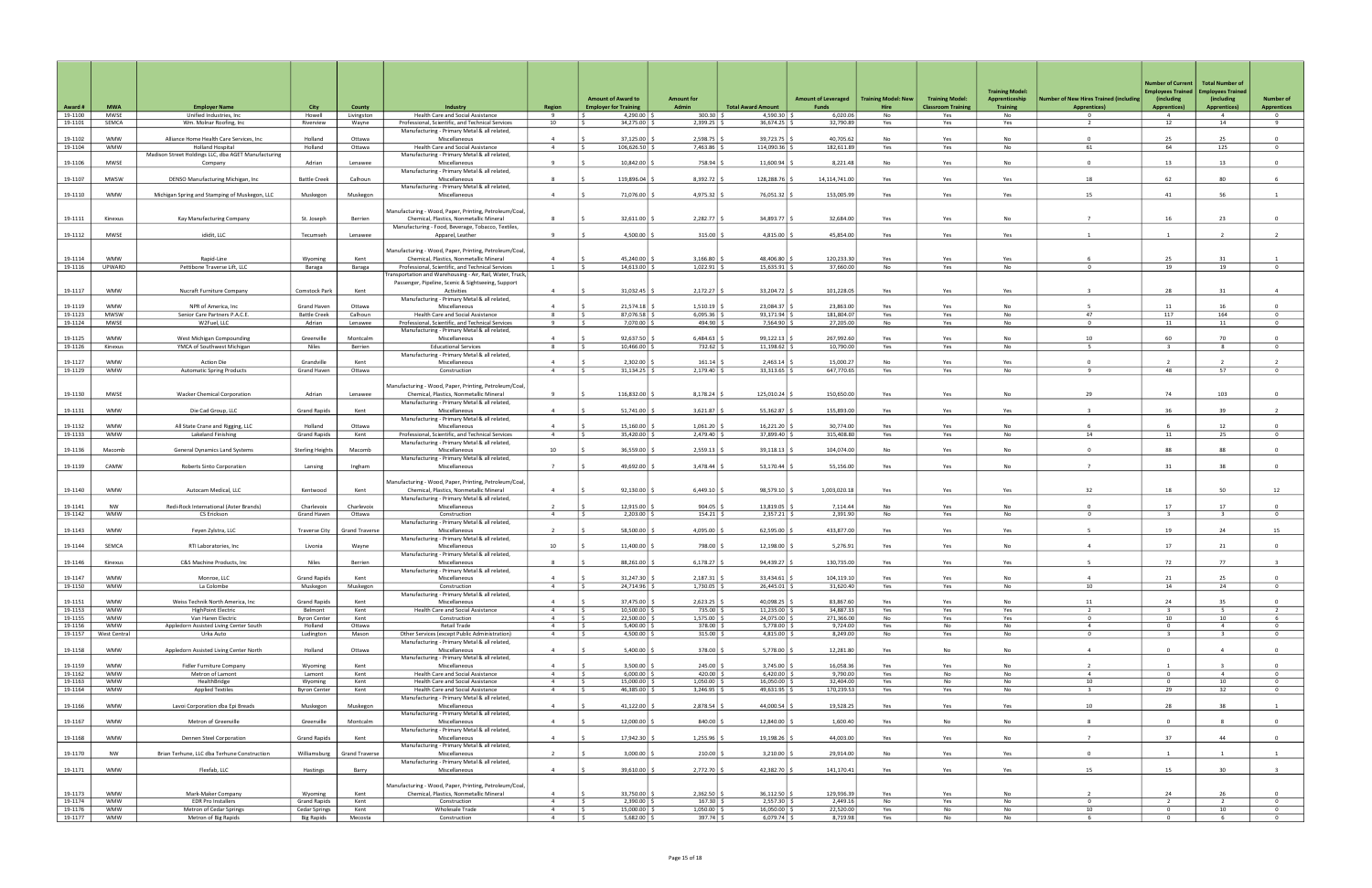| Award # | MWA | Employer Name | City | County | Industry | Region | Amount of Award to Employer for Training | Amount for Admin | Total Award Amount | Amount of Leveraged Funds | Training Model: New Hire | Training Model: Classroom Training | Training Model: Apprenticeship Training | Number of New Hires Trained (including Apprentices) | Number of Current Employees Trained (including Apprentices) | Total Number of Employees Trained (including Apprentices) | Number of Apprentices |
|---|---|---|---|---|---|---|---|---|---|---|---|---|---|---|---|---|---|
| 19-1100 | MWSE | Unified Industries, Inc | Howell | Livingston | Health Care and Social Assistance | 9 | $ 4,290.00 | $ 300.30 | $ 4,590.30 | $ 6,020.06 | No | Yes | No | 0 | 4 | 4 | 0 |
| 19-1101 | SEMCA | Wm. Molnar Roofing, Inc | Riverview | Wayne | Professional, Scientific, and Technical Services | 10 | $ 34,275.00 | $ 2,399.25 | $ 36,674.25 | $ 32,790.89 | Yes | Yes | Yes | 2 | 12 | 14 | 9 |
| 19-1102 | WMW | Alliance Home Health Care Services, Inc | Holland | Ottawa | Manufacturing - Primary Metal & all related, Miscellaneous | 4 | $ 37,125.00 | $ 2,598.75 | $ 39,723.75 | $ 40,705.62 | No | Yes | No | 0 | 25 | 25 | 0 |
| 19-1104 | WMW | Holland Hospital | Holland | Ottawa | Health Care and Social Assistance | 4 | $ 106,626.50 | $ 7,463.86 | $ 114,090.36 | $ 182,611.89 | Yes | Yes | No | 61 | 64 | 125 | 0 |
| 19-1106 | MWSE | Madison Street Holdings LLC, dba AGET Manufacturing Company | Adrian | Lenawee | Manufacturing - Primary Metal & all related, Miscellaneous | 9 | $ 10,842.00 | $ 758.94 | $ 11,600.94 | $ 8,221.48 | No | Yes | No | 0 | 13 | 13 | 0 |
| 19-1107 | MWSW | DENSO Manufacturing Michigan, Inc | Battle Creek | Calhoun | Manufacturing - Primary Metal & all related, Miscellaneous | 8 | $ 119,896.04 | $ 8,392.72 | $ 128,288.76 | $ 14,114,741.00 | Yes | Yes | Yes | 18 | 62 | 80 | 6 |
| 19-1110 | WMW | Michigan Spring and Stamping of Muskegon, LLC | Muskegon | Muskegon | Manufacturing - Primary Metal & all related, Miscellaneous | 4 | $ 71,076.00 | $ 4,975.32 | $ 76,051.32 | $ 153,005.99 | Yes | Yes | Yes | 15 | 41 | 56 | 1 |
| 19-1111 | Kinexus | Kay Manufacturing Company | St. Joseph | Berrien | Manufacturing - Wood, Paper, Printing, Petroleum/Coal, Chemical, Plastics, Nonmetallic Mineral | 8 | $ 32,611.00 | $ 2,282.77 | $ 34,893.77 | $ 32,684.00 | Yes | Yes | No | 7 | 16 | 23 | 0 |
| 19-1112 | MWSE | ididit, LLC | Tecumseh | Lenawee | Manufacturing - Food, Beverage, Tobacco, Textiles, Apparel, Leather | 9 | $ 4,500.00 | $ 315.00 | $ 4,815.00 | $ 45,854.00 | Yes | Yes | Yes | 1 | 1 | 2 | 2 |
| 19-1114 | WMW | Rapid-Line | Wyoming | Kent | Manufacturing - Wood, Paper, Printing, Petroleum/Coal, Chemical, Plastics, Nonmetallic Mineral | 4 | $ 45,240.00 | $ 3,166.80 | $ 48,406.80 | $ 120,233.30 | Yes | Yes | Yes | 6 | 25 | 31 | 1 |
| 19-1116 | UPWARD | Pettibone Traverse Lift, LLC | Baraga | Baraga | Professional, Scientific, and Technical Services | 1 | $ 14,613.00 | $ 1,022.91 | $ 15,635.91 | $ 37,660.00 | No | Yes | No | 0 | 19 | 19 | 0 |
| 19-1117 | WMW | Nucraft Furniture Company | Comstock Park | Kent | Transportation and Warehousing - Air, Rail, Water, Truck, Passenger, Pipeline, Scenic & Sightseeing, Support Activities | 4 | $ 31,032.45 | $ 2,172.27 | $ 33,204.72 | $ 101,228.05 | Yes | Yes | Yes | 3 | 28 | 31 | 4 |
| 19-1119 | WMW | NPR of America, Inc | Grand Haven | Ottawa | Manufacturing - Primary Metal & all related, Miscellaneous | 4 | $ 21,574.18 | $ 1,510.19 | $ 23,084.37 | $ 23,863.00 | Yes | Yes | No | 5 | 11 | 16 | 0 |
| 19-1123 | MWSW | Senior Care Partners P.A.C.E. | Battle Creek | Calhoun | Health Care and Social Assistance | 8 | $ 87,076.58 | $ 6,095.36 | $ 93,171.94 | $ 181,804.07 | Yes | Yes | No | 47 | 117 | 164 | 0 |
| 19-1124 | MWSE | WJFuel, LLC | Adrian | Lenawee | Professional, Scientific, and Technical Services | 9 | $ 7,070.00 | $ 494.90 | $ 7,564.90 | $ 27,205.00 | No | Yes | No | 0 | 11 | 11 | 0 |
| 19-1125 | WMW | West Michigan Compounding | Greenville | Montcalm | Manufacturing - Primary Metal & all related, Miscellaneous | 4 | $ 92,637.50 | $ 6,484.63 | $ 99,122.13 | $ 267,992.60 | Yes | Yes | No | 10 | 60 | 70 | 0 |
| 19-1126 | Kinexus | YMCA of Southwest Michigan | Niles | Berrien | Educational Services | 8 | $ 10,466.00 | $ 732.62 | $ 11,198.62 | $ 10,790.00 | Yes | Yes | No | 5 | 3 | 8 | 0 |
| 19-1127 | WMW | Action Die | Grandville | Kent | Manufacturing - Primary Metal & all related, Miscellaneous | 4 | $ 2,302.00 | $ 161.14 | $ 2,463.14 | $ 15,000.27 | No | Yes | Yes | 0 | 2 | 2 | 2 |
| 19-1129 | WMW | Automatic Spring Products | Grand Haven | Ottawa | Construction | 4 | $ 31,134.25 | $ 2,179.40 | $ 33,313.65 | $ 647,770.65 | Yes | Yes | No | 9 | 48 | 57 | 0 |
| 19-1130 | MWSE | Wacker Chemical Corporation | Adrian | Lenawee | Manufacturing - Wood, Paper, Printing, Petroleum/Coal, Chemical, Plastics, Nonmetallic Mineral | 9 | $ 116,832.00 | $ 8,178.24 | $ 125,010.24 | $ 150,650.00 | Yes | Yes | No | 29 | 74 | 103 | 0 |
| 19-1131 | WMW | Die Cad Group, LLC | Grand Rapids | Kent | Manufacturing - Primary Metal & all related, Miscellaneous | 4 | $ 51,741.00 | $ 3,621.87 | $ 55,362.87 | $ 155,893.00 | Yes | Yes | Yes | 3 | 36 | 39 | 2 |
| 19-1132 | WMW | All State Crane and Rigging, LLC | Holland | Ottawa | Manufacturing - Primary Metal & all related, Miscellaneous | 4 | $ 15,160.00 | $ 1,061.20 | $ 16,221.20 | $ 30,774.00 | Yes | Yes | No | 6 | 6 | 12 | 0 |
| 19-1133 | WMW | Lakeland Finishing | Grand Rapids | Kent | Professional, Scientific, and Technical Services | 4 | $ 35,420.00 | $ 2,479.40 | $ 37,899.40 | $ 315,408.80 | Yes | Yes | No | 14 | 11 | 25 | 0 |
| 19-1136 | Macomb | General Dynamics Land Systems | Sterling Heights | Macomb | Manufacturing - Primary Metal & all related, Miscellaneous | 10 | $ 36,559.00 | $ 2,559.13 | $ 39,118.13 | $ 104,074.00 | No | Yes | No | 0 | 88 | 88 | 0 |
| 19-1139 | CAMW | Roberts Sinto Corporation | Lansing | Ingham | Manufacturing - Primary Metal & all related, Miscellaneous | 7 | $ 49,692.00 | $ 3,478.44 | $ 53,170.44 | $ 55,156.00 | Yes | Yes | No | 7 | 31 | 38 | 0 |
| 19-1140 | WMW | Autocam Medical, LLC | Kentwood | Kent | Manufacturing - Wood, Paper, Printing, Petroleum/Coal, Chemical, Plastics, Nonmetallic Mineral | 4 | $ 92,130.00 | $ 6,449.10 | $ 98,579.10 | $ 1,003,020.18 | Yes | Yes | Yes | 32 | 18 | 50 | 12 |
| 19-1141 | NW | Redi-Rock International (Aster Brands) | Charlevoix | Charlevoix | Manufacturing - Primary Metal & all related, Miscellaneous | 2 | $ 12,915.00 | $ 904.05 | $ 13,819.05 | $ 7,114.44 | No | Yes | No | 0 | 17 | 17 | 0 |
| 19-1142 | WMW | CS Erickson | Grand Haven | Ottawa | Construction | 4 | $ 2,203.00 | $ 154.21 | $ 2,357.21 | $ 2,391.90 | No | Yes | No | 0 | 3 | 3 | 0 |
| 19-1143 | WMW | Feyen Zylstra, LLC | Traverse City | Grand Traverse | Manufacturing - Primary Metal & all related, Miscellaneous | 2 | $ 58,500.00 | $ 4,095.00 | $ 62,595.00 | $ 435,877.00 | Yes | Yes | Yes | 5 | 19 | 24 | 15 |
| 19-1144 | SEMCA | RTI Laboratories, Inc | Livonia | Wayne | Manufacturing - Primary Metal & all related, Miscellaneous | 10 | $ 11,400.00 | $ 798.00 | $ 12,198.00 | $ 5,276.91 | Yes | Yes | No | 4 | 17 | 21 | 0 |
| 19-1146 | Kinexus | C&S Machine Products, Inc | Niles | Berrien | Manufacturing - Primary Metal & all related, Miscellaneous | 8 | $ 88,261.00 | $ 6,178.27 | $ 94,439.27 | $ 130,735.00 | Yes | Yes | Yes | 5 | 72 | 77 | 3 |
| 19-1147 | WMW | Monroe, LLC | Grand Rapids | Kent | Manufacturing - Primary Metal & all related, Miscellaneous | 4 | $ 31,247.30 | $ 2,187.31 | $ 33,434.61 | $ 104,119.10 | Yes | Yes | No | 4 | 21 | 25 | 0 |
| 19-1150 | WMW | La Colombe | Muskegon | Muskegon | Construction | 4 | $ 24,714.96 | $ 1,730.05 | $ 26,445.01 | $ 31,620.40 | Yes | Yes | No | 10 | 14 | 24 | 0 |
| 19-1151 | WMW | Weiss Technik North America, Inc | Grand Rapids | Kent | Manufacturing - Primary Metal & all related, Miscellaneous | 4 | $ 37,475.00 | $ 2,623.25 | $ 40,098.25 | $ 83,867.60 | Yes | Yes | No | 11 | 24 | 35 | 0 |
| 19-1153 | WMW | HighPoint Electric | Belmont | Kent | Health Care and Social Assistance | 4 | $ 10,500.00 | $ 735.00 | $ 11,235.00 | $ 34,887.33 | Yes | Yes | Yes | 2 | 3 | 5 | 2 |
| 19-1155 | WMW | Van Haren Electric | Byron Center | Kent | Construction | 4 | $ 22,500.00 | $ 1,575.00 | $ 24,075.00 | $ 271,366.00 | No | Yes | Yes | 0 | 10 | 10 | 6 |
| 19-1156 | WMW | Appledorn Assisted Living Center South | Holland | Ottawa | Retail Trade | 4 | $ 5,400.00 | $ 378.00 | $ 5,778.00 | $ 9,724.00 | Yes | No | No | 4 | 0 | 4 | 0 |
| 19-1157 | West Central | Urka Auto | Ludington | Mason | Other Services (except Public Administration) | 4 | $ 4,500.00 | $ 315.00 | $ 4,815.00 | $ 8,249.00 | No | Yes | No | 0 | 3 | 3 | 0 |
| 19-1158 | WMW | Appledorn Assisted Living Center North | Holland | Ottawa | Manufacturing - Primary Metal & all related, Miscellaneous | 4 | $ 5,400.00 | $ 378.00 | $ 5,778.00 | $ 12,281.80 | Yes | No | No | 4 | 0 | 4 | 0 |
| 19-1159 | WMW | Fidler Furniture Company | Wyoming | Kent | Manufacturing - Primary Metal & all related, Miscellaneous | 4 | $ 3,500.00 | $ 245.00 | $ 3,745.00 | $ 16,058.36 | Yes | Yes | No | 2 | 1 | 3 | 0 |
| 19-1162 | WMW | Metron of Lamont | Lamont | Kent | Health Care and Social Assistance | 4 | $ 6,000.00 | $ 420.00 | $ 6,420.00 | $ 9,790.00 | Yes | No | No | 4 | 0 | 4 | 0 |
| 19-1163 | WMW | HealthBridge | Wyoming | Kent | Health Care and Social Assistance | 4 | $ 15,000.00 | $ 1,050.00 | $ 16,050.00 | $ 32,404.00 | Yes | No | No | 10 | 0 | 10 | 0 |
| 19-1164 | WMW | Applied Textiles | Byron Center | Kent | Health Care and Social Assistance | 4 | $ 46,385.00 | $ 3,246.95 | $ 49,631.95 | $ 170,239.53 | Yes | Yes | No | 3 | 29 | 32 | 0 |
| 19-1166 | WMW | Lavoi Corporation dba Epi Breads | Muskegon | Muskegon | Manufacturing - Primary Metal & all related, Miscellaneous | 4 | $ 41,122.00 | $ 2,878.54 | $ 44,000.54 | $ 19,528.25 | Yes | Yes | Yes | 10 | 28 | 38 | 1 |
| 19-1167 | WMW | Metron of Greenville | Greenville | Montcalm | Manufacturing - Primary Metal & all related, Miscellaneous | 4 | $ 12,000.00 | $ 840.00 | $ 12,840.00 | $ 1,600.40 | Yes | No | No | 8 | 0 | 8 | 0 |
| 19-1168 | WMW | Dennen Steel Corporation | Grand Rapids | Kent | Manufacturing - Primary Metal & all related, Miscellaneous | 4 | $ 17,942.30 | $ 1,255.96 | $ 19,198.26 | $ 44,003.00 | Yes | Yes | No | 7 | 37 | 44 | 0 |
| 19-1170 | NW | Brian Terhune, LLC dba Terhune Construction | Williamsburg | Grand Traverse | Manufacturing - Primary Metal & all related, Miscellaneous | 2 | $ 3,000.00 | $ 210.00 | $ 3,210.00 | $ 29,914.00 | No | Yes | Yes | 0 | 1 | 1 | 1 |
| 19-1171 | WMW | Flexfab, LLC | Hastings | Barry | Manufacturing - Primary Metal & all related, Miscellaneous | 4 | $ 39,610.00 | $ 2,772.70 | $ 42,382.70 | $ 141,170.41 | Yes | Yes | Yes | 15 | 15 | 30 | 3 |
| 19-1173 | WMW | Mark-Maker Company | Wyoming | Kent | Manufacturing - Wood, Paper, Printing, Petroleum/Coal, Chemical, Plastics, Nonmetallic Mineral | 4 | $ 33,750.00 | $ 2,362.50 | $ 36,112.50 | $ 129,936.39 | Yes | Yes | No | 2 | 24 | 26 | 0 |
| 19-1174 | WMW | EDR Pro Installers | Grand Rapids | Kent | Construction | 4 | $ 2,390.00 | $ 167.30 | $ 2,557.30 | $ 2,449.16 | No | Yes | No | 0 | 2 | 2 | 0 |
| 19-1176 | WMW | Metron of Cedar Springs | Cedar Springs | Kent | Wholesale Trade | 4 | $ 15,000.00 | $ 1,050.00 | $ 16,050.00 | $ 22,520.00 | Yes | No | No | 10 | 0 | 10 | 0 |
| 19-1177 | WMW | Metron of Big Rapids | Big Rapids | Mecosta | Construction | 4 | $ 5,682.00 | $ 397.74 | $ 6,079.74 | $ 8,719.98 | Yes | No | No | 6 | 0 | 6 | 0 |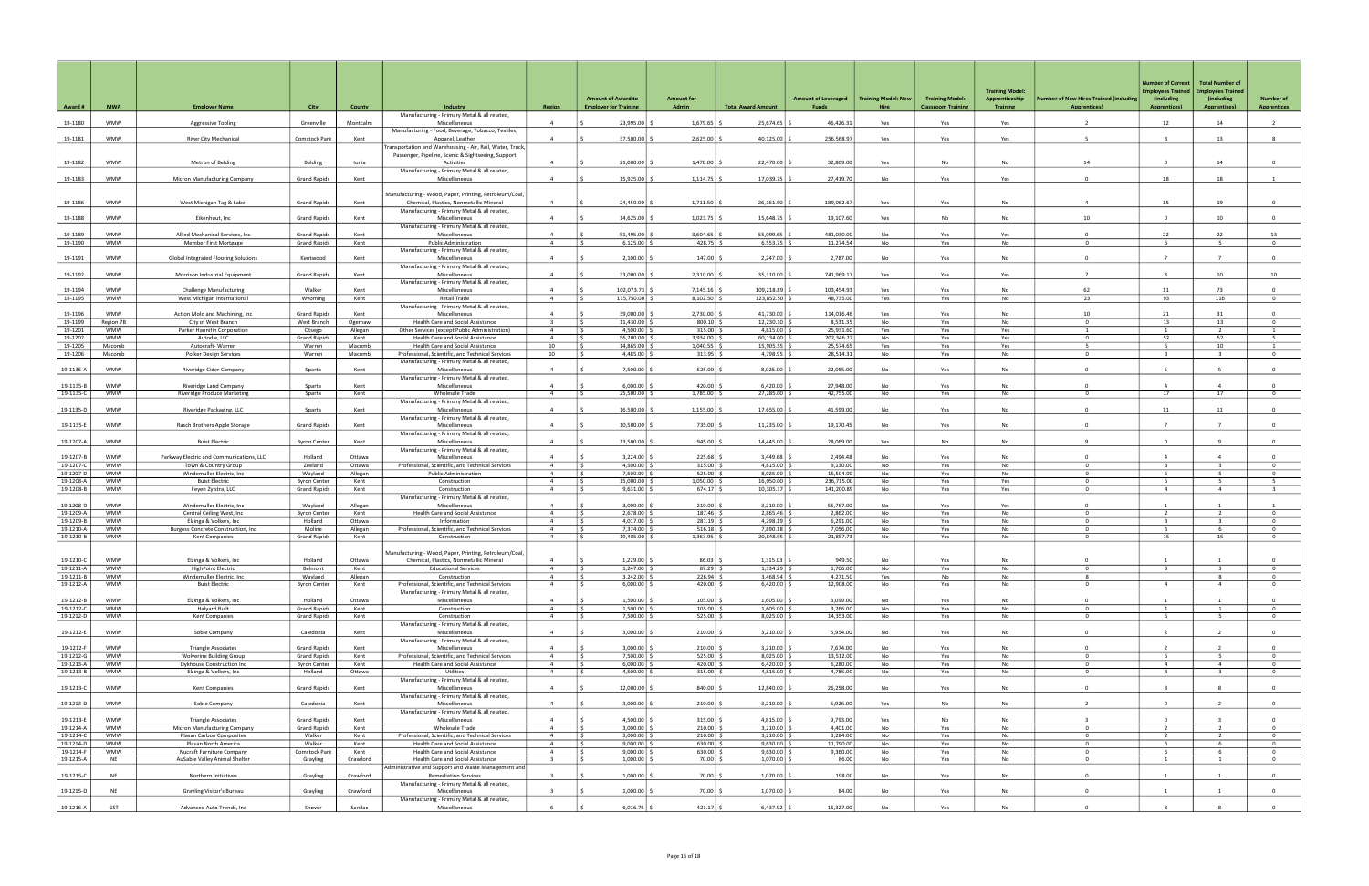| Award # | MWA | Employer Name | City | County | Industry | Region | Amount of Award to Employer for Training | Amount for Admin | Total Award Amount | Amount of Leveraged Funds | Training Model: New Hire | Training Model: Classroom Training | Training Model: Apprenticeship Training | Number of New Hires Trained (including Apprentices) | Number of Current Employees Trained (including Apprentices) | Total Number of Employees Trained (including Apprentices) | Number of Apprentices |
|---|---|---|---|---|---|---|---|---|---|---|---|---|---|---|---|---|---|
| 19-1180 | WMW | Aggressive Tooling | Greenville | Montcalm | Manufacturing - Primary Metal & all related, Miscellaneous | 4 | $ 23,995.00 | $ 1,679.65 | $ 25,674.65 | $ 46,426.31 | Yes | Yes | Yes | 2 | 12 | 14 | 2 |
| 19-1181 | WMW | River City Mechanical | Comstock Park | Kent | Manufacturing - Food, Beverage, Tobacco, Textiles, Apparel, Leather | 4 | $ 37,500.00 | $ 2,625.00 | $ 40,125.00 | $ 256,568.97 | Yes | Yes | Yes | 5 | 8 | 13 | 8 |
| 19-1182 | WMW | Metron of Belding | Belding | Ionia | Transportation and Warehousing - Air, Rail, Water, Truck, Passenger, Pipeline, Scenic & Sightseeing, Support Activities | 4 | $ 21,000.00 | $ 1,470.00 | $ 22,470.00 | $ 32,809.00 | Yes | No | No | 14 | 0 | 14 | 0 |
| 19-1183 | WMW | Micron Manufacturing Company | Grand Rapids | Kent | Manufacturing - Primary Metal & all related, Miscellaneous | 4 | $ 15,925.00 | $ 1,114.75 | $ 17,039.75 | $ 27,419.70 | No | Yes | Yes | 0 | 18 | 18 | 1 |
| 19-1186 | WMW | West Michigan Tag & Label | Grand Rapids | Kent | Manufacturing - Wood, Paper, Printing, Petroleum/Coal, Chemical, Plastics, Nonmetallic Mineral | 4 | $ 24,450.00 | $ 1,711.50 | $ 26,161.50 | $ 189,062.67 | Yes | Yes | No | 4 | 15 | 19 | 0 |
| 19-1188 | WMW | Eikenhout, Inc | Grand Rapids | Kent | Manufacturing - Primary Metal & all related, Miscellaneous | 4 | $ 14,625.00 | $ 1,023.75 | $ 15,648.75 | $ 19,107.60 | Yes | No | No | 10 | 0 | 10 | 0 |
| 19-1189 | WMW | Allied Mechanical Services, Inc | Grand Rapids | Kent | Manufacturing - Primary Metal & all related, Miscellaneous | 4 | $ 51,495.00 | $ 3,604.65 | $ 55,099.65 | $ 481,030.00 | No | Yes | Yes | 0 | 22 | 22 | 13 |
| 19-1190 | WMW | Member First Mortgage | Grand Rapids | Kent | Public Administration | 4 | $ 6,125.00 | $ 428.75 | $ 6,553.75 | $ 11,274.54 | No | Yes | No | 0 | 5 | 5 | 0 |
| 19-1191 | WMW | Global Integrated Flooring Solutions | Kentwood | Kent | Manufacturing - Primary Metal & all related, Miscellaneous | 4 | $ 2,100.00 | $ 147.00 | $ 2,247.00 | $ 2,787.00 | No | Yes | No | 0 | 7 | 7 | 0 |
| 19-1192 | WMW | Morrison Industrial Equipment | Grand Rapids | Kent | Manufacturing - Primary Metal & all related, Miscellaneous | 4 | $ 33,000.00 | $ 2,310.00 | $ 35,310.00 | $ 741,969.17 | Yes | Yes | Yes | 7 | 3 | 10 | 10 |
| 19-1194 | WMW | Challenge Manufacturing | Walker | Kent | Manufacturing - Primary Metal & all related, Miscellaneous | 4 | $ 102,073.73 | $ 7,145.16 | $ 109,218.89 | $ 103,454.93 | Yes | Yes | No | 62 | 11 | 73 | 0 |
| 19-1195 | WMW | West Michigan International | Wyoming | Kent | Retail Trade | 4 | $ 115,750.00 | $ 8,102.50 | $ 123,852.50 | $ 48,735.00 | Yes | Yes | No | 23 | 93 | 116 | 0 |
| 19-1196 | WMW | Action Mold and Machining, Inc | Grand Rapids | Kent | Manufacturing - Primary Metal & all related, Miscellaneous | 4 | $ 39,000.00 | $ 2,730.00 | $ 41,730.00 | $ 114,016.46 | Yes | Yes | No | 10 | 21 | 31 | 0 |
| 19-1199 | Region 7B | City of West Branch | West Branch | Ogemaw | Health Care and Social Assistance | 3 | $ 11,430.00 | $ 800.10 | $ 12,230.10 | $ 8,531.35 | No | Yes | No | 0 | 13 | 13 | 0 |
| 19-1201 | WMW | Parker Hannifin Corporation | Otsego | Allegan | Other Services (except Public Administration) | 4 | $ 4,500.00 | $ 315.00 | $ 4,815.00 | $ 25,931.60 | Yes | Yes | Yes | 1 | 1 | 2 | 1 |
| 19-1202 | WMW | Autocide, LLC | Grand Rapids | Kent | Health Care and Social Assistance | 4 | $ 56,200.00 | $ 3,934.00 | $ 60,134.00 | $ 202,346.22 | No | Yes | Yes | 0 | 52 | 52 | 5 |
| 19-1205 | Macomb | Autocraft- Warren | Warren | Macomb | Health Care and Social Assistance | 10 | $ 14,865.00 | $ 1,040.55 | $ 15,905.55 | $ 25,574.65 | Yes | Yes | Yes | 5 | 5 | 10 | 1 |
| 19-1206 | Macomb | Polker Design Services | Warren | Macomb | Professional, Scientific, and Technical Services | 10 | $ 4,485.00 | $ 313.95 | $ 4,798.95 | $ 28,514.31 | No | Yes | No | 0 | 3 | 3 | 0 |
| 19-1135-A | WMW | Riveridge Cider Company | Sparta | Kent | Manufacturing - Primary Metal & all related, Miscellaneous | 4 | $ 7,500.00 | $ 525.00 | $ 8,025.00 | $ 22,055.00 | No | Yes | No | 0 | 5 | 5 | 0 |
| 19-1135-B | WMW | Riveridge Land Company | Sparta | Kent | Manufacturing - Primary Metal & all related, Miscellaneous | 4 | $ 6,000.00 | $ 420.00 | $ 6,420.00 | $ 27,948.00 | No | Yes | No | 0 | 4 | 4 | 0 |
| 19-1135-C | WMW | Riveridge Produce Marketing | Sparta | Kent | Wholesale Trade | 4 | $ 25,500.00 | $ 1,785.00 | $ 27,285.00 | $ 42,755.00 | No | Yes | No | 0 | 17 | 17 | 0 |
| 19-1135-D | WMW | Riveridge Packaging, LLC | Sparta | Kent | Manufacturing - Primary Metal & all related, Miscellaneous | 4 | $ 16,500.00 | $ 1,155.00 | $ 17,655.00 | $ 41,599.00 | No | Yes | No | 0 | 11 | 11 | 0 |
| 19-1135-E | WMW | Rasch Brothers Apple Storage | Grand Rapids | Kent | Manufacturing - Primary Metal & all related, Miscellaneous | 4 | $ 10,500.00 | $ 735.00 | $ 11,235.00 | $ 19,170.45 | No | Yes | No | 0 | 7 | 7 | 0 |
| 19-1207-A | WMW | Buist Electric | Byron Center | Kent | Manufacturing - Primary Metal & all related, Miscellaneous | 4 | $ 13,500.00 | $ 945.00 | $ 14,445.00 | $ 28,069.00 | Yes | No | No | 9 | 0 | 9 | 0 |
| 19-1207-B | WMW | Parkway Electric and Communications, LLC | Holland | Ottawa | Manufacturing - Primary Metal & all related, Miscellaneous | 4 | $ 3,224.00 | $ 225.68 | $ 3,449.68 | $ 2,494.48 | No | Yes | No | 0 | 4 | 4 | 0 |
| 19-1207-C | WMW | Town & Country Group | Zeeland | Ottawa | Professional, Scientific, and Technical Services | 4 | $ 4,500.00 | $ 315.00 | $ 4,815.00 | $ 9,130.00 | No | Yes | No | 0 | 3 | 3 | 0 |
| 19-1207-D | WMW | Windemuller Electric, Inc | Wayland | Allegan | Public Administration | 4 | $ 7,500.00 | $ 525.00 | $ 8,025.00 | $ 15,504.00 | No | Yes | No | 0 | 5 | 5 | 0 |
| 19-1208-A | WMW | Buist Electric | Byron Center | Kent | Construction | 4 | $ 15,000.00 | $ 1,050.00 | $ 16,050.00 | $ 236,715.00 | No | Yes | Yes | 0 | 5 | 5 | 5 |
| 19-1208-B | WMW | Feyen Zylstra, LLC | Grand Rapids | Kent | Construction | 4 | $ 9,631.00 | $ 674.17 | $ 10,305.17 | $ 141,200.89 | No | Yes | Yes | 0 | 4 | 4 | 3 |
| 19-1208-D | WMW | Windemuller Electric, Inc | Wayland | Allegan | Manufacturing - Primary Metal & all related, Miscellaneous | 4 | $ 3,000.00 | $ 210.00 | $ 3,210.00 | $ 55,767.00 | No | Yes | Yes | 0 | 1 | 1 | 1 |
| 19-1209-A | WMW | Central Ceiling West, Inc | Byron Center | Kent | Health Care and Social Assistance | 4 | $ 2,678.00 | $ 187.46 | $ 2,865.46 | $ 2,862.00 | No | Yes | No | 0 | 2 | 2 | 0 |
| 19-1209-B | WMW | Elzinga & Volkers, Inc | Holland | Ottawa | Information | 4 | $ 4,017.00 | $ 281.19 | $ 4,298.19 | $ 6,291.00 | No | Yes | No | 0 | 3 | 3 | 0 |
| 19-1210-A | WMW | Burgess Concrete Construction, Inc | Moline | Allegan | Professional, Scientific, and Technical Services | 4 | $ 7,374.00 | $ 516.18 | $ 7,890.18 | $ 7,056.00 | No | Yes | No | 0 | 6 | 6 | 0 |
| 19-1210-B | WMW | Kent Companies | Grand Rapids | Kent | Construction | 4 | $ 19,485.00 | $ 1,363.95 | $ 20,848.95 | $ 21,857.73 | No | Yes | No | 0 | 15 | 15 | 0 |
| 19-1210-C | WMW | Elzinga & Volkers, Inc | Holland | Ottawa | Manufacturing - Wood, Paper, Printing, Petroleum/Coal, Chemical, Plastics, Nonmetallic Mineral | 4 | $ 1,229.00 | $ 86.03 | $ 1,315.03 | $ 949.50 | No | Yes | No | 0 | 1 | 1 | 0 |
| 19-1211-A | WMW | HighPoint Electric | Belmont | Kent | Educational Services | 4 | $ 1,247.00 | $ 87.29 | $ 1,334.29 | $ 1,706.00 | No | Yes | No | 0 | 3 | 3 | 0 |
| 19-1211-B | WMW | Windemuller Electric, Inc | Wayland | Allegan | Construction | 4 | $ 3,242.00 | $ 226.94 | $ 3,468.94 | $ 4,271.50 | Yes | No | No | 8 | 0 | 8 | 0 |
| 19-1212-A | WMW | Buist Electric | Byron Center | Kent | Professional, Scientific, and Technical Services | 4 | $ 6,000.00 | $ 420.00 | $ 6,420.00 | $ 12,908.00 | No | Yes | No | 0 | 4 | 4 | 0 |
| 19-1212-B | WMW | Elzinga & Volkers, Inc | Holland | Ottawa | Manufacturing - Primary Metal & all related, Miscellaneous | 4 | $ 1,500.00 | $ 105.00 | $ 1,605.00 | $ 3,099.00 | No | Yes | No | 0 | 1 | 1 | 0 |
| 19-1212-C | WMW | Halyard Built | Grand Rapids | Kent | Construction | 4 | $ 1,500.00 | $ 105.00 | $ 1,605.00 | $ 3,266.00 | No | Yes | No | 0 | 1 | 1 | 0 |
| 19-1212-D | WMW | Kent Companies | Grand Rapids | Kent | Construction | 4 | $ 7,500.00 | $ 525.00 | $ 8,025.00 | $ 14,353.00 | No | Yes | No | 0 | 5 | 5 | 0 |
| 19-1212-E | WMW | Sobie Company | Caledonia | Kent | Manufacturing - Primary Metal & all related, Miscellaneous | 4 | $ 3,000.00 | $ 210.00 | $ 3,210.00 | $ 5,954.00 | No | Yes | No | 0 | 2 | 2 | 0 |
| 19-1212-F | WMW | Triangle Associates | Grand Rapids | Kent | Manufacturing - Primary Metal & all related, Miscellaneous | 4 | $ 3,000.00 | $ 210.00 | $ 3,210.00 | $ 7,674.00 | No | Yes | No | 0 | 2 | 2 | 0 |
| 19-1212-G | WMW | Wolverine Building Group | Grand Rapids | Kent | Professional, Scientific, and Technical Services | 4 | $ 7,500.00 | $ 525.00 | $ 8,025.00 | $ 13,512.00 | No | Yes | No | 0 | 5 | 5 | 0 |
| 19-1213-A | WMW | Dykhouse Construction Inc | Byron Center | Kent | Health Care and Social Assistance | 4 | $ 6,000.00 | $ 420.00 | $ 6,420.00 | $ 6,280.00 | No | Yes | No | 0 | 4 | 4 | 0 |
| 19-1213-B | WMW | Elzinga & Volkers, Inc | Holland | Ottawa | Utilities | 4 | $ 4,500.00 | $ 315.00 | $ 4,815.00 | $ 4,785.00 | No | Yes | No | 0 | 3 | 3 | 0 |
| 19-1213-C | WMW | Kent Companies | Grand Rapids | Kent | Manufacturing - Primary Metal & all related, Miscellaneous | 4 | $ 12,000.00 | $ 840.00 | $ 12,840.00 | $ 26,258.00 | No | Yes | No | 0 | 8 | 8 | 0 |
| 19-1213-D | WMW | Sobie Company | Caledonia | Kent | Manufacturing - Primary Metal & all related, Miscellaneous | 4 | $ 3,000.00 | $ 210.00 | $ 3,210.00 | $ 5,926.00 | Yes | No | No | 2 | 0 | 2 | 0 |
| 19-1213-E | WMW | Triangle Associates | Grand Rapids | Kent | Manufacturing - Primary Metal & all related, Miscellaneous | 4 | $ 4,500.00 | $ 315.00 | $ 4,815.00 | $ 9,793.00 | Yes | No | No | 3 | 0 | 3 | 0 |
| 19-1214-A | WMW | Micron Manufacturing Company | Grand Rapids | Kent | Wholesale Trade | 4 | $ 3,000.00 | $ 210.00 | $ 3,210.00 | $ 4,401.00 | No | Yes | No | 0 | 2 | 2 | 0 |
| 19-1214-C | WMW | Plasan Carbon Composites | Walker | Kent | Professional, Scientific, and Technical Services | 4 | $ 3,000.00 | $ 210.00 | $ 3,210.00 | $ 3,284.00 | No | Yes | No | 0 | 2 | 2 | 0 |
| 19-1214-D | WMW | Plasan North America | Walker | Kent | Health Care and Social Assistance | 4 | $ 9,000.00 | $ 630.00 | $ 9,630.00 | $ 11,790.00 | No | Yes | No | 0 | 6 | 6 | 0 |
| 19-1214-F | WMW | Nucraft Furniture Company | Comstock Park | Kent | Health Care and Social Assistance | 4 | $ 9,000.00 | $ 630.00 | $ 9,630.00 | $ 9,360.00 | No | Yes | No | 0 | 6 | 6 | 0 |
| 19-1215-A | NE | AuSable Valley Animal Shelter | Grayling | Crawford | Health Care and Social Assistance | 3 | $ 1,000.00 | $ 70.00 | $ 1,070.00 | $ 86.00 | No | Yes | No | 0 | 1 | 1 | 0 |
| 19-1215-C | NE | Northern Initiatives | Grayling | Crawford | Administrative and Support and Waste Management and Remediation Services | 3 | $ 1,000.00 | $ 70.00 | $ 1,070.00 | $ 198.00 | No | Yes | No | 0 | 1 | 1 | 0 |
| 19-1215-D | NE | Grayling Visitor's Bureau | Grayling | Crawford | Manufacturing - Primary Metal & all related, Miscellaneous | 3 | $ 1,000.00 | $ 70.00 | $ 1,070.00 | $ 84.00 | No | Yes | No | 0 | 1 | 1 | 0 |
| 19-1216-A | GST | Advanced Auto Trends, Inc | Snover | Sanilac | Manufacturing - Primary Metal & all related, Miscellaneous | 6 | $ 6,016.75 | $ 421.17 | $ 6,437.92 | $ 15,327.00 | No | Yes | No | 0 | 8 | 8 | 0 |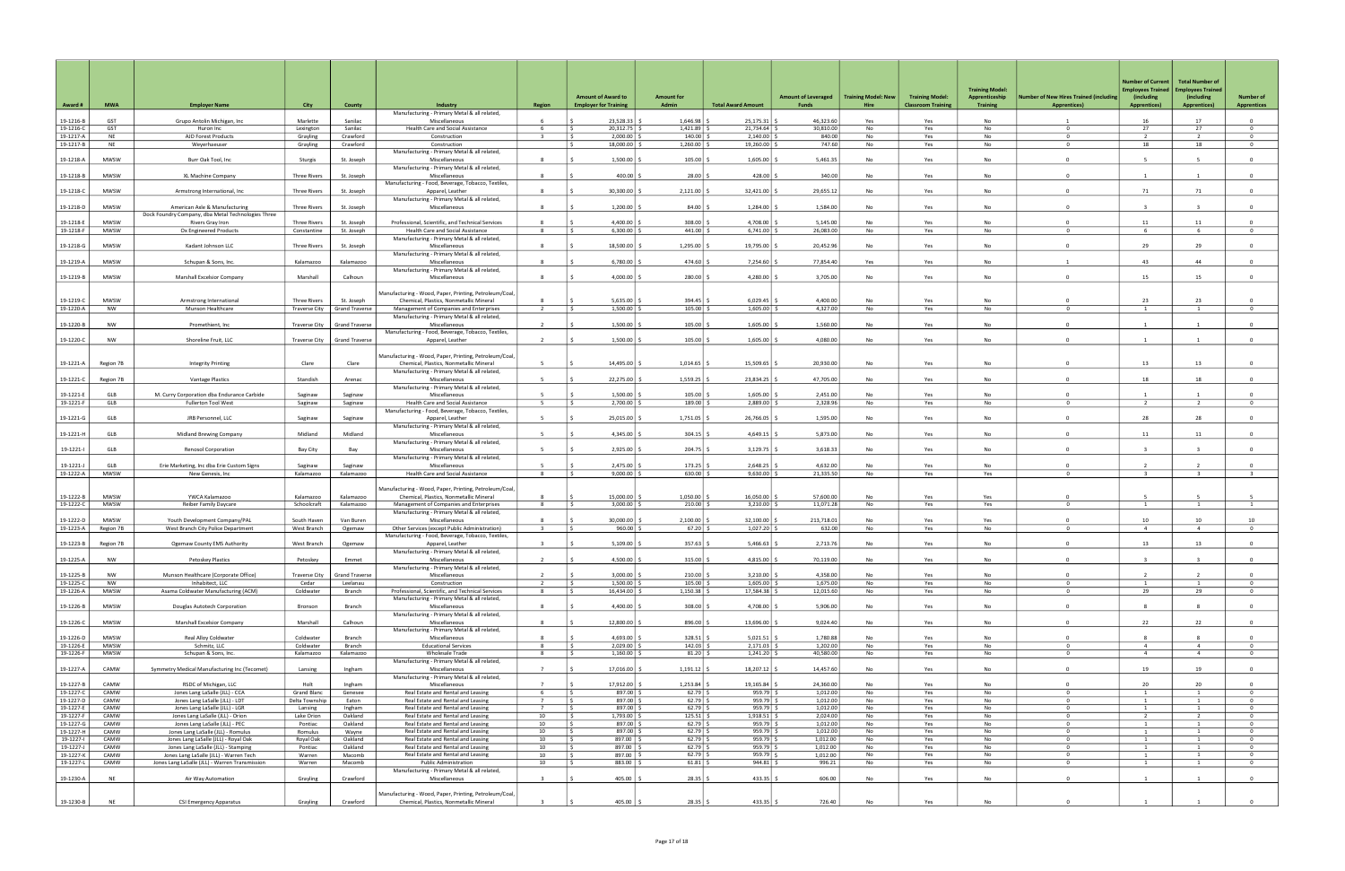| Award # | MWA | Employer Name | City | County | Industry | Region | Amount of Award to Employer for Training | Amount for Admin | Total Award Amount | Amount of Leveraged Funds | Training Model: New Hire | Training Model: Classroom Training | Training Model: Apprenticeship Training | Number of New Hires Trained (including Apprentices) | Number of Current Employees Trained (including Apprentices) | Total Number of Employees Trained (including Apprentices) | Number of Apprentices |
|---|---|---|---|---|---|---|---|---|---|---|---|---|---|---|---|---|---|
| 19-1216-B | GST | Grupo Antolin Michigan, Inc | Marlette | Sanilac | Manufacturing - Primary Metal & all related, Miscellaneous | 6 | $ 23,528.33 | $ 1,646.98 | $ 25,175.31 | $ 46,323.60 | Yes | Yes | No | 1 | 16 | 17 | 0 |
| 19-1216-C | GST | Huron Inc | Lexington | Sanilac | Health Care and Social Assistance | 6 | $ 20,312.75 | $ 1,421.89 | $ 21,734.64 | $ 30,810.00 | No | Yes | No | 0 | 27 | 27 | 0 |
| 19-1217-A | NE | AJD Forest Products | Grayling | Crawford | Construction | 3 | $ 2,000.00 | $ 140.00 | $ 2,140.00 | $ 840.00 | No | Yes | No | 0 | 2 | 2 | 0 |
| 19-1217-B | NE | Weyerhaeuser | Grayling | Crawford | Construction | 3 | $ 18,000.00 | $ 1,260.00 | $ 19,260.00 | $ 747.60 | No | Yes | No | 0 | 18 | 18 | 0 |
| 19-1218-A | MWSW | Burr Oak Tool, Inc | Sturgis | St. Joseph | Manufacturing - Primary Metal & all related, Miscellaneous | 8 | $ 1,500.00 | $ 105.00 | $ 1,605.00 | $ 5,461.35 | No | Yes | No | 0 | 5 | 5 | 0 |
| 19-1218-B | MWSW | XL Machine Company | Three Rivers | St. Joseph | Manufacturing - Primary Metal & all related, Miscellaneous | 8 | $ 400.00 | $ 28.00 | $ 428.00 | $ 340.00 | No | Yes | No | 0 | 1 | 1 | 0 |
| 19-1218-C | MWSW | Armstrong International, Inc | Three Rivers | St. Joseph | Manufacturing - Food, Beverage, Tobacco, Textiles, Apparel, Leather | 8 | $ 30,300.00 | $ 2,121.00 | $ 32,421.00 | $ 29,655.12 | No | Yes | No | 0 | 71 | 71 | 0 |
| 19-1218-D | MWSW | American Axle & Manufacturing | Three Rivers | St. Joseph | Manufacturing - Primary Metal & all related, Miscellaneous | 8 | $ 1,200.00 | $ 84.00 | $ 1,284.00 | $ 1,584.00 | No | Yes | No | 0 | 3 | 3 | 0 |
| 19-1218-E | MWSW | Dock Foundry Company, dba Metal Technologies Three Rivers Gray Iron | Three Rivers | St. Joseph | Professional, Scientific, and Technical Services | 8 | $ 4,400.00 | $ 308.00 | $ 4,708.00 | $ 5,145.00 | No | Yes | No | 0 | 11 | 11 | 0 |
| 19-1218-F | MWSW | Ox Engineered Products | Constantine | St. Joseph | Health Care and Social Assistance | 8 | $ 6,300.00 | $ 441.00 | $ 6,741.00 | $ 26,083.00 | No | Yes | No | 0 | 6 | 6 | 0 |
| 19-1218-G | MWSW | Kadant Johnson LLC | Three Rivers | St. Joseph | Manufacturing - Primary Metal & all related, Miscellaneous | 8 | $ 18,500.00 | $ 1,295.00 | $ 19,795.00 | $ 20,452.96 | No | Yes | No | 0 | 29 | 29 | 0 |
| 19-1219-A | MWSW | Schupan & Sons, Inc. | Kalamazoo | Kalamazoo | Manufacturing - Primary Metal & all related, Miscellaneous | 8 | $ 6,780.00 | $ 474.60 | $ 7,254.60 | $ 77,854.40 | Yes | Yes | No | 1 | 43 | 44 | 0 |
| 19-1219-B | MWSW | Marshall Excelsior Company | Marshall | Calhoun | Manufacturing - Primary Metal & all related, Miscellaneous | 8 | $ 4,000.00 | $ 280.00 | $ 4,280.00 | $ 3,705.00 | No | Yes | No | 0 | 15 | 15 | 0 |
| 19-1219-C | MWSW | Armstrong International | Three Rivers | St. Joseph | Manufacturing - Wood, Paper, Printing, Petroleum/Coal, Chemical, Plastics, Nonmetallic Mineral | 8 | $ 5,635.00 | $ 394.45 | $ 6,029.45 | $ 4,400.00 | No | Yes | No | 0 | 23 | 23 | 0 |
| 19-1220-A | NW | Munson Healthcare | Traverse City | Grand Traverse | Management of Companies and Enterprises | 2 | $ 1,500.00 | $ 105.00 | $ 1,605.00 | $ 4,327.00 | No | Yes | No | 0 | 1 | 1 | 0 |
| 19-1220-B | NW | Promethient, Inc | Traverse City | Grand Traverse | Manufacturing - Primary Metal & all related, Miscellaneous | 2 | $ 1,500.00 | $ 105.00 | $ 1,605.00 | $ 1,560.00 | No | Yes | No | 0 | 1 | 1 | 0 |
| 19-1220-C | NW | Shoreline Fruit, LLC | Traverse City | Grand Traverse | Manufacturing - Food, Beverage, Tobacco, Textiles, Apparel, Leather | 2 | $ 1,500.00 | $ 105.00 | $ 1,605.00 | $ 4,080.00 | No | Yes | No | 0 | 1 | 1 | 0 |
| 19-1221-A | Region 7B | Integrity Printing | Clare | Clare | Manufacturing - Wood, Paper, Printing, Petroleum/Coal, Chemical, Plastics, Nonmetallic Mineral | 5 | $ 14,495.00 | $ 1,014.65 | $ 15,509.65 | $ 20,930.00 | No | Yes | No | 0 | 13 | 13 | 0 |
| 19-1221-C | Region 7B | Vantage Plastics | Standish | Arenac | Manufacturing - Primary Metal & all related, Miscellaneous | 5 | $ 22,275.00 | $ 1,559.25 | $ 23,834.25 | $ 47,705.00 | No | Yes | No | 0 | 18 | 18 | 0 |
| 19-1221-E | GLB | M. Curry Corporation dba Endurance Carbide | Saginaw | Saginaw | Manufacturing - Primary Metal & all related, Miscellaneous | 5 | $ 1,500.00 | $ 105.00 | $ 1,605.00 | $ 2,451.00 | No | Yes | No | 0 | 1 | 1 | 0 |
| 19-1221-F | GLB | Fullerton Tool West | Saginaw | Saginaw | Health Care and Social Assistance | 5 | $ 2,700.00 | $ 189.00 | $ 2,889.00 | $ 2,328.96 | No | Yes | No | 0 | 2 | 2 | 0 |
| 19-1221-G | GLB | JRB Personnel, LLC | Saginaw | Saginaw | Manufacturing - Food, Beverage, Tobacco, Textiles, Apparel, Leather | 5 | $ 25,015.00 | $ 1,751.05 | $ 26,766.05 | $ 1,595.00 | No | Yes | No | 0 | 28 | 28 | 0 |
| 19-1221-H | GLB | Midland Brewing Company | Midland | Midland | Manufacturing - Primary Metal & all related, Miscellaneous | 5 | $ 4,345.00 | $ 304.15 | $ 4,649.15 | $ 5,873.00 | No | Yes | No | 0 | 11 | 11 | 0 |
| 19-1221-I | GLB | Renosol Corporation | Bay City | Bay | Manufacturing - Primary Metal & all related, Miscellaneous | 5 | $ 2,925.00 | $ 204.75 | $ 3,129.75 | $ 3,618.33 | No | Yes | No | 0 | 3 | 3 | 0 |
| 19-1221-J | GLB | Erie Marketing, Inc dba Erie Custom Signs | Saginaw | Saginaw | Manufacturing - Primary Metal & all related, Miscellaneous | 5 | $ 2,475.00 | $ 173.25 | $ 2,648.25 | $ 4,632.00 | No | Yes | No | 0 | 2 | 2 | 0 |
| 19-1222-A | MWSW | New Genesis, Inc | Kalamazoo | Kalamazoo | Health Care and Social Assistance | 8 | $ 9,000.00 | $ 630.00 | $ 9,630.00 | $ 21,335.50 | No | Yes | Yes | 0 | 3 | 3 | 3 |
| 19-1222-B | MWSW | YWCA Kalamazoo | Kalamazoo | Kalamazoo | Manufacturing - Wood, Paper, Printing, Petroleum/Coal, Chemical, Plastics, Nonmetallic Mineral | 8 | $ 15,000.00 | $ 1,050.00 | $ 16,050.00 | $ 57,600.00 | No | Yes | Yes | 0 | 5 | 5 | 5 |
| 19-1222-C | MWSW | Reiber Family Daycare | Schoolcraft | Kalamazoo | Management of Companies and Enterprises | 8 | $ 3,000.00 | $ 210.00 | $ 3,210.00 | $ 11,071.28 | No | Yes | Yes | 0 | 1 | 1 | 1 |
| 19-1222-D | MWSW | Youth Development Company/PAL | South Haven | Van Buren | Manufacturing - Primary Metal & all related, Miscellaneous | 8 | $ 30,000.00 | $ 2,100.00 | $ 32,100.00 | $ 213,718.01 | No | Yes | Yes | 0 | 10 | 10 | 10 |
| 19-1223-A | Region 7B | West Branch City Police Department | West Branch | Ogemaw | Other Services (except Public Administration) | 3 | $ 960.00 | $ 67.20 | $ 1,027.20 | $ 632.00 | No | Yes | No | 0 | 4 | 4 | 0 |
| 19-1223-B | Region 7B | Ogemaw County EMS Authority | West Branch | Ogemaw | Manufacturing - Food, Beverage, Tobacco, Textiles, Apparel, Leather | 3 | $ 5,109.00 | $ 357.63 | $ 5,466.63 | $ 2,713.76 | No | Yes | No | 0 | 13 | 13 | 0 |
| 19-1225-A | NW | Petoskey Plastics | Petoskey | Emmet | Manufacturing - Primary Metal & all related, Miscellaneous | 2 | $ 4,500.00 | $ 315.00 | $ 4,815.00 | $ 70,119.00 | No | Yes | No | 0 | 3 | 3 | 0 |
| 19-1225-B | NW | Munson Healthcare (Corporate Office) | Traverse City | Grand Traverse | Manufacturing - Primary Metal & all related, Miscellaneous | 2 | $ 3,000.00 | $ 210.00 | $ 3,210.00 | $ 4,358.00 | No | Yes | No | 0 | 2 | 2 | 0 |
| 19-1225-C | NW | Inhabitect, LLC | Cedar | Leelanau | Construction | 2 | $ 1,500.00 | $ 105.00 | $ 1,605.00 | $ 1,675.00 | No | Yes | No | 0 | 1 | 1 | 0 |
| 19-1226-A | MWSW | Asama Coldwater Manufacturing (ACM) | Coldwater | Branch | Professional, Scientific, and Technical Services | 8 | $ 16,434.00 | $ 1,150.38 | $ 17,584.38 | $ 12,015.60 | No | Yes | No | 0 | 29 | 29 | 0 |
| 19-1226-B | MWSW | Douglas Autotech Corporation | Bronson | Branch | Manufacturing - Primary Metal & all related, Miscellaneous | 8 | $ 4,400.00 | $ 308.00 | $ 4,708.00 | $ 5,906.00 | No | Yes | No | 0 | 8 | 8 | 0 |
| 19-1226-C | MWSW | Marshall Excelsior Company | Marshall | Calhoun | Manufacturing - Primary Metal & all related, Miscellaneous | 8 | $ 12,800.00 | $ 896.00 | $ 13,696.00 | $ 9,024.40 | No | Yes | No | 0 | 22 | 22 | 0 |
| 19-1226-D | MWSW | Real Alloy Coldwater | Coldwater | Branch | Manufacturing - Primary Metal & all related, Miscellaneous | 8 | $ 4,693.00 | $ 328.51 | $ 5,021.51 | $ 1,780.88 | No | Yes | No | 0 | 8 | 8 | 0 |
| 19-1226-E | MWSW | Schmitz, LLC | Coldwater | Branch | Educational Services | 8 | $ 2,029.00 | $ 142.03 | $ 2,171.03 | $ 1,202.00 | No | Yes | No | 0 | 4 | 4 | 0 |
| 19-1226-F | MWSW | Schupan & Sons, Inc. | Kalamazoo | Kalamazoo | Wholesale Trade | 8 | $ 1,160.00 | $ 81.20 | $ 1,241.20 | $ 40,580.00 | No | Yes | No | 0 | 4 | 4 | 0 |
| 19-1227-A | CAMW | Symmetry Medical Manufacturing Inc (Tecomet) | Lansing | Ingham | Manufacturing - Primary Metal & all related, Miscellaneous | 7 | $ 17,016.00 | $ 1,191.12 | $ 18,207.12 | $ 14,457.60 | No | Yes | No | 0 | 19 | 19 | 0 |
| 19-1227-B | CAMW | RSDC of Michigan, LLC | Holt | Ingham | Manufacturing - Primary Metal & all related, Miscellaneous | 7 | $ 17,912.00 | $ 1,253.84 | $ 19,165.84 | $ 24,360.00 | No | Yes | No | 0 | 20 | 20 | 0 |
| 19-1227-C | CAMW | Jones Lang LaSalle (JLL) - CCA | Grand Blanc | Genesee | Real Estate and Rental and Leasing | 6 | $ 897.00 | $ 62.79 | $ 959.79 | $ 1,012.00 | No | Yes | No | 0 | 1 | 1 | 0 |
| 19-1227-D | CAMW | Jones Lang LaSalle (JLL) - LDT | Delta Township | Eaton | Real Estate and Rental and Leasing | 7 | $ 897.00 | $ 62.79 | $ 959.79 | $ 1,012.00 | No | Yes | No | 0 | 1 | 1 | 0 |
| 19-1227-E | CAMW | Jones Lang LaSalle (JLL) - LGR | Lansing | Ingham | Real Estate and Rental and Leasing | 7 | $ 897.00 | $ 62.79 | $ 959.79 | $ 1,012.00 | No | Yes | No | 0 | 1 | 1 | 0 |
| 19-1227-F | CAMW | Jones Lang LaSalle (JLL) - Orion | Lake Orion | Oakland | Real Estate and Rental and Leasing | 10 | $ 1,793.00 | $ 125.51 | $ 1,918.51 | $ 2,024.00 | No | Yes | No | 0 | 2 | 2 | 0 |
| 19-1227-G | CAMW | Jones Lang LaSalle (JLL) - PEC | Pontiac | Oakland | Real Estate and Rental and Leasing | 10 | $ 897.00 | $ 62.79 | $ 959.79 | $ 1,012.00 | No | Yes | No | 0 | 1 | 1 | 0 |
| 19-1227-H | CAMW | Jones Lang LaSalle (JLL) - Romulus | Romulus | Wayne | Real Estate and Rental and Leasing | 10 | $ 897.00 | $ 62.79 | $ 959.79 | $ 1,012.00 | No | Yes | No | 0 | 1 | 1 | 0 |
| 19-1227-I | CAMW | Jones Lang LaSalle (JLL) - Royal Oak | Royal Oak | Oakland | Real Estate and Rental and Leasing | 10 | $ 897.00 | $ 62.79 | $ 959.79 | $ 1,012.00 | No | Yes | No | 0 | 1 | 1 | 0 |
| 19-1227-J | CAMW | Jones Lang LaSalle (JLL) - Stamping | Pontiac | Oakland | Real Estate and Rental and Leasing | 10 | $ 897.00 | $ 62.79 | $ 959.79 | $ 1,012.00 | No | Yes | No | 0 | 1 | 1 | 0 |
| 19-1227-K | CAMW | Jones Lang LaSalle (JLL) - Warren Tech | Warren | Macomb | Real Estate and Rental and Leasing | 10 | $ 897.00 | $ 62.79 | $ 959.79 | $ 1,012.00 | No | Yes | No | 0 | 1 | 1 | 0 |
| 19-1227-L | CAMW | Jones Lang LaSalle (JLL) - Warren Transmission | Warren | Macomb | Public Administration | 10 | $ 883.00 | $ 61.81 | $ 944.81 | $ 996.21 | No | Yes | No | 0 | 1 | 1 | 0 |
| 19-1230-A | NE | Air Way Automation | Grayling | Crawford | Manufacturing - Primary Metal & all related, Miscellaneous | 3 | $ 405.00 | $ 28.35 | $ 433.35 | $ 606.00 | No | Yes | No | 0 | 1 | 1 | 0 |
| 19-1230-B | NE | CSI Emergency Apparatus | Grayling | Crawford | Manufacturing - Wood, Paper, Printing, Petroleum/Coal, Chemical, Plastics, Nonmetallic Mineral | 3 | $ 405.00 | $ 28.35 | $ 433.35 | $ 726.40 | No | Yes | No | 0 | 1 | 1 | 0 |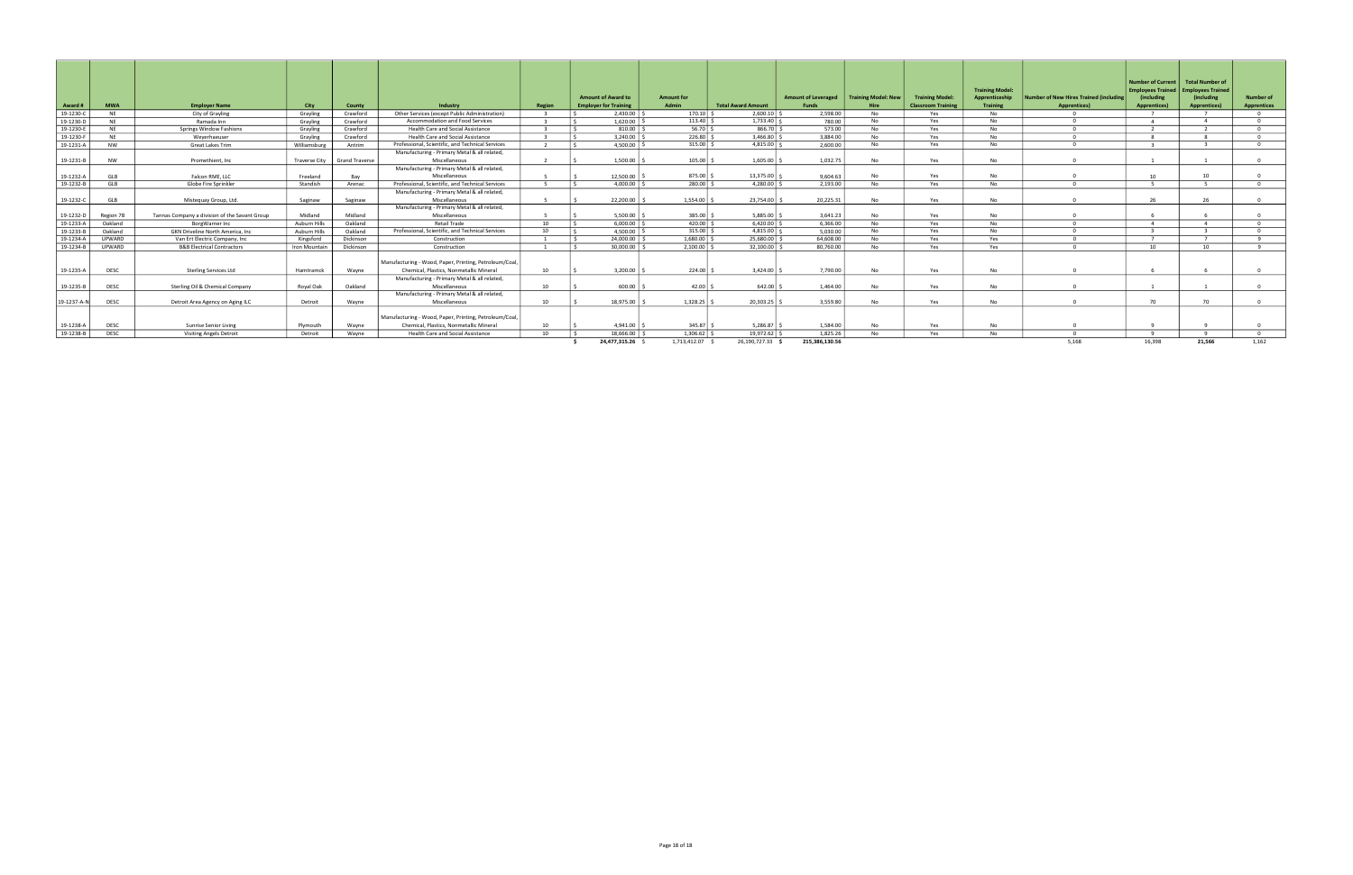| Award # | MWA | Employer Name | City | County | Industry | Region | Amount of Award to Employer for Training | Amount for Admin | Total Award Amount | Amount of Leveraged Funds | Training Model: New Hire | Training Model: Classroom Training | Training Model: Apprenticeship Training | Number of New Hires Trained (including Apprentices) | Number of Current Employees Trained (including Apprentices) | Total Number of Employees Trained (including Apprentices) | Number of Apprentices |
|---|---|---|---|---|---|---|---|---|---|---|---|---|---|---|---|---|---|
| 19-1230-C | NE | City of Grayling | Grayling | Crawford | Other Services (except Public Administration) | 3 | $ 2,430.00 | $ 170.10 | $ 2,600.10 | $ 2,598.00 | No | Yes | No | 0 | 7 | 7 | 0 |
| 19-1230-D | NE | Ramada Inn | Grayling | Crawford | Accommodation and Food Services | 3 | $ 1,620.00 | $ 113.40 | $ 1,733.40 | $ 780.00 | No | Yes | No | 0 | 4 | 4 | 0 |
| 19-1230-E | NE | Springs Window Fashions | Grayling | Crawford | Health Care and Social Assistance | 3 | $ 810.00 | $ 56.70 | $ 866.70 | $ 573.00 | No | Yes | No | 0 | 2 | 2 | 0 |
| 19-1230-F | NE | Weyerhaeuser | Grayling | Crawford | Health Care and Social Assistance | 3 | $ 3,240.00 | $ 226.80 | $ 3,466.80 | $ 3,884.00 | No | Yes | No | 0 | 8 | 8 | 0 |
| 19-1231-A | NW | Great Lakes Trim | Williamsburg | Antrim | Professional, Scientific, and Technical Services | 2 | $ 4,500.00 | $ 315.00 | $ 4,815.00 | $ 2,600.00 | No | Yes | No | 0 | 3 | 3 | 0 |
| 19-1231-B | NW | Promethient, Inc | Traverse City | Grand Traverse | Manufacturing - Primary Metal & all related, Miscellaneous | 2 | $ 1,500.00 | $ 105.00 | $ 1,605.00 | $ 1,032.75 | No | Yes | No | 0 | 1 | 1 | 0 |
| 19-1232-A | GLB | Falcon RME, LLC | Freeland | Bay | Manufacturing - Primary Metal & all related, Miscellaneous | 5 | $ 12,500.00 | $ 875.00 | $ 13,375.00 | $ 9,604.63 | No | Yes | No | 0 | 10 | 10 | 0 |
| 19-1232-B | GLB | Globe Fire Sprinkler | Standish | Arenac | Professional, Scientific, and Technical Services | 5 | $ 4,000.00 | $ 280.00 | $ 4,280.00 | $ 2,193.00 | No | Yes | No | 0 | 5 | 5 | 0 |
| 19-1232-C | GLB | Mistequay Group, Ltd. | Saginaw | Saginaw | Manufacturing - Primary Metal & all related, Miscellaneous | 5 | $ 22,200.00 | $ 1,554.00 | $ 23,754.00 | $ 20,225.31 | No | Yes | No | 0 | 26 | 26 | 0 |
| 19-1232-D | Region 7B | Tannas Company a division of the Savant Group | Midland | Midland | Manufacturing - Primary Metal & all related, Miscellaneous | 5 | $ 5,500.00 | $ 385.00 | $ 5,885.00 | $ 3,641.23 | No | Yes | No | 0 | 6 | 6 | 0 |
| 19-1233-A | Oakland | BorgWarner Inc | Auburn Hills | Oakland | Retail Trade | 10 | $ 6,000.00 | $ 420.00 | $ 6,420.00 | $ 6,366.00 | No | Yes | No | 0 | 4 | 4 | 0 |
| 19-1233-B | Oakland | GKN Driveline North America, Inc | Auburn Hills | Oakland | Professional, Scientific, and Technical Services | 10 | $ 4,500.00 | $ 315.00 | $ 4,815.00 | $ 5,010.00 | No | Yes | No | 0 | 3 | 3 | 0 |
| 19-1234-A | UPWARD | Van Ert Electric Company, Inc | Kingsford | Dickinson | Construction | 1 | $ 24,000.00 | $ 1,680.00 | $ 25,680.00 | $ 64,608.00 | No | Yes | Yes | 0 | 7 | 7 | 9 |
| 19-1234-B | UPWARD | B&B Electrical Contractors | Iron Mountain | Dickinson | Construction | 1 | $ 30,000.00 | $ 2,100.00 | $ 32,100.00 | $ 80,760.00 | No | Yes | Yes | 0 | 10 | 10 | 9 |
| 19-1235-A | DESC | Sterling Services Ltd | Hamtramck | Wayne | Manufacturing - Wood, Paper, Printing, Petroleum/Coal, Chemical, Plastics, Nonmetallic Mineral | 10 | $ 3,200.00 | $ 224.00 | $ 3,424.00 | $ 7,790.00 | No | Yes | No | 0 | 6 | 6 | 0 |
| 19-1235-B | DESC | Sterling Oil & Chemical Company | Royal Oak | Oakland | Manufacturing - Primary Metal & all related, Miscellaneous | 10 | $ 600.00 | $ 42.00 | $ 642.00 | $ 1,464.00 | No | Yes | No | 0 | 1 | 1 | 0 |
| 19-1237-A-N | DESC | Detroit Area Agency on Aging ILC | Detroit | Wayne | Manufacturing - Primary Metal & all related, Miscellaneous | 10 | $ 18,975.00 | $ 1,328.25 | $ 20,303.25 | $ 3,559.80 | No | Yes | No | 0 | 70 | 70 | 0 |
| 19-1238-A | DESC | Sunrise Senior Living | Plymouth | Wayne | Manufacturing - Wood, Paper, Printing, Petroleum/Coal, Chemical, Plastics, Nonmetallic Mineral | 10 | $ 4,941.00 | $ 345.87 | $ 5,286.87 | $ 1,584.00 | No | Yes | No | 0 | 9 | 9 | 0 |
| 19-1238-B | DESC | Visiting Angels Detroit | Detroit | Wayne | Health Care and Social Assistance | 10 | $ 18,666.00 | $ 1,306.62 | $ 19,972.62 | $ 1,825.26 | No | Yes | No | 0 | 9 | 9 | 0 |
| | | | | | | | $ 24,477,315.26 | $ 1,713,412.07 | $ 26,190,727.33 | $ 215,386,130.56 | | | | 5,168 | 16,398 | 21,566 | 1,162 |